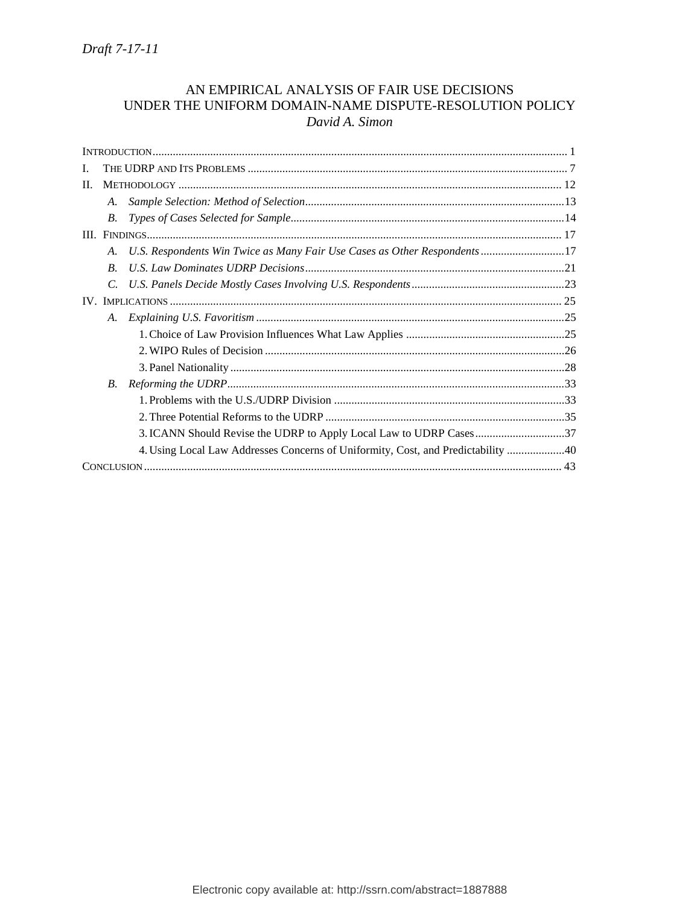*Draft 7-17-11*

# AN EMPIRICAL ANALYSIS OF FAIR USE DECISIONS UNDER THE UNIFORM DOMAIN-NAME DISPUTE-RESOLUTION POLICY

*David A. Simon*

INTRODUCTION ..... 1

I. THE UDRP AND ITS PROBLEMS ..... 7

II. METHODOLOGY ..... 12

- *A. Sample Selection: Method of Selection* ..... 13
- *B. Types of Cases Selected for Sample* ..... 14

III. FINDINGS ..... 17

- *A. U.S. Respondents Win Twice as Many Fair Use Cases as Other Respondents* ..... 17
- *B. U.S. Law Dominates UDRP Decisions* ..... 21
- *C. U.S. Panels Decide Mostly Cases Involving U.S. Respondents* ..... 23

IV. IMPLICATIONS ..... 25

- *A. Explaining U.S. Favoritism* ..... 25
  1. Choice of Law Provision Influences What Law Applies ..... 25
  2. WIPO Rules of Decision ..... 26
  3. Panel Nationality ..... 28
- *B. Reforming the UDRP* ..... 33
  1. Problems with the U.S./UDRP Division ..... 33
  2. Three Potential Reforms to the UDRP ..... 35
  3. ICANN Should Revise the UDRP to Apply Local Law to UDRP Cases ..... 37
  4. Using Local Law Addresses Concerns of Uniformity, Cost, and Predictability ..... 40

CONCLUSION ..... 43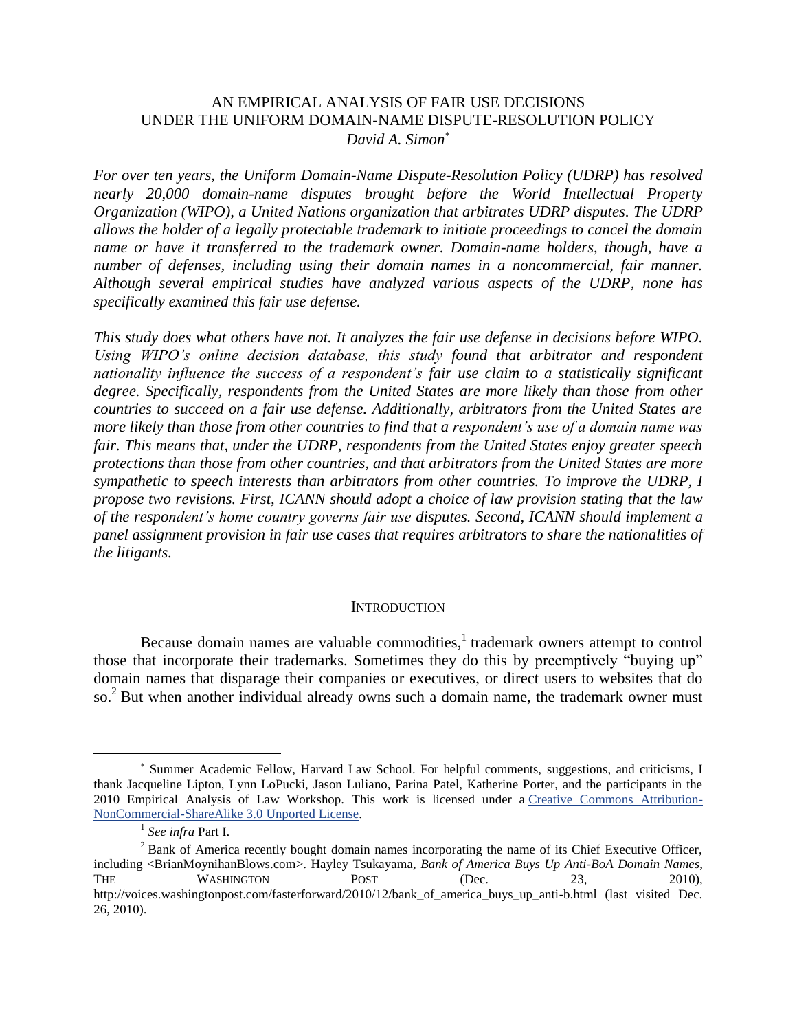# AN EMPIRICAL ANALYSIS OF FAIR USE DECISIONS UNDER THE UNIFORM DOMAIN-NAME DISPUTE-RESOLUTION POLICY

*David A. Simon*[*]

*For over ten years, the Uniform Domain-Name Dispute-Resolution Policy (UDRP) has resolved nearly 20,000 domain-name disputes brought before the World Intellectual Property Organization (WIPO), a United Nations organization that arbitrates UDRP disputes. The UDRP allows the holder of a legally protectable trademark to initiate proceedings to cancel the domain name or have it transferred to the trademark owner. Domain-name holders, though, have a number of defenses, including using their domain names in a noncommercial, fair manner. Although several empirical studies have analyzed various aspects of the UDRP, none has specifically examined this fair use defense.*

*This study does what others have not. It analyzes the fair use defense in decisions before WIPO. Using WIPO's online decision database, this study found that arbitrator and respondent nationality influence the success of a respondent's fair use claim to a statistically significant degree. Specifically, respondents from the United States are more likely than those from other countries to succeed on a fair use defense. Additionally, arbitrators from the United States are more likely than those from other countries to find that a respondent's use of a domain name was fair. This means that, under the UDRP, respondents from the United States enjoy greater speech protections than those from other countries, and that arbitrators from the United States are more sympathetic to speech interests than arbitrators from other countries. To improve the UDRP, I propose two revisions. First, ICANN should adopt a choice of law provision stating that the law of the respondent's home country governs fair use disputes. Second, ICANN should implement a panel assignment provision in fair use cases that requires arbitrators to share the nationalities of the litigants.*

## INTRODUCTION

Because domain names are valuable commodities,[1] trademark owners attempt to control those that incorporate their trademarks. Sometimes they do this by preemptively "buying up" domain names that disparage their companies or executives, or direct users to websites that do so.[2] But when another individual already owns such a domain name, the trademark owner must

---

[*] Summer Academic Fellow, Harvard Law School. For helpful comments, suggestions, and criticisms, I thank Jacqueline Lipton, Lynn LoPucki, Jason Luliano, Parina Patel, Katherine Porter, and the participants in the 2010 Empirical Analysis of Law Workshop. This work is licensed under a Creative Commons Attribution-NonCommercial-ShareAlike 3.0 Unported License.

[1] *See infra* Part I.

[2] Bank of America recently bought domain names incorporating the name of its Chief Executive Officer, including <BrianMoynihanBlows.com>. Hayley Tsukayama, *Bank of America Buys Up Anti-BoA Domain Names*, THE WASHINGTON POST (Dec. 23, 2010), http://voices.washingtonpost.com/fasterforward/2010/12/bank_of_america_buys_up_anti-b.html (last visited Dec. 26, 2010).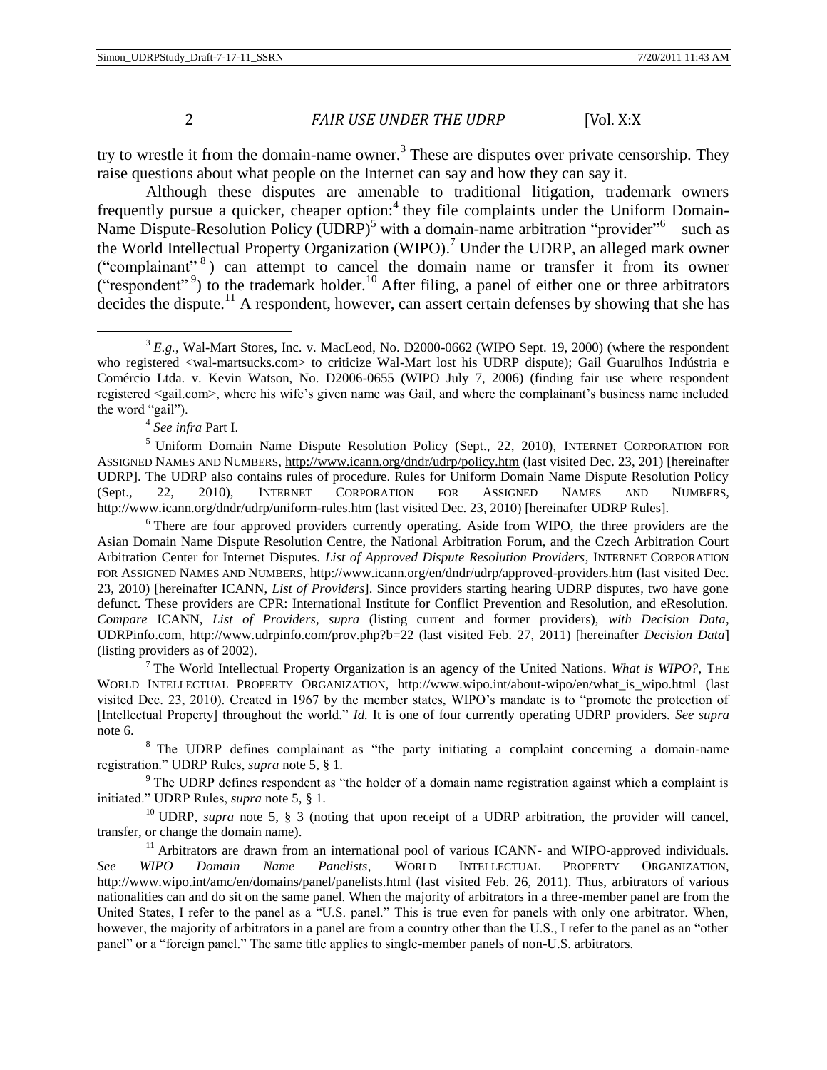try to wrestle it from the domain-name owner.[3] These are disputes over private censorship. They raise questions about what people on the Internet can say and how they can say it.

Although these disputes are amenable to traditional litigation, trademark owners frequently pursue a quicker, cheaper option:[4] they file complaints under the Uniform Domain-Name Dispute-Resolution Policy (UDRP)[5] with a domain-name arbitration "provider"[6]—such as the World Intellectual Property Organization (WIPO).[7] Under the UDRP, an alleged mark owner ("complainant"[8]) can attempt to cancel the domain name or transfer it from its owner ("respondent"[9]) to the trademark holder.[10] After filing, a panel of either one or three arbitrators decides the dispute.[11] A respondent, however, can assert certain defenses by showing that she has

---

[3] *E.g.*, Wal-Mart Stores, Inc. v. MacLeod, No. D2000-0662 (WIPO Sept. 19, 2000) (where the respondent who registered <wal-martsucks.com> to criticize Wal-Mart lost his UDRP dispute); Gail Guarulhos Indústria e Comércio Ltda. v. Kevin Watson, No. D2006-0655 (WIPO July 7, 2006) (finding fair use where respondent registered <gail.com>, where his wife's given name was Gail, and where the complainant's business name included the word "gail").

[4] *See infra* Part I.

[5] Uniform Domain Name Dispute Resolution Policy (Sept., 22, 2010), INTERNET CORPORATION FOR ASSIGNED NAMES AND NUMBERS, http://www.icann.org/dndr/udrp/policy.htm (last visited Dec. 23, 201) [hereinafter UDRP]. The UDRP also contains rules of procedure. Rules for Uniform Domain Name Dispute Resolution Policy (Sept., 22, 2010), INTERNET CORPORATION FOR ASSIGNED NAMES AND NUMBERS, http://www.icann.org/dndr/udrp/uniform-rules.htm (last visited Dec. 23, 2010) [hereinafter UDRP Rules].

[6] There are four approved providers currently operating. Aside from WIPO, the three providers are the Asian Domain Name Dispute Resolution Centre, the National Arbitration Forum, and the Czech Arbitration Court Arbitration Center for Internet Disputes. *List of Approved Dispute Resolution Providers*, INTERNET CORPORATION FOR ASSIGNED NAMES AND NUMBERS, http://www.icann.org/en/dndr/udrp/approved-providers.htm (last visited Dec. 23, 2010) [hereinafter ICANN, *List of Providers*]. Since providers starting hearing UDRP disputes, two have gone defunct. These providers are CPR: International Institute for Conflict Prevention and Resolution, and eResolution. *Compare* ICANN, *List of Providers*, *supra* (listing current and former providers), *with Decision Data*, UDRPinfo.com, http://www.udrpinfo.com/prov.php?b=22 (last visited Feb. 27, 2011) [hereinafter *Decision Data*] (listing providers as of 2002).

[7] The World Intellectual Property Organization is an agency of the United Nations. *What is WIPO?*, THE WORLD INTELLECTUAL PROPERTY ORGANIZATION, http://www.wipo.int/about-wipo/en/what_is_wipo.html (last visited Dec. 23, 2010). Created in 1967 by the member states, WIPO's mandate is to "promote the protection of [Intellectual Property] throughout the world." *Id.* It is one of four currently operating UDRP providers. *See supra* note 6.

[8] The UDRP defines complainant as "the party initiating a complaint concerning a domain-name registration." UDRP Rules, *supra* note 5, § 1.

[9] The UDRP defines respondent as "the holder of a domain name registration against which a complaint is initiated." UDRP Rules, *supra* note 5, § 1.

[10] UDRP, *supra* note 5, § 3 (noting that upon receipt of a UDRP arbitration, the provider will cancel, transfer, or change the domain name).

[11] Arbitrators are drawn from an international pool of various ICANN- and WIPO-approved individuals. *See WIPO Domain Name Panelists*, WORLD INTELLECTUAL PROPERTY ORGANIZATION, http://www.wipo.int/amc/en/domains/panel/panelists.html (last visited Feb. 26, 2011). Thus, arbitrators of various nationalities can and do sit on the same panel. When the majority of arbitrators in a three-member panel are from the United States, I refer to the panel as a "U.S. panel." This is true even for panels with only one arbitrator. When, however, the majority of arbitrators in a panel are from a country other than the U.S., I refer to the panel as an "other panel" or a "foreign panel." The same title applies to single-member panels of non-U.S. arbitrators.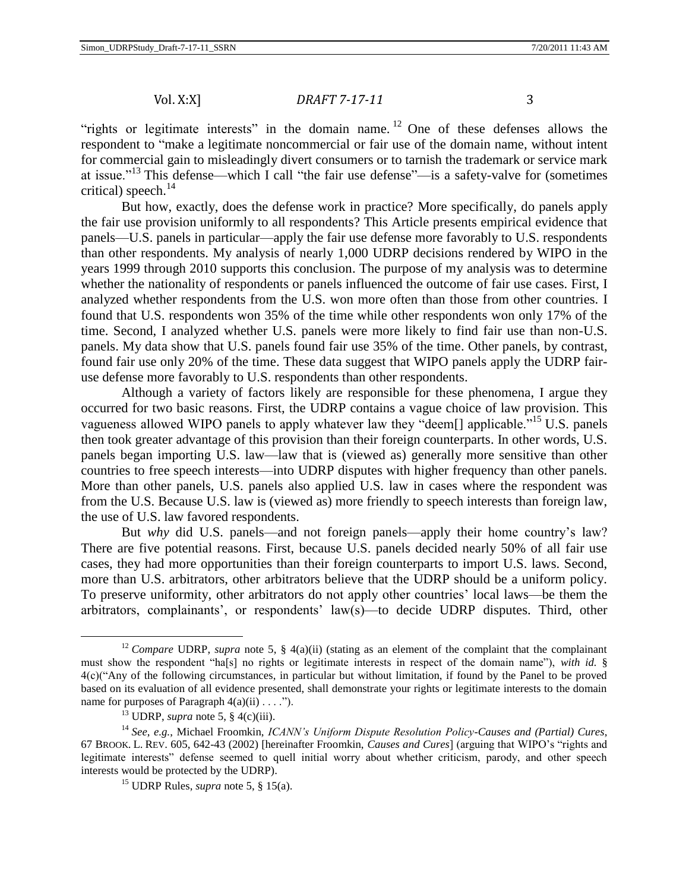"rights or legitimate interests" in the domain name.[12] One of these defenses allows the respondent to "make a legitimate noncommercial or fair use of the domain name, without intent for commercial gain to misleadingly divert consumers or to tarnish the trademark or service mark at issue."[13] This defense—which I call "the fair use defense"—is a safety-valve for (sometimes critical) speech.[14]

But how, exactly, does the defense work in practice? More specifically, do panels apply the fair use provision uniformly to all respondents? This Article presents empirical evidence that panels—U.S. panels in particular—apply the fair use defense more favorably to U.S. respondents than other respondents. My analysis of nearly 1,000 UDRP decisions rendered by WIPO in the years 1999 through 2010 supports this conclusion. The purpose of my analysis was to determine whether the nationality of respondents or panels influenced the outcome of fair use cases. First, I analyzed whether respondents from the U.S. won more often than those from other countries. I found that U.S. respondents won 35% of the time while other respondents won only 17% of the time. Second, I analyzed whether U.S. panels were more likely to find fair use than non-U.S. panels. My data show that U.S. panels found fair use 35% of the time. Other panels, by contrast, found fair use only 20% of the time. These data suggest that WIPO panels apply the UDRP fair-use defense more favorably to U.S. respondents than other respondents.

Although a variety of factors likely are responsible for these phenomena, I argue they occurred for two basic reasons. First, the UDRP contains a vague choice of law provision. This vagueness allowed WIPO panels to apply whatever law they "deem[] applicable."[15] U.S. panels then took greater advantage of this provision than their foreign counterparts. In other words, U.S. panels began importing U.S. law—law that is (viewed as) generally more sensitive than other countries to free speech interests—into UDRP disputes with higher frequency than other panels. More than other panels, U.S. panels also applied U.S. law in cases where the respondent was from the U.S. Because U.S. law is (viewed as) more friendly to speech interests than foreign law, the use of U.S. law favored respondents.

But *why* did U.S. panels—and not foreign panels—apply their home country's law? There are five potential reasons. First, because U.S. panels decided nearly 50% of all fair use cases, they had more opportunities than their foreign counterparts to import U.S. laws. Second, more than U.S. arbitrators, other arbitrators believe that the UDRP should be a uniform policy. To preserve uniformity, other arbitrators do not apply other countries' local laws—be them the arbitrators, complainants', or respondents' law(s)—to decide UDRP disputes. Third, other

---

[12] *Compare* UDRP, *supra* note 5, § 4(a)(ii) (stating as an element of the complaint that the complainant must show the respondent "ha[s] no rights or legitimate interests in respect of the domain name"), *with id.* § 4(c)("Any of the following circumstances, in particular but without limitation, if found by the Panel to be proved based on its evaluation of all evidence presented, shall demonstrate your rights or legitimate interests to the domain name for purposes of Paragraph 4(a)(ii) . . . .").

[13] UDRP, *supra* note 5, § 4(c)(iii).

[14] *See, e.g.*, Michael Froomkin, *ICANN's Uniform Dispute Resolution Policy-Causes and (Partial) Cures*, 67 BROOK. L. REV. 605, 642-43 (2002) [hereinafter Froomkin, *Causes and Cures*] (arguing that WIPO's "rights and legitimate interests" defense seemed to quell initial worry about whether criticism, parody, and other speech interests would be protected by the UDRP).

[15] UDRP Rules, *supra* note 5, § 15(a).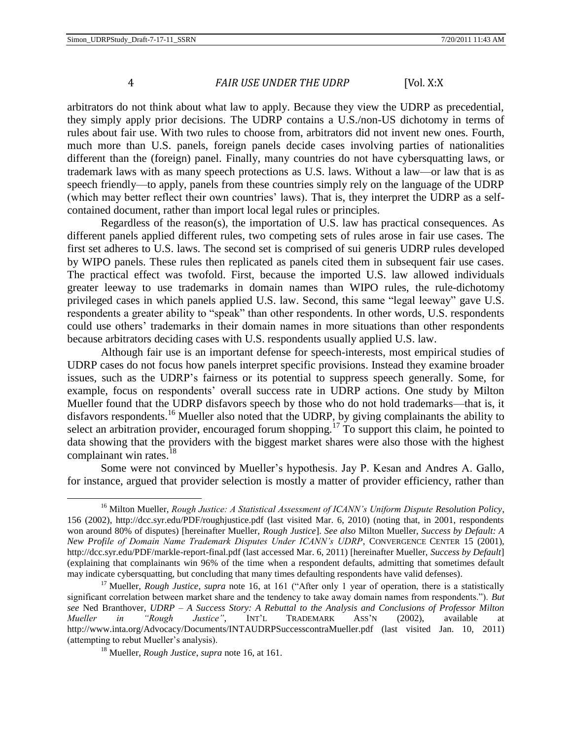arbitrators do not think about what law to apply. Because they view the UDRP as precedential, they simply apply prior decisions. The UDRP contains a U.S./non-US dichotomy in terms of rules about fair use. With two rules to choose from, arbitrators did not invent new ones. Fourth, much more than U.S. panels, foreign panels decide cases involving parties of nationalities different than the (foreign) panel. Finally, many countries do not have cybersquatting laws, or trademark laws with as many speech protections as U.S. laws. Without a law—or law that is as speech friendly—to apply, panels from these countries simply rely on the language of the UDRP (which may better reflect their own countries' laws). That is, they interpret the UDRP as a self-contained document, rather than import local legal rules or principles.

Regardless of the reason(s), the importation of U.S. law has practical consequences. As different panels applied different rules, two competing sets of rules arose in fair use cases. The first set adheres to U.S. laws. The second set is comprised of sui generis UDRP rules developed by WIPO panels. These rules then replicated as panels cited them in subsequent fair use cases. The practical effect was twofold. First, because the imported U.S. law allowed individuals greater leeway to use trademarks in domain names than WIPO rules, the rule-dichotomy privileged cases in which panels applied U.S. law. Second, this same "legal leeway" gave U.S. respondents a greater ability to "speak" than other respondents. In other words, U.S. respondents could use others' trademarks in their domain names in more situations than other respondents because arbitrators deciding cases with U.S. respondents usually applied U.S. law.

Although fair use is an important defense for speech-interests, most empirical studies of UDRP cases do not focus how panels interpret specific provisions. Instead they examine broader issues, such as the UDRP's fairness or its potential to suppress speech generally. Some, for example, focus on respondents' overall success rate in UDRP actions. One study by Milton Mueller found that the UDRP disfavors speech by those who do not hold trademarks—that is, it disfavors respondents.[16] Mueller also noted that the UDRP, by giving complainants the ability to select an arbitration provider, encouraged forum shopping.[17] To support this claim, he pointed to data showing that the providers with the biggest market shares were also those with the highest complainant win rates.[18]

Some were not convinced by Mueller's hypothesis. Jay P. Kesan and Andres A. Gallo, for instance, argued that provider selection is mostly a matter of provider efficiency, rather than

---

[16] Milton Mueller, *Rough Justice: A Statistical Assessment of ICANN's Uniform Dispute Resolution Policy*, 156 (2002), http://dcc.syr.edu/PDF/roughjustice.pdf (last visited Mar. 6, 2010) (noting that, in 2001, respondents won around 80% of disputes) [hereinafter Mueller, *Rough Justice*]. *See also* Milton Mueller, *Success by Default: A New Profile of Domain Name Trademark Disputes Under ICANN's UDRP*, CONVERGENCE CENTER 15 (2001), http://dcc.syr.edu/PDF/markle-report-final.pdf (last accessed Mar. 6, 2011) [hereinafter Mueller, *Success by Default*] (explaining that complainants win 96% of the time when a respondent defaults, admitting that sometimes default may indicate cybersquatting, but concluding that many times defaulting respondents have valid defenses).

[17] Mueller, *Rough Justice*, *supra* note 16, at 161 ("After only 1 year of operation, there is a statistically significant correlation between market share and the tendency to take away domain names from respondents."). *But see* Ned Branthover, *UDRP – A Success Story: A Rebuttal to the Analysis and Conclusions of Professor Milton Mueller in "Rough Justice"*, INT'L TRADEMARK ASS'N (2002), available at http://www.inta.org/Advocacy/Documents/INTAUDRPSuccesscontraMueller.pdf (last visited Jan. 10, 2011) (attempting to rebut Mueller's analysis).

[18] Mueller, *Rough Justice*, *supra* note 16, at 161.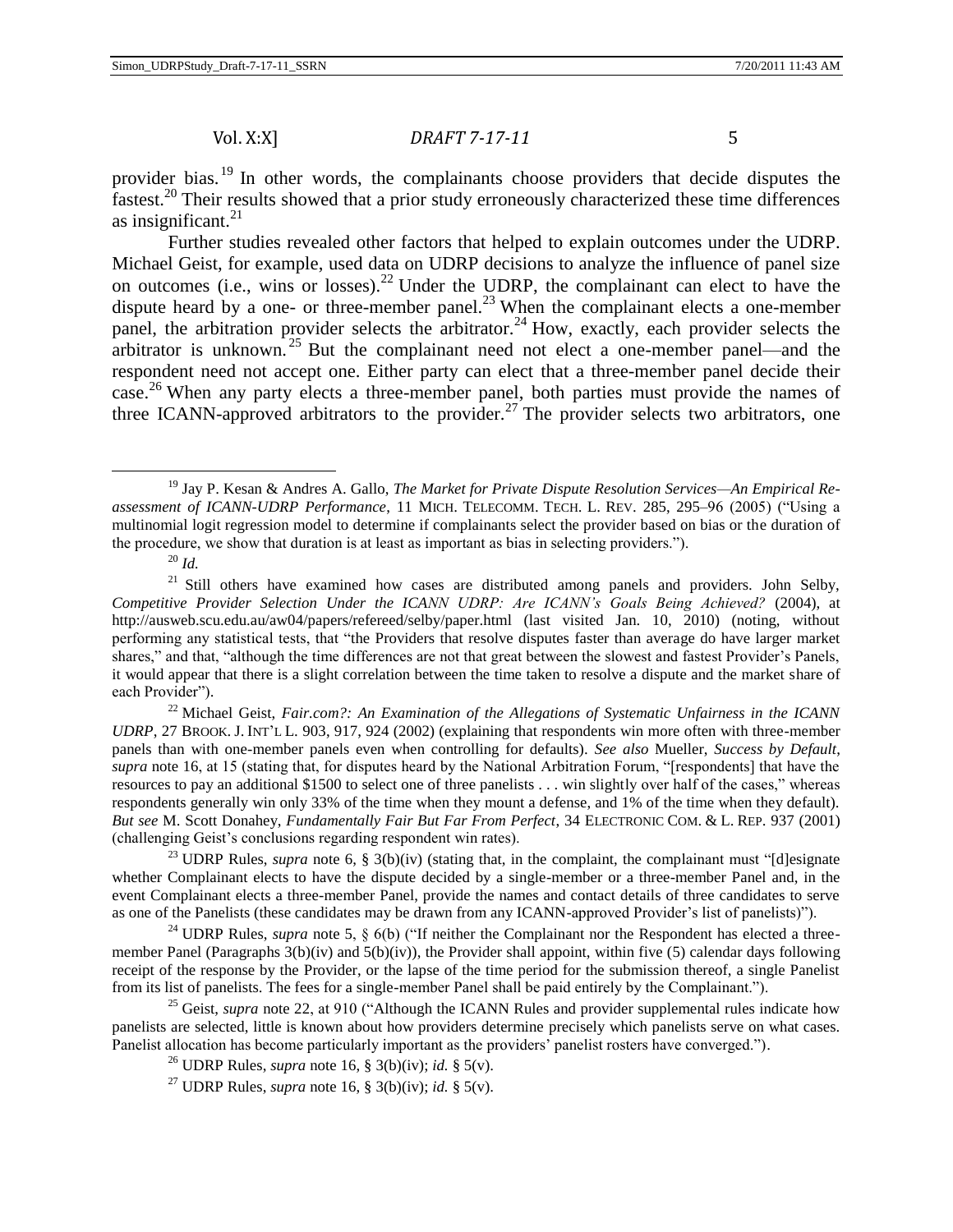provider bias.[19] In other words, the complainants choose providers that decide disputes the fastest.[20] Their results showed that a prior study erroneously characterized these time differences as insignificant.[21]

Further studies revealed other factors that helped to explain outcomes under the UDRP. Michael Geist, for example, used data on UDRP decisions to analyze the influence of panel size on outcomes (i.e., wins or losses).[22] Under the UDRP, the complainant can elect to have the dispute heard by a one- or three-member panel.[23] When the complainant elects a one-member panel, the arbitration provider selects the arbitrator.[24] How, exactly, each provider selects the arbitrator is unknown.[25] But the complainant need not elect a one-member panel—and the respondent need not accept one. Either party can elect that a three-member panel decide their case.[26] When any party elects a three-member panel, both parties must provide the names of three ICANN-approved arbitrators to the provider.[27] The provider selects two arbitrators, one

---

[19] Jay P. Kesan & Andres A. Gallo, *The Market for Private Dispute Resolution Services—An Empirical Re-assessment of ICANN-UDRP Performance*, 11 MICH. TELECOMM. TECH. L. REV. 285, 295–96 (2005) ("Using a multinomial logit regression model to determine if complainants select the provider based on bias or the duration of the procedure, we show that duration is at least as important as bias in selecting providers.").

[20] *Id.*

[21] Still others have examined how cases are distributed among panels and providers. John Selby, *Competitive Provider Selection Under the ICANN UDRP: Are ICANN's Goals Being Achieved?* (2004), at http://ausweb.scu.edu.au/aw04/papers/refereed/selby/paper.html (last visited Jan. 10, 2010) (noting, without performing any statistical tests, that "the Providers that resolve disputes faster than average do have larger market shares," and that, "although the time differences are not that great between the slowest and fastest Provider's Panels, it would appear that there is a slight correlation between the time taken to resolve a dispute and the market share of each Provider").

[22] Michael Geist, *Fair.com?: An Examination of the Allegations of Systematic Unfairness in the ICANN UDRP*, 27 BROOK. J. INT'L L. 903, 917, 924 (2002) (explaining that respondents win more often with three-member panels than with one-member panels even when controlling for defaults). *See also* Mueller, *Success by Default*, *supra* note 16, at 15 (stating that, for disputes heard by the National Arbitration Forum, "[respondents] that have the resources to pay an additional $1500 to select one of three panelists . . . win slightly over half of the cases," whereas respondents generally win only 33% of the time when they mount a defense, and 1% of the time when they default). *But see* M. Scott Donahey, *Fundamentally Fair But Far From Perfect*, 34 ELECTRONIC COM. & L. REP. 937 (2001) (challenging Geist's conclusions regarding respondent win rates).

[23] UDRP Rules, *supra* note 6, § 3(b)(iv) (stating that, in the complaint, the complainant must "[d]esignate whether Complainant elects to have the dispute decided by a single-member or a three-member Panel and, in the event Complainant elects a three-member Panel, provide the names and contact details of three candidates to serve as one of the Panelists (these candidates may be drawn from any ICANN-approved Provider's list of panelists)").

[24] UDRP Rules, *supra* note 5, § 6(b) ("If neither the Complainant nor the Respondent has elected a three-member Panel (Paragraphs 3(b)(iv) and 5(b)(iv)), the Provider shall appoint, within five (5) calendar days following receipt of the response by the Provider, or the lapse of the time period for the submission thereof, a single Panelist from its list of panelists. The fees for a single-member Panel shall be paid entirely by the Complainant.").

[25] Geist, *supra* note 22, at 910 ("Although the ICANN Rules and provider supplemental rules indicate how panelists are selected, little is known about how providers determine precisely which panelists serve on what cases. Panelist allocation has become particularly important as the providers' panelist rosters have converged.").

[26] UDRP Rules, *supra* note 16, § 3(b)(iv); *id.* § 5(v).

[27] UDRP Rules, *supra* note 16, § 3(b)(iv); *id.* § 5(v).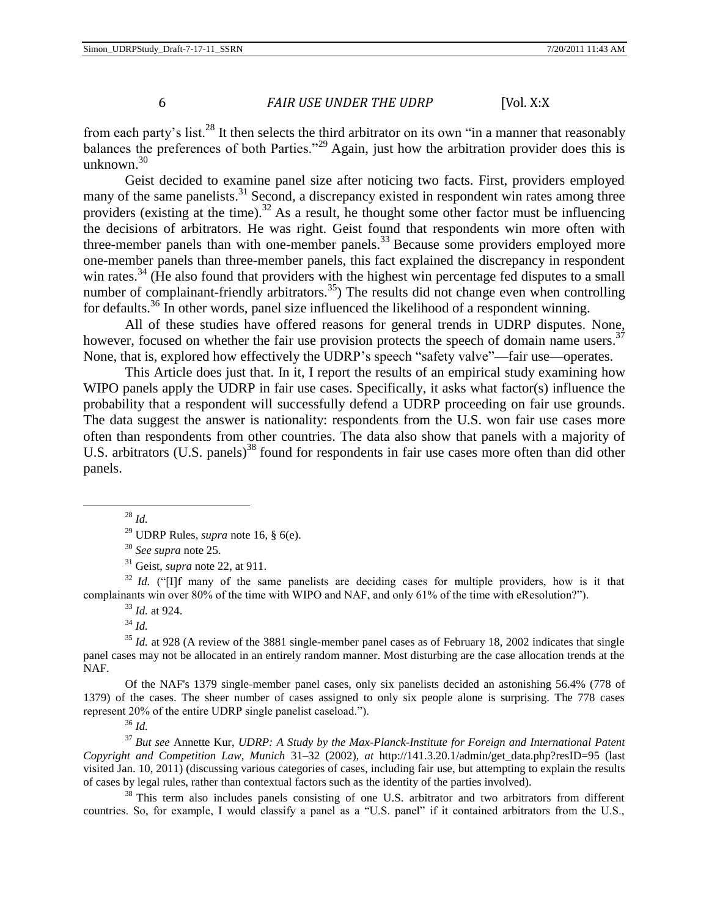from each party's list.[28] It then selects the third arbitrator on its own "in a manner that reasonably balances the preferences of both Parties."[29] Again, just how the arbitration provider does this is unknown.[30]

Geist decided to examine panel size after noticing two facts. First, providers employed many of the same panelists.[31] Second, a discrepancy existed in respondent win rates among three providers (existing at the time).[32] As a result, he thought some other factor must be influencing the decisions of arbitrators. He was right. Geist found that respondents win more often with three-member panels than with one-member panels.[33] Because some providers employed more one-member panels than three-member panels, this fact explained the discrepancy in respondent win rates.[34] (He also found that providers with the highest win percentage fed disputes to a small number of complainant-friendly arbitrators.[35]) The results did not change even when controlling for defaults.[36] In other words, panel size influenced the likelihood of a respondent winning.

All of these studies have offered reasons for general trends in UDRP disputes. None, however, focused on whether the fair use provision protects the speech of domain name users.[37] None, that is, explored how effectively the UDRP's speech "safety valve"—fair use—operates.

This Article does just that. In it, I report the results of an empirical study examining how WIPO panels apply the UDRP in fair use cases. Specifically, it asks what factor(s) influence the probability that a respondent will successfully defend a UDRP proceeding on fair use grounds. The data suggest the answer is nationality: respondents from the U.S. won fair use cases more often than respondents from other countries. The data also show that panels with a majority of U.S. arbitrators (U.S. panels)[38] found for respondents in fair use cases more often than did other panels.

---

[28] *Id.*

[29] UDRP Rules, *supra* note 16, § 6(e).

[30] *See supra* note 25.

[31] Geist, *supra* note 22, at 911.

[32] *Id.* ("[I]f many of the same panelists are deciding cases for multiple providers, how is it that complainants win over 80% of the time with WIPO and NAF, and only 61% of the time with eResolution?").

[33] *Id.* at 924.

[34] *Id.*

[35] *Id.* at 928 (A review of the 3881 single-member panel cases as of February 18, 2002 indicates that single panel cases may not be allocated in an entirely random manner. Most disturbing are the case allocation trends at the NAF.

Of the NAF's 1379 single-member panel cases, only six panelists decided an astonishing 56.4% (778 of 1379) of the cases. The sheer number of cases assigned to only six people alone is surprising. The 778 cases represent 20% of the entire UDRP single panelist caseload.").

[36] *Id.*

[37] *But see* Annette Kur, *UDRP: A Study by the Max-Planck-Institute for Foreign and International Patent Copyright and Competition Law, Munich* 31–32 (2002), *at* http://141.3.20.1/admin/get_data.php?resID=95 (last visited Jan. 10, 2011) (discussing various categories of cases, including fair use, but attempting to explain the results of cases by legal rules, rather than contextual factors such as the identity of the parties involved).

[38] This term also includes panels consisting of one U.S. arbitrator and two arbitrators from different countries. So, for example, I would classify a panel as a "U.S. panel" if it contained arbitrators from the U.S.,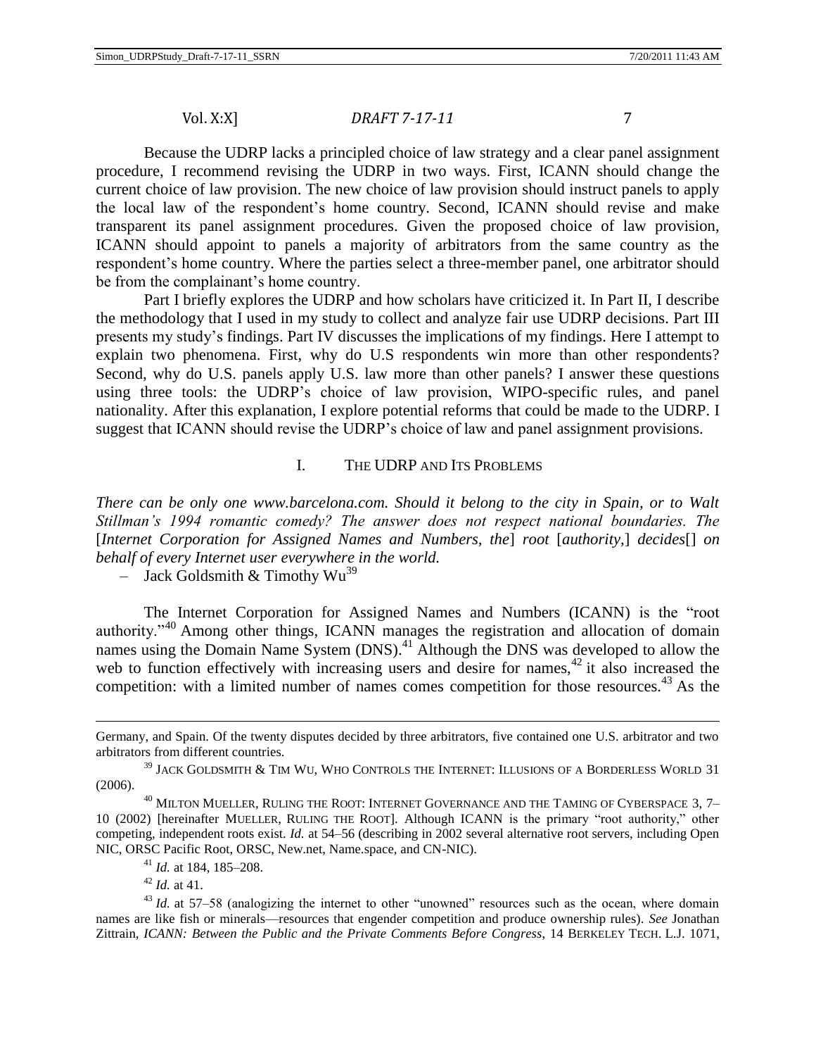Because the UDRP lacks a principled choice of law strategy and a clear panel assignment procedure, I recommend revising the UDRP in two ways. First, ICANN should change the current choice of law provision. The new choice of law provision should instruct panels to apply the local law of the respondent's home country. Second, ICANN should revise and make transparent its panel assignment procedures. Given the proposed choice of law provision, ICANN should appoint to panels a majority of arbitrators from the same country as the respondent's home country. Where the parties select a three-member panel, one arbitrator should be from the complainant's home country.

Part I briefly explores the UDRP and how scholars have criticized it. In Part II, I describe the methodology that I used in my study to collect and analyze fair use UDRP decisions. Part III presents my study's findings. Part IV discusses the implications of my findings. Here I attempt to explain two phenomena. First, why do U.S respondents win more than other respondents? Second, why do U.S. panels apply U.S. law more than other panels? I answer these questions using three tools: the UDRP's choice of law provision, WIPO-specific rules, and panel nationality. After this explanation, I explore potential reforms that could be made to the UDRP. I suggest that ICANN should revise the UDRP's choice of law and panel assignment provisions.

## I. THE UDRP AND ITS PROBLEMS

*There can be only one www.barcelona.com. Should it belong to the city in Spain, or to Walt Stillman's 1994 romantic comedy? The answer does not respect national boundaries. The* [*Internet Corporation for Assigned Names and Numbers, the*] *root* [*authority,*] *decides*[] *on behalf of every Internet user everywhere in the world.*

– Jack Goldsmith & Timothy Wu[39]

The Internet Corporation for Assigned Names and Numbers (ICANN) is the "root authority."[40] Among other things, ICANN manages the registration and allocation of domain names using the Domain Name System (DNS).[41] Although the DNS was developed to allow the web to function effectively with increasing users and desire for names,[42] it also increased the competition: with a limited number of names comes competition for those resources.[43] As the

---

Germany, and Spain. Of the twenty disputes decided by three arbitrators, five contained one U.S. arbitrator and two arbitrators from different countries.

[39] JACK GOLDSMITH & TIM WU, WHO CONTROLS THE INTERNET: ILLUSIONS OF A BORDERLESS WORLD 31 (2006).

[40] MILTON MUELLER, RULING THE ROOT: INTERNET GOVERNANCE AND THE TAMING OF CYBERSPACE 3, 7–10 (2002) [hereinafter MUELLER, RULING THE ROOT]. Although ICANN is the primary "root authority," other competing, independent roots exist. *Id.* at 54–56 (describing in 2002 several alternative root servers, including Open NIC, ORSC Pacific Root, ORSC, New.net, Name.space, and CN-NIC).

[41] *Id.* at 184, 185–208.

[42] *Id.* at 41.

[43] *Id.* at 57–58 (analogizing the internet to other "unowned" resources such as the ocean, where domain names are like fish or minerals—resources that engender competition and produce ownership rules). *See* Jonathan Zittrain, *ICANN: Between the Public and the Private Comments Before Congress*, 14 BERKELEY TECH. L.J. 1071,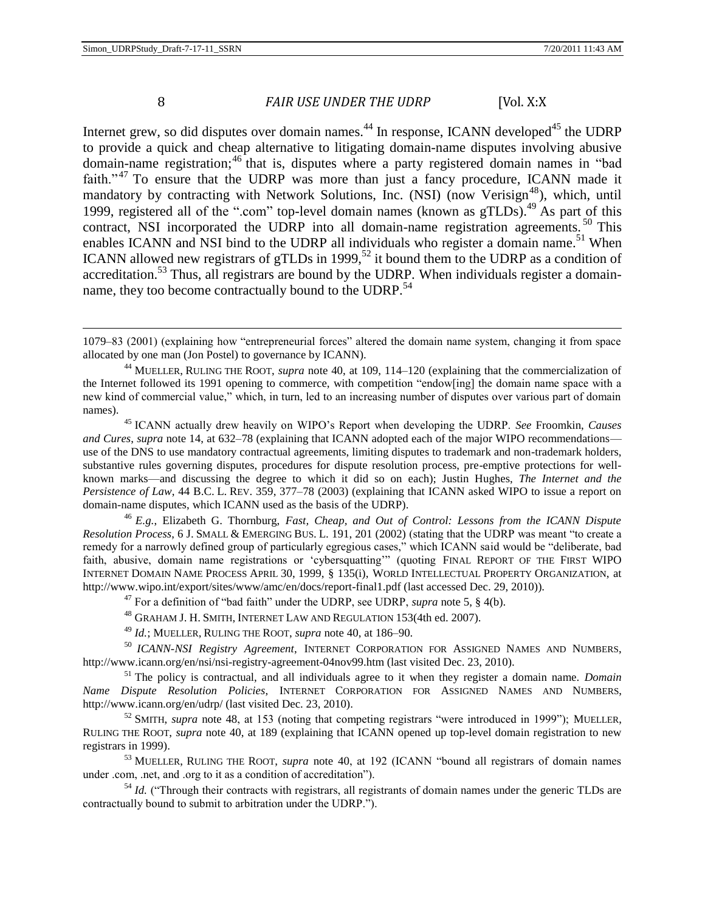Internet grew, so did disputes over domain names.[44] In response, ICANN developed[45] the UDRP to provide a quick and cheap alternative to litigating domain-name disputes involving abusive domain-name registration;[46] that is, disputes where a party registered domain names in "bad faith."[47] To ensure that the UDRP was more than just a fancy procedure, ICANN made it mandatory by contracting with Network Solutions, Inc. (NSI) (now Verisign[48]), which, until 1999, registered all of the ".com" top-level domain names (known as gTLDs).[49] As part of this contract, NSI incorporated the UDRP into all domain-name registration agreements.[50] This enables ICANN and NSI bind to the UDRP all individuals who register a domain name.[51] When ICANN allowed new registrars of gTLDs in 1999,[52] it bound them to the UDRP as a condition of accreditation.[53] Thus, all registrars are bound by the UDRP. When individuals register a domain-name, they too become contractually bound to the UDRP.[54]

---

1079–83 (2001) (explaining how "entrepreneurial forces" altered the domain name system, changing it from space allocated by one man (Jon Postel) to governance by ICANN).

[44] MUELLER, RULING THE ROOT, *supra* note 40, at 109, 114–120 (explaining that the commercialization of the Internet followed its 1991 opening to commerce, with competition "endow[ing] the domain name space with a new kind of commercial value," which, in turn, led to an increasing number of disputes over various part of domain names).

[45] ICANN actually drew heavily on WIPO's Report when developing the UDRP. *See* Froomkin, *Causes and Cures*, *supra* note 14, at 632–78 (explaining that ICANN adopted each of the major WIPO recommendations—use of the DNS to use mandatory contractual agreements, limiting disputes to trademark and non-trademark holders, substantive rules governing disputes, procedures for dispute resolution process, pre-emptive protections for well-known marks—and discussing the degree to which it did so on each); Justin Hughes, *The Internet and the Persistence of Law*, 44 B.C. L. REV. 359, 377–78 (2003) (explaining that ICANN asked WIPO to issue a report on domain-name disputes, which ICANN used as the basis of the UDRP).

[46] *E.g.*, Elizabeth G. Thornburg, *Fast, Cheap, and Out of Control: Lessons from the ICANN Dispute Resolution Process*, 6 J. SMALL & EMERGING BUS. L. 191, 201 (2002) (stating that the UDRP was meant "to create a remedy for a narrowly defined group of particularly egregious cases," which ICANN said would be "deliberate, bad faith, abusive, domain name registrations or 'cybersquatting'" (quoting FINAL REPORT OF THE FIRST WIPO INTERNET DOMAIN NAME PROCESS APRIL 30, 1999, § 135(i), WORLD INTELLECTUAL PROPERTY ORGANIZATION, at http://www.wipo.int/export/sites/www/amc/en/docs/report-final1.pdf (last accessed Dec. 29, 2010)).

[47] For a definition of "bad faith" under the UDRP, see UDRP, *supra* note 5, § 4(b).

[48] GRAHAM J. H. SMITH, INTERNET LAW AND REGULATION 153(4th ed. 2007).

[49] *Id.*; MUELLER, RULING THE ROOT, *supra* note 40, at 186–90.

[50] *ICANN-NSI Registry Agreement*, INTERNET CORPORATION FOR ASSIGNED NAMES AND NUMBERS, http://www.icann.org/en/nsi/nsi-registry-agreement-04nov99.htm (last visited Dec. 23, 2010).

[51] The policy is contractual, and all individuals agree to it when they register a domain name. *Domain Name Dispute Resolution Policies*, INTERNET CORPORATION FOR ASSIGNED NAMES AND NUMBERS, http://www.icann.org/en/udrp/ (last visited Dec. 23, 2010).

[52] SMITH, *supra* note 48, at 153 (noting that competing registrars "were introduced in 1999"); MUELLER, RULING THE ROOT, *supra* note 40, at 189 (explaining that ICANN opened up top-level domain registration to new registrars in 1999).

[53] MUELLER, RULING THE ROOT, *supra* note 40, at 192 (ICANN "bound all registrars of domain names under .com, .net, and .org to it as a condition of accreditation").

[54] *Id.* ("Through their contracts with registrars, all registrants of domain names under the generic TLDs are contractually bound to submit to arbitration under the UDRP.").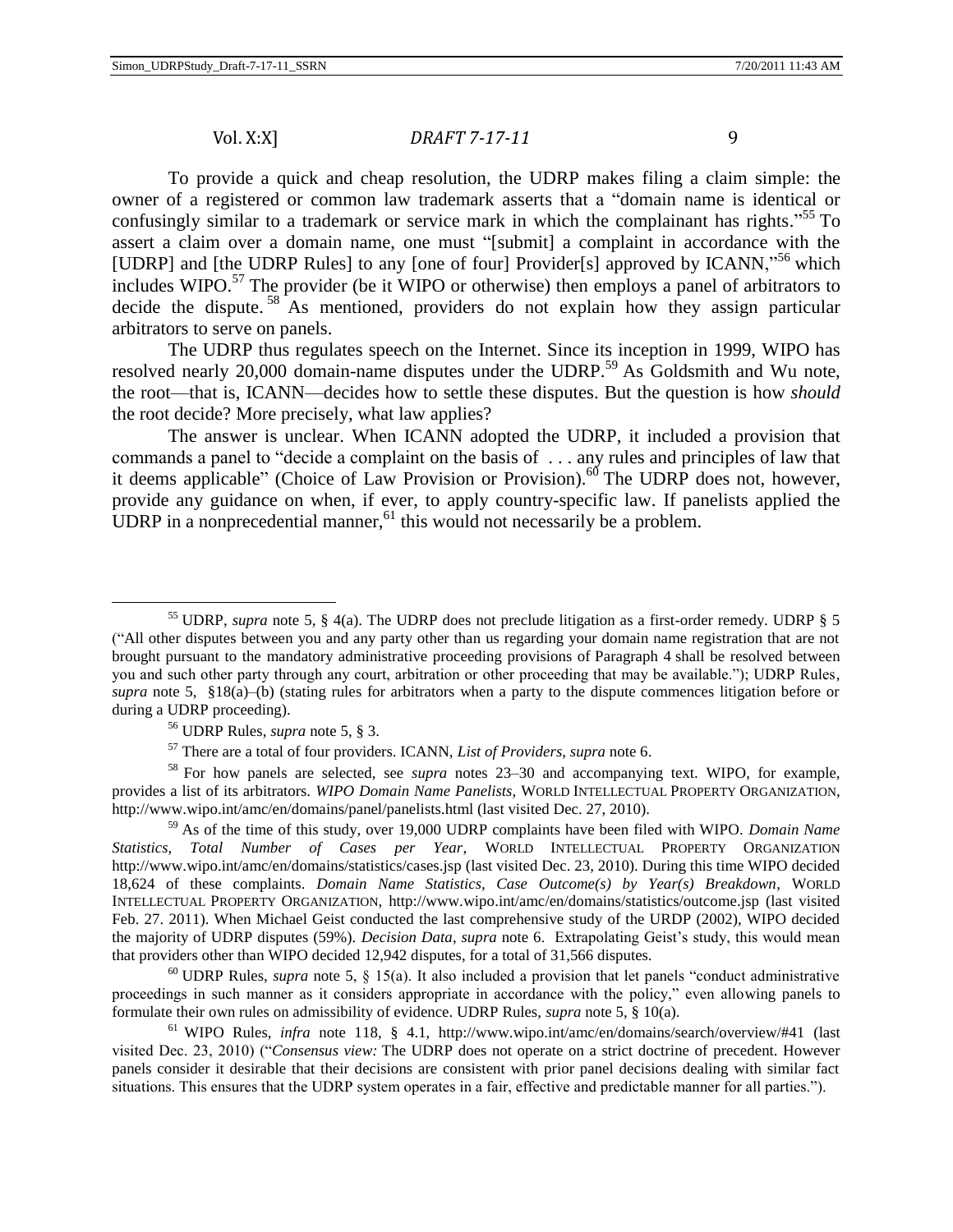To provide a quick and cheap resolution, the UDRP makes filing a claim simple: the owner of a registered or common law trademark asserts that a "domain name is identical or confusingly similar to a trademark or service mark in which the complainant has rights."[55] To assert a claim over a domain name, one must "[submit] a complaint in accordance with the [UDRP] and [the UDRP Rules] to any [one of four] Provider[s] approved by ICANN,"[56] which includes WIPO.[57] The provider (be it WIPO or otherwise) then employs a panel of arbitrators to decide the dispute.[58] As mentioned, providers do not explain how they assign particular arbitrators to serve on panels.

The UDRP thus regulates speech on the Internet. Since its inception in 1999, WIPO has resolved nearly 20,000 domain-name disputes under the UDRP.[59] As Goldsmith and Wu note, the root—that is, ICANN—decides how to settle these disputes. But the question is how *should* the root decide? More precisely, what law applies?

The answer is unclear. When ICANN adopted the UDRP, it included a provision that commands a panel to "decide a complaint on the basis of . . . any rules and principles of law that it deems applicable" (Choice of Law Provision or Provision).[60] The UDRP does not, however, provide any guidance on when, if ever, to apply country-specific law. If panelists applied the UDRP in a nonprecedential manner,[61] this would not necessarily be a problem.

---

[55] UDRP, *supra* note 5, § 4(a). The UDRP does not preclude litigation as a first-order remedy. UDRP § 5 ("All other disputes between you and any party other than us regarding your domain name registration that are not brought pursuant to the mandatory administrative proceeding provisions of Paragraph 4 shall be resolved between you and such other party through any court, arbitration or other proceeding that may be available."); UDRP Rules, *supra* note 5, §18(a)–(b) (stating rules for arbitrators when a party to the dispute commences litigation before or during a UDRP proceeding).

[56] UDRP Rules, *supra* note 5, § 3.

[57] There are a total of four providers. ICANN, *List of Providers*, *supra* note 6.

[58] For how panels are selected, see *supra* notes 23–30 and accompanying text. WIPO, for example, provides a list of its arbitrators. *WIPO Domain Name Panelists*, WORLD INTELLECTUAL PROPERTY ORGANIZATION, http://www.wipo.int/amc/en/domains/panel/panelists.html (last visited Dec. 27, 2010).

[59] As of the time of this study, over 19,000 UDRP complaints have been filed with WIPO. *Domain Name Statistics, Total Number of Cases per Year*, WORLD INTELLECTUAL PROPERTY ORGANIZATION http://www.wipo.int/amc/en/domains/statistics/cases.jsp (last visited Dec. 23, 2010). During this time WIPO decided 18,624 of these complaints. *Domain Name Statistics, Case Outcome(s) by Year(s) Breakdown*, WORLD INTELLECTUAL PROPERTY ORGANIZATION, http://www.wipo.int/amc/en/domains/statistics/outcome.jsp (last visited Feb. 27. 2011). When Michael Geist conducted the last comprehensive study of the URDP (2002), WIPO decided the majority of UDRP disputes (59%). *Decision Data*, *supra* note 6. Extrapolating Geist's study, this would mean that providers other than WIPO decided 12,942 disputes, for a total of 31,566 disputes.

[60] UDRP Rules, *supra* note 5, § 15(a). It also included a provision that let panels "conduct administrative proceedings in such manner as it considers appropriate in accordance with the policy," even allowing panels to formulate their own rules on admissibility of evidence. UDRP Rules, *supra* note 5, § 10(a).

[61] WIPO Rules, *infra* note 118, § 4.1, http://www.wipo.int/amc/en/domains/search/overview/#41 (last visited Dec. 23, 2010) ("*Consensus view:* The UDRP does not operate on a strict doctrine of precedent. However panels consider it desirable that their decisions are consistent with prior panel decisions dealing with similar fact situations. This ensures that the UDRP system operates in a fair, effective and predictable manner for all parties.").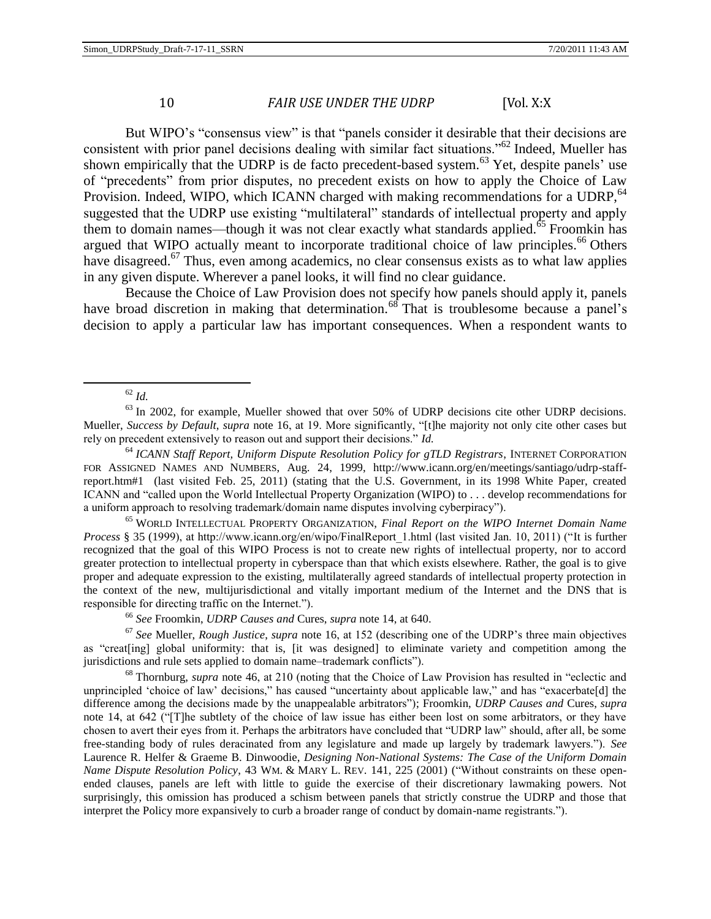But WIPO's "consensus view" is that "panels consider it desirable that their decisions are consistent with prior panel decisions dealing with similar fact situations."[62] Indeed, Mueller has shown empirically that the UDRP is de facto precedent-based system.[63] Yet, despite panels' use of "precedents" from prior disputes, no precedent exists on how to apply the Choice of Law Provision. Indeed, WIPO, which ICANN charged with making recommendations for a UDRP,[64] suggested that the UDRP use existing "multilateral" standards of intellectual property and apply them to domain names—though it was not clear exactly what standards applied.[65] Froomkin has argued that WIPO actually meant to incorporate traditional choice of law principles.[66] Others have disagreed.[67] Thus, even among academics, no clear consensus exists as to what law applies in any given dispute. Wherever a panel looks, it will find no clear guidance.

Because the Choice of Law Provision does not specify how panels should apply it, panels have broad discretion in making that determination.[68] That is troublesome because a panel's decision to apply a particular law has important consequences. When a respondent wants to

---

[62] *Id.*

[63] In 2002, for example, Mueller showed that over 50% of UDRP decisions cite other UDRP decisions. Mueller, *Success by Default*, *supra* note 16, at 19. More significantly, "[t]he majority not only cite other cases but rely on precedent extensively to reason out and support their decisions." *Id.*

[64] *ICANN Staff Report, Uniform Dispute Resolution Policy for gTLD Registrars*, INTERNET CORPORATION FOR ASSIGNED NAMES AND NUMBERS, Aug. 24, 1999, http://www.icann.org/en/meetings/santiago/udrp-staff-report.htm#1 (last visited Feb. 25, 2011) (stating that the U.S. Government, in its 1998 White Paper, created ICANN and "called upon the World Intellectual Property Organization (WIPO) to . . . develop recommendations for a uniform approach to resolving trademark/domain name disputes involving cyberpiracy").

[65] WORLD INTELLECTUAL PROPERTY ORGANIZATION, *Final Report on the WIPO Internet Domain Name Process* § 35 (1999), at http://www.icann.org/en/wipo/FinalReport_1.html (last visited Jan. 10, 2011) ("It is further recognized that the goal of this WIPO Process is not to create new rights of intellectual property, nor to accord greater protection to intellectual property in cyberspace than that which exists elsewhere. Rather, the goal is to give proper and adequate expression to the existing, multilaterally agreed standards of intellectual property protection in the context of the new, multijurisdictional and vitally important medium of the Internet and the DNS that is responsible for directing traffic on the Internet.").

[66] *See* Froomkin, *UDRP Causes and* Cures, *supra* note 14, at 640.

[67] *See* Mueller, *Rough Justice*, *supra* note 16, at 152 (describing one of the UDRP's three main objectives as "creat[ing] global uniformity: that is, [it was designed] to eliminate variety and competition among the jurisdictions and rule sets applied to domain name–trademark conflicts").

[68] Thornburg, *supra* note 46, at 210 (noting that the Choice of Law Provision has resulted in "eclectic and unprincipled 'choice of law' decisions," has caused "uncertainty about applicable law," and has "exacerbate[d] the difference among the decisions made by the unappealable arbitrators"); Froomkin, *UDRP Causes and* Cures, *supra* note 14, at 642 ("[T]he subtlety of the choice of law issue has either been lost on some arbitrators, or they have chosen to avert their eyes from it. Perhaps the arbitrators have concluded that "UDRP law" should, after all, be some free-standing body of rules deracinated from any legislature and made up largely by trademark lawyers."). *See* Laurence R. Helfer & Graeme B. Dinwoodie, *Designing Non-National Systems: The Case of the Uniform Domain Name Dispute Resolution Policy*, 43 WM. & MARY L. REV. 141, 225 (2001) ("Without constraints on these open-ended clauses, panels are left with little to guide the exercise of their discretionary lawmaking powers. Not surprisingly, this omission has produced a schism between panels that strictly construe the UDRP and those that interpret the Policy more expansively to curb a broader range of conduct by domain-name registrants.").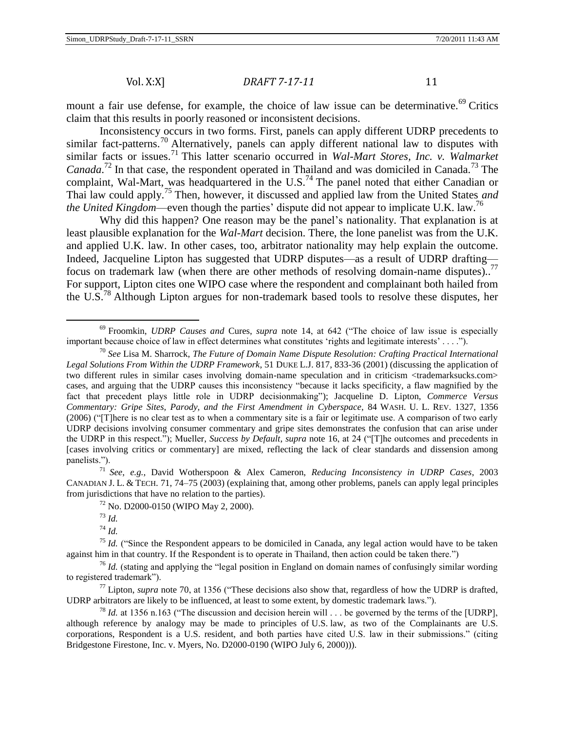mount a fair use defense, for example, the choice of law issue can be determinative.[69] Critics claim that this results in poorly reasoned or inconsistent decisions.

Inconsistency occurs in two forms. First, panels can apply different UDRP precedents to similar fact-patterns.[70] Alternatively, panels can apply different national law to disputes with similar facts or issues.[71] This latter scenario occurred in *Wal-Mart Stores, Inc. v. Walmarket Canada*.[72] In that case, the respondent operated in Thailand and was domiciled in Canada.[73] The complaint, Wal-Mart, was headquartered in the U.S.[74] The panel noted that either Canadian or Thai law could apply.[75] Then, however, it discussed and applied law from the United States *and the United Kingdom*—even though the parties' dispute did not appear to implicate U.K. law.[76]

Why did this happen? One reason may be the panel's nationality. That explanation is at least plausible explanation for the *Wal-Mart* decision. There, the lone panelist was from the U.K. and applied U.K. law. In other cases, too, arbitrator nationality may help explain the outcome. Indeed, Jacqueline Lipton has suggested that UDRP disputes—as a result of UDRP drafting—focus on trademark law (when there are other methods of resolving domain-name disputes)..[77] For support, Lipton cites one WIPO case where the respondent and complainant both hailed from the U.S.[78] Although Lipton argues for non-trademark based tools to resolve these disputes, her

---

[69] Froomkin, *UDRP Causes and* Cures, *supra* note 14, at 642 ("The choice of law issue is especially important because choice of law in effect determines what constitutes 'rights and legitimate interests' . . . .").

[70] *See* Lisa M. Sharrock, *The Future of Domain Name Dispute Resolution: Crafting Practical International Legal Solutions From Within the UDRP Framework*, 51 DUKE L.J. 817, 833-36 (2001) (discussing the application of two different rules in similar cases involving domain-name speculation and in criticism <trademarksucks.com> cases, and arguing that the UDRP causes this inconsistency "because it lacks specificity, a flaw magnified by the fact that precedent plays little role in UDRP decisionmaking"); Jacqueline D. Lipton, *Commerce Versus Commentary: Gripe Sites, Parody, and the First Amendment in Cyberspace*, 84 WASH. U. L. REV. 1327, 1356 (2006) ("[T]here is no clear test as to when a commentary site is a fair or legitimate use. A comparison of two early UDRP decisions involving consumer commentary and gripe sites demonstrates the confusion that can arise under the UDRP in this respect."); Mueller, *Success by Default*, *supra* note 16, at 24 ("[T]he outcomes and precedents in [cases involving critics or commentary] are mixed, reflecting the lack of clear standards and dissension among panelists.").

[71] *See, e.g.*, David Wotherspoon & Alex Cameron, *Reducing Inconsistency in UDRP Cases*, 2003 CANADIAN J. L. & TECH. 71, 74–75 (2003) (explaining that, among other problems, panels can apply legal principles from jurisdictions that have no relation to the parties).

[72] No. D2000-0150 (WIPO May 2, 2000).

[73] *Id.*

[74] *Id.*

[75] *Id.* ("Since the Respondent appears to be domiciled in Canada, any legal action would have to be taken against him in that country. If the Respondent is to operate in Thailand, then action could be taken there.")

[76] *Id.* (stating and applying the "legal position in England on domain names of confusingly similar wording to registered trademark").

[77] Lipton, *supra* note 70, at 1356 ("These decisions also show that, regardless of how the UDRP is drafted, UDRP arbitrators are likely to be influenced, at least to some extent, by domestic trademark laws.").

[78] *Id.* at 1356 n.163 ("The discussion and decision herein will . . . be governed by the terms of the [UDRP], although reference by analogy may be made to principles of U.S. law, as two of the Complainants are U.S. corporations, Respondent is a U.S. resident, and both parties have cited U.S. law in their submissions." (citing Bridgestone Firestone, Inc. v. Myers, No. D2000-0190 (WIPO July 6, 2000))).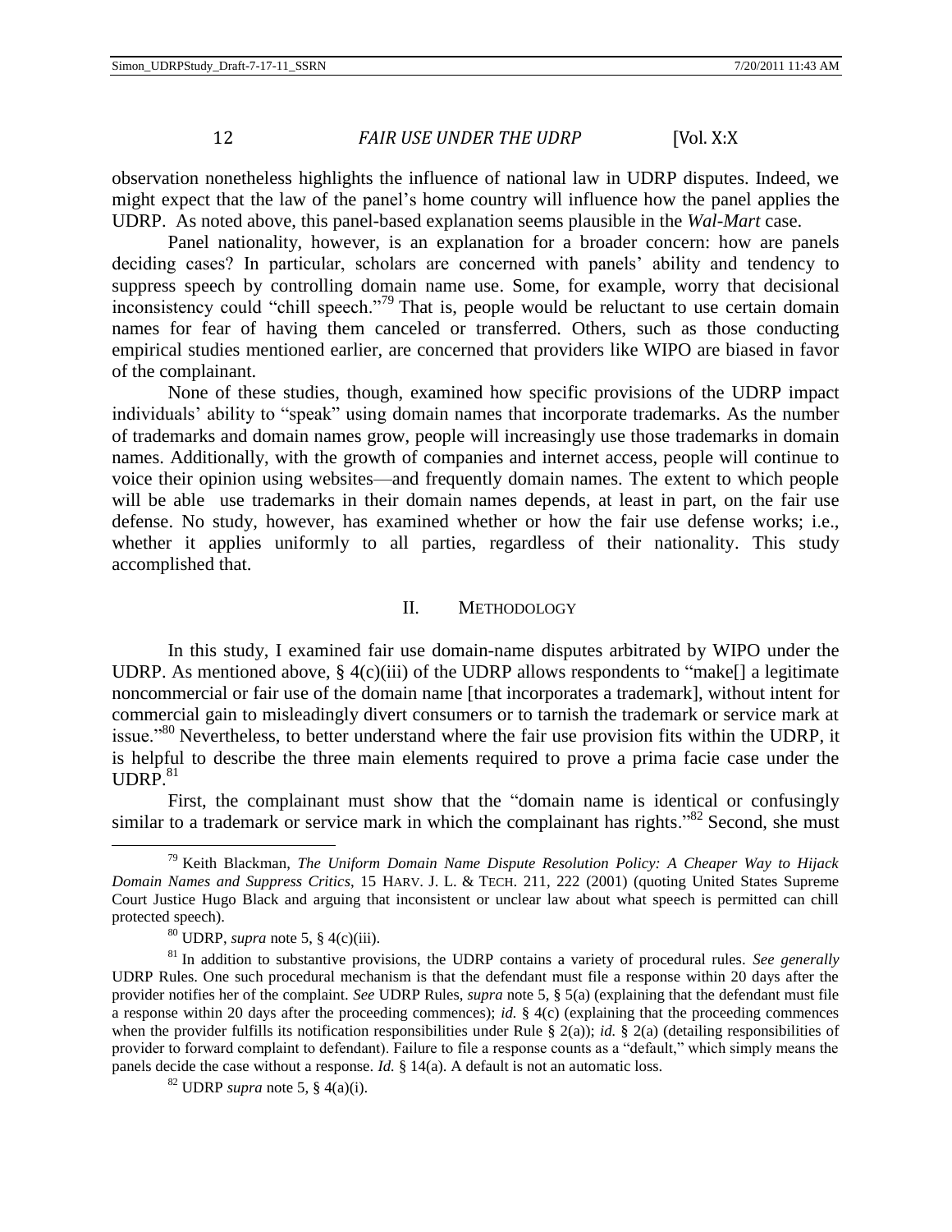observation nonetheless highlights the influence of national law in UDRP disputes. Indeed, we might expect that the law of the panel's home country will influence how the panel applies the UDRP. As noted above, this panel-based explanation seems plausible in the *Wal-Mart* case.

Panel nationality, however, is an explanation for a broader concern: how are panels deciding cases? In particular, scholars are concerned with panels' ability and tendency to suppress speech by controlling domain name use. Some, for example, worry that decisional inconsistency could "chill speech."[79] That is, people would be reluctant to use certain domain names for fear of having them canceled or transferred. Others, such as those conducting empirical studies mentioned earlier, are concerned that providers like WIPO are biased in favor of the complainant.

None of these studies, though, examined how specific provisions of the UDRP impact individuals' ability to "speak" using domain names that incorporate trademarks. As the number of trademarks and domain names grow, people will increasingly use those trademarks in domain names. Additionally, with the growth of companies and internet access, people will continue to voice their opinion using websites—and frequently domain names. The extent to which people will be able use trademarks in their domain names depends, at least in part, on the fair use defense. No study, however, has examined whether or how the fair use defense works; i.e., whether it applies uniformly to all parties, regardless of their nationality. This study accomplished that.

## II. METHODOLOGY

In this study, I examined fair use domain-name disputes arbitrated by WIPO under the UDRP. As mentioned above, § 4(c)(iii) of the UDRP allows respondents to "make[] a legitimate noncommercial or fair use of the domain name [that incorporates a trademark], without intent for commercial gain to misleadingly divert consumers or to tarnish the trademark or service mark at issue."[80] Nevertheless, to better understand where the fair use provision fits within the UDRP, it is helpful to describe the three main elements required to prove a prima facie case under the UDRP.[81]

First, the complainant must show that the "domain name is identical or confusingly similar to a trademark or service mark in which the complainant has rights."[82] Second, she must

---

[79] Keith Blackman, *The Uniform Domain Name Dispute Resolution Policy: A Cheaper Way to Hijack Domain Names and Suppress Critics*, 15 HARV. J. L. & TECH. 211, 222 (2001) (quoting United States Supreme Court Justice Hugo Black and arguing that inconsistent or unclear law about what speech is permitted can chill protected speech).

[80] UDRP, *supra* note 5, § 4(c)(iii).

[81] In addition to substantive provisions, the UDRP contains a variety of procedural rules. *See generally* UDRP Rules. One such procedural mechanism is that the defendant must file a response within 20 days after the provider notifies her of the complaint. *See* UDRP Rules, *supra* note 5, § 5(a) (explaining that the defendant must file a response within 20 days after the proceeding commences); *id.* § 4(c) (explaining that the proceeding commences when the provider fulfills its notification responsibilities under Rule § 2(a)); *id.* § 2(a) (detailing responsibilities of provider to forward complaint to defendant). Failure to file a response counts as a "default," which simply means the panels decide the case without a response. *Id.* § 14(a). A default is not an automatic loss.

[82] UDRP *supra* note 5, § 4(a)(i).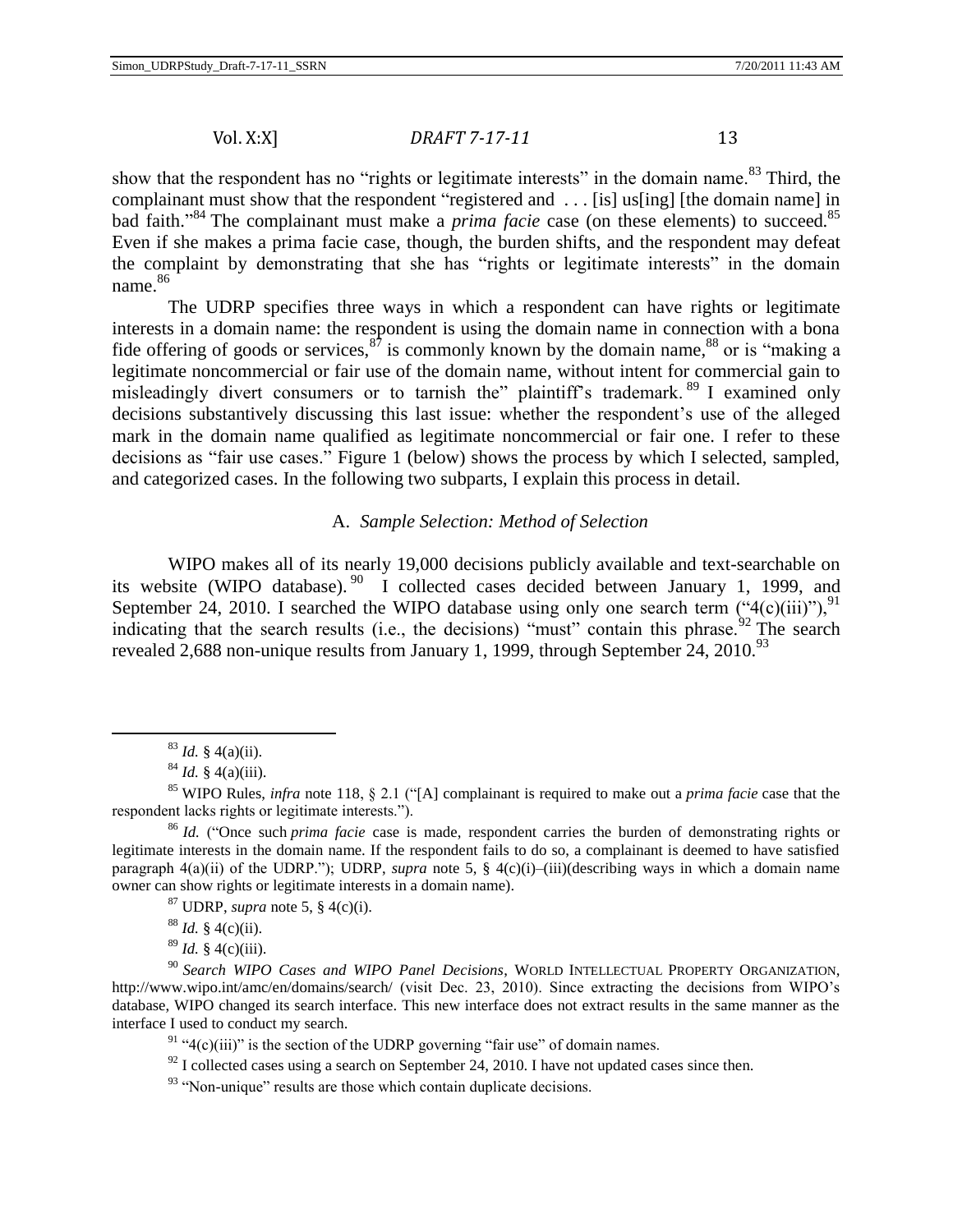show that the respondent has no "rights or legitimate interests" in the domain name.[83] Third, the complainant must show that the respondent "registered and . . . [is] us[ing] [the domain name] in bad faith."[84] The complainant must make a *prima facie* case (on these elements) to succeed.[85] Even if she makes a prima facie case, though, the burden shifts, and the respondent may defeat the complaint by demonstrating that she has "rights or legitimate interests" in the domain name.[86]

The UDRP specifies three ways in which a respondent can have rights or legitimate interests in a domain name: the respondent is using the domain name in connection with a bona fide offering of goods or services,[87] is commonly known by the domain name,[88] or is "making a legitimate noncommercial or fair use of the domain name, without intent for commercial gain to misleadingly divert consumers or to tarnish the" plaintiff's trademark.[89] I examined only decisions substantively discussing this last issue: whether the respondent's use of the alleged mark in the domain name qualified as legitimate noncommercial or fair one. I refer to these decisions as "fair use cases." Figure 1 (below) shows the process by which I selected, sampled, and categorized cases. In the following two subparts, I explain this process in detail.

### A. *Sample Selection: Method of Selection*

WIPO makes all of its nearly 19,000 decisions publicly available and text-searchable on its website (WIPO database).[90] I collected cases decided between January 1, 1999, and September 24, 2010. I searched the WIPO database using only one search term ("4(c)(iii)"),[91] indicating that the search results (i.e., the decisions) "must" contain this phrase.[92] The search revealed 2,688 non-unique results from January 1, 1999, through September 24, 2010.[93]

---

[83] *Id.* § 4(a)(ii).

[84] *Id.* § 4(a)(iii).

[85] WIPO Rules, *infra* note 118, § 2.1 ("[A] complainant is required to make out a *prima facie* case that the respondent lacks rights or legitimate interests.").

[86] *Id.* ("Once such *prima facie* case is made, respondent carries the burden of demonstrating rights or legitimate interests in the domain name. If the respondent fails to do so, a complainant is deemed to have satisfied paragraph 4(a)(ii) of the UDRP."); UDRP, *supra* note 5, § 4(c)(i)–(iii)(describing ways in which a domain name owner can show rights or legitimate interests in a domain name).

[87] UDRP, *supra* note 5, § 4(c)(i).

[88] *Id.* § 4(c)(ii).

[89] *Id.* § 4(c)(iii).

[90] *Search WIPO Cases and WIPO Panel Decisions*, WORLD INTELLECTUAL PROPERTY ORGANIZATION, http://www.wipo.int/amc/en/domains/search/ (visit Dec. 23, 2010). Since extracting the decisions from WIPO's database, WIPO changed its search interface. This new interface does not extract results in the same manner as the interface I used to conduct my search.

[91] "4(c)(iii)" is the section of the UDRP governing "fair use" of domain names.

[92] I collected cases using a search on September 24, 2010. I have not updated cases since then.

[93] "Non-unique" results are those which contain duplicate decisions.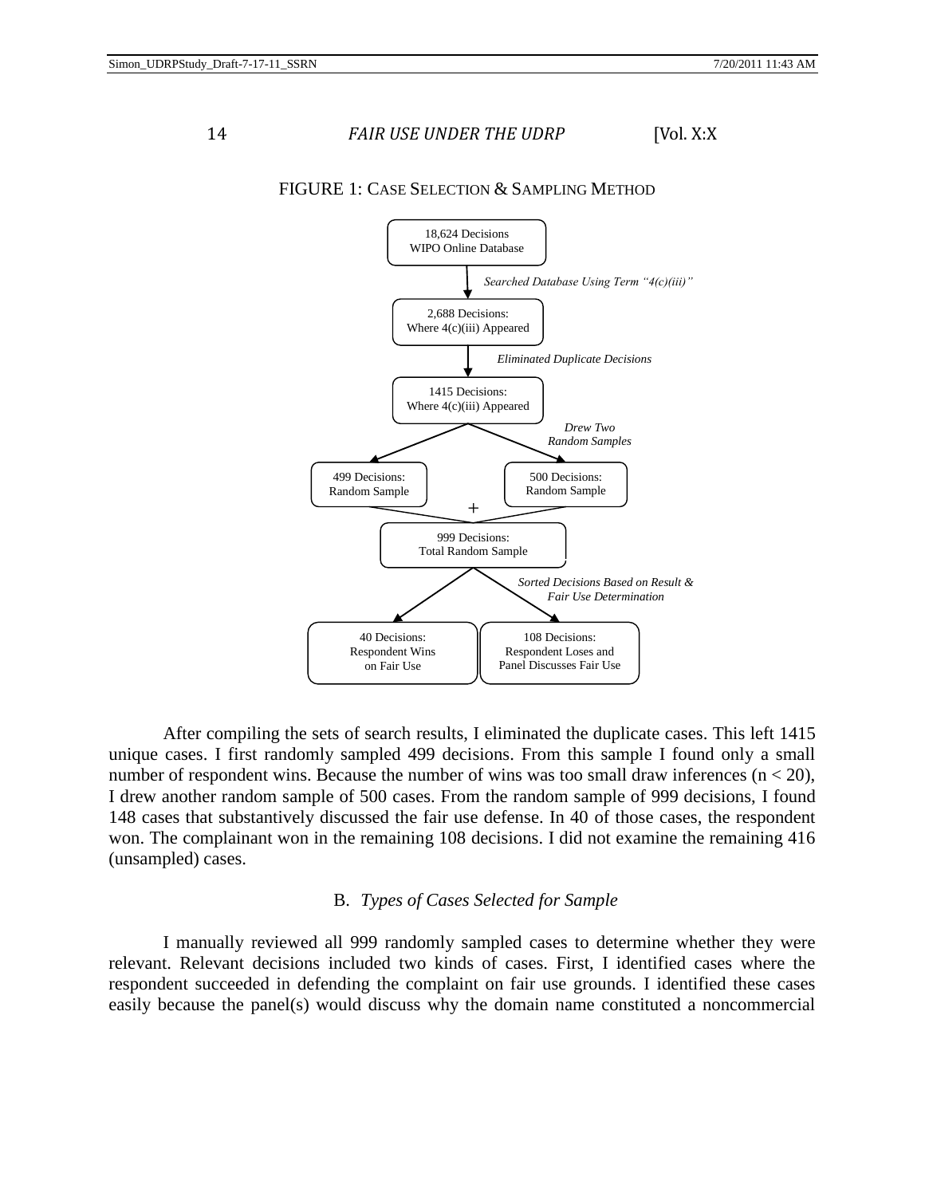FIGURE 1: CASE SELECTION & SAMPLING METHOD

18,624 Decisions
WIPO Online Database

*Searched Database Using Term "4(c)(iii)"*

2,688 Decisions:
Where 4(c)(iii) Appeared

*Eliminated Duplicate Decisions*

1415 Decisions:
Where 4(c)(iii) Appeared

*Drew Two Random Samples*

499 Decisions:
Random Sample

+

500 Decisions:
Random Sample

999 Decisions:
Total Random Sample

*Sorted Decisions Based on Result & Fair Use Determination*

40 Decisions:
Respondent Wins on Fair Use

108 Decisions:
Respondent Loses and Panel Discusses Fair Use

After compiling the sets of search results, I eliminated the duplicate cases. This left 1415 unique cases. I first randomly sampled 499 decisions. From this sample I found only a small number of respondent wins. Because the number of wins was too small draw inferences ($n < 20$), I drew another random sample of 500 cases. From the random sample of 999 decisions, I found 148 cases that substantively discussed the fair use defense. In 40 of those cases, the respondent won. The complainant won in the remaining 108 decisions. I did not examine the remaining 416 (unsampled) cases.

### B. *Types of Cases Selected for Sample*

I manually reviewed all 999 randomly sampled cases to determine whether they were relevant. Relevant decisions included two kinds of cases. First, I identified cases where the respondent succeeded in defending the complaint on fair use grounds. I identified these cases easily because the panel(s) would discuss why the domain name constituted a noncommercial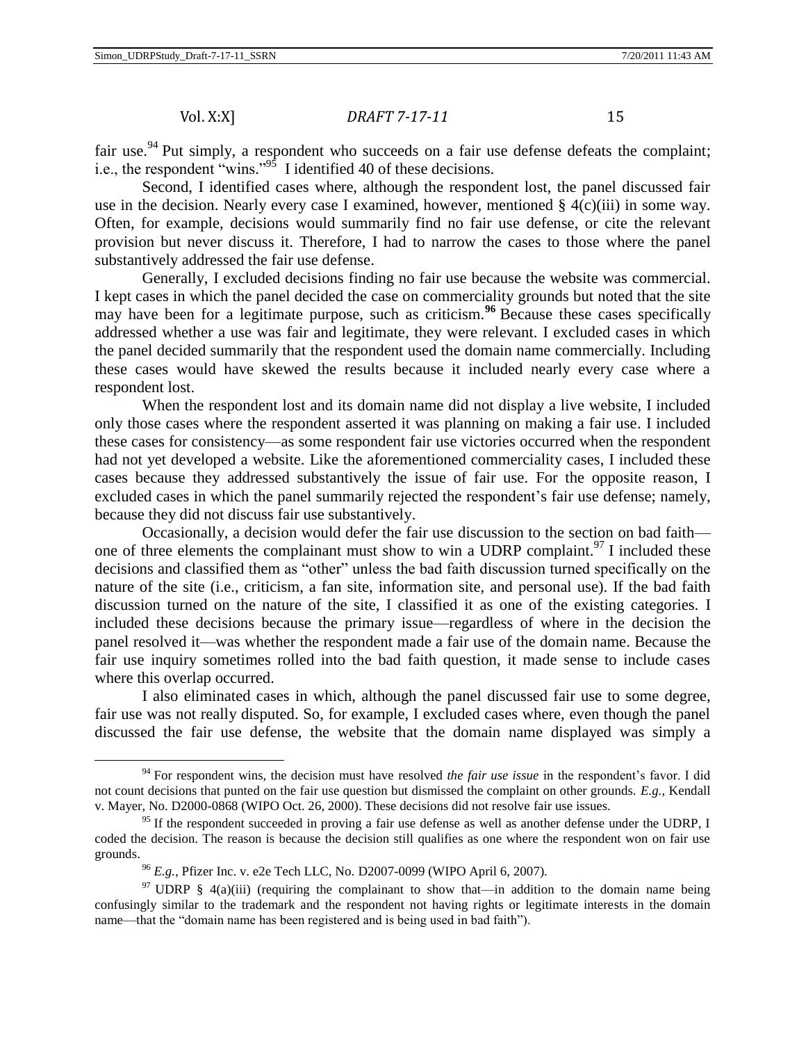fair use.[94] Put simply, a respondent who succeeds on a fair use defense defeats the complaint; i.e., the respondent "wins."[95] I identified 40 of these decisions.

Second, I identified cases where, although the respondent lost, the panel discussed fair use in the decision. Nearly every case I examined, however, mentioned § 4(c)(iii) in some way. Often, for example, decisions would summarily find no fair use defense, or cite the relevant provision but never discuss it. Therefore, I had to narrow the cases to those where the panel substantively addressed the fair use defense.

Generally, I excluded decisions finding no fair use because the website was commercial. I kept cases in which the panel decided the case on commerciality grounds but noted that the site may have been for a legitimate purpose, such as criticism.**[96]** Because these cases specifically addressed whether a use was fair and legitimate, they were relevant. I excluded cases in which the panel decided summarily that the respondent used the domain name commercially. Including these cases would have skewed the results because it included nearly every case where a respondent lost.

When the respondent lost and its domain name did not display a live website, I included only those cases where the respondent asserted it was planning on making a fair use. I included these cases for consistency—as some respondent fair use victories occurred when the respondent had not yet developed a website. Like the aforementioned commerciality cases, I included these cases because they addressed substantively the issue of fair use. For the opposite reason, I excluded cases in which the panel summarily rejected the respondent's fair use defense; namely, because they did not discuss fair use substantively.

Occasionally, a decision would defer the fair use discussion to the section on bad faith—one of three elements the complainant must show to win a UDRP complaint.[97] I included these decisions and classified them as "other" unless the bad faith discussion turned specifically on the nature of the site (i.e., criticism, a fan site, information site, and personal use). If the bad faith discussion turned on the nature of the site, I classified it as one of the existing categories. I included these decisions because the primary issue—regardless of where in the decision the panel resolved it—was whether the respondent made a fair use of the domain name. Because the fair use inquiry sometimes rolled into the bad faith question, it made sense to include cases where this overlap occurred.

I also eliminated cases in which, although the panel discussed fair use to some degree, fair use was not really disputed. So, for example, I excluded cases where, even though the panel discussed the fair use defense, the website that the domain name displayed was simply a

---

[94] For respondent wins, the decision must have resolved *the fair use issue* in the respondent's favor. I did not count decisions that punted on the fair use question but dismissed the complaint on other grounds. *E.g.*, Kendall v. Mayer, No. D2000-0868 (WIPO Oct. 26, 2000). These decisions did not resolve fair use issues.

[95] If the respondent succeeded in proving a fair use defense as well as another defense under the UDRP, I coded the decision. The reason is because the decision still qualifies as one where the respondent won on fair use grounds.

[96] *E.g.*, Pfizer Inc. v. e2e Tech LLC, No. D2007-0099 (WIPO April 6, 2007).

[97] UDRP § 4(a)(iii) (requiring the complainant to show that—in addition to the domain name being confusingly similar to the trademark and the respondent not having rights or legitimate interests in the domain name—that the "domain name has been registered and is being used in bad faith").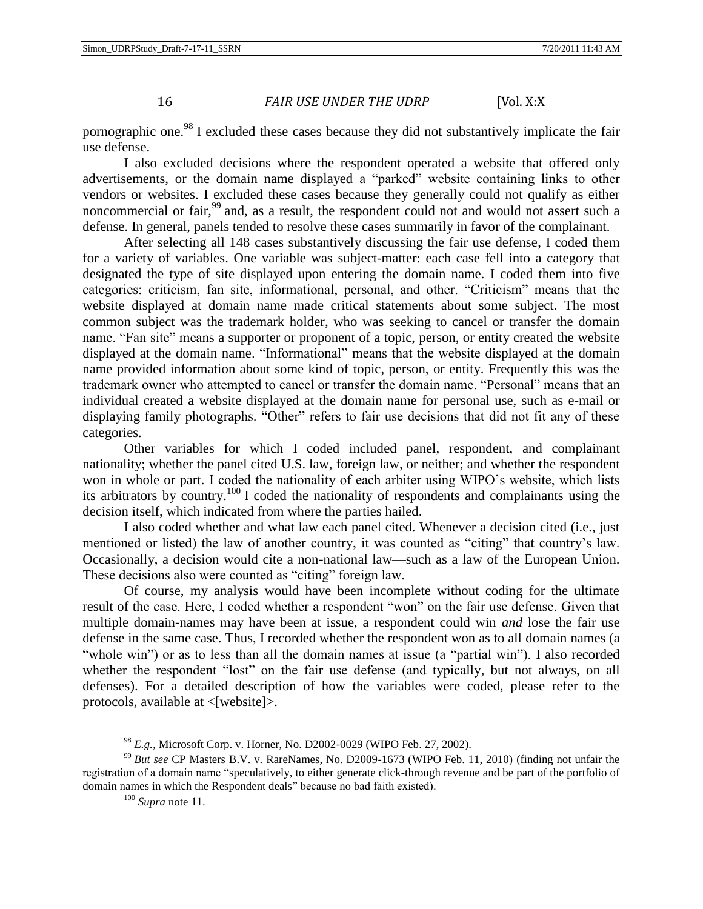pornographic one.[98] I excluded these cases because they did not substantively implicate the fair use defense.

I also excluded decisions where the respondent operated a website that offered only advertisements, or the domain name displayed a "parked" website containing links to other vendors or websites. I excluded these cases because they generally could not qualify as either noncommercial or fair,[99] and, as a result, the respondent could not and would not assert such a defense. In general, panels tended to resolve these cases summarily in favor of the complainant.

After selecting all 148 cases substantively discussing the fair use defense, I coded them for a variety of variables. One variable was subject-matter: each case fell into a category that designated the type of site displayed upon entering the domain name. I coded them into five categories: criticism, fan site, informational, personal, and other. "Criticism" means that the website displayed at domain name made critical statements about some subject. The most common subject was the trademark holder, who was seeking to cancel or transfer the domain name. "Fan site" means a supporter or proponent of a topic, person, or entity created the website displayed at the domain name. "Informational" means that the website displayed at the domain name provided information about some kind of topic, person, or entity. Frequently this was the trademark owner who attempted to cancel or transfer the domain name. "Personal" means that an individual created a website displayed at the domain name for personal use, such as e-mail or displaying family photographs. "Other" refers to fair use decisions that did not fit any of these categories.

Other variables for which I coded included panel, respondent, and complainant nationality; whether the panel cited U.S. law, foreign law, or neither; and whether the respondent won in whole or part. I coded the nationality of each arbiter using WIPO's website, which lists its arbitrators by country.[100] I coded the nationality of respondents and complainants using the decision itself, which indicated from where the parties hailed.

I also coded whether and what law each panel cited. Whenever a decision cited (i.e., just mentioned or listed) the law of another country, it was counted as "citing" that country's law. Occasionally, a decision would cite a non-national law—such as a law of the European Union. These decisions also were counted as "citing" foreign law.

Of course, my analysis would have been incomplete without coding for the ultimate result of the case. Here, I coded whether a respondent "won" on the fair use defense. Given that multiple domain-names may have been at issue, a respondent could win *and* lose the fair use defense in the same case. Thus, I recorded whether the respondent won as to all domain names (a "whole win") or as to less than all the domain names at issue (a "partial win"). I also recorded whether the respondent "lost" on the fair use defense (and typically, but not always, on all defenses). For a detailed description of how the variables were coded, please refer to the protocols, available at <[website]>.

---

[98] *E.g.*, Microsoft Corp. v. Horner, No. D2002-0029 (WIPO Feb. 27, 2002).

[99] *But see* CP Masters B.V. v. RareNames, No. D2009-1673 (WIPO Feb. 11, 2010) (finding not unfair the registration of a domain name "speculatively, to either generate click-through revenue and be part of the portfolio of domain names in which the Respondent deals" because no bad faith existed).

[100] *Supra* note 11.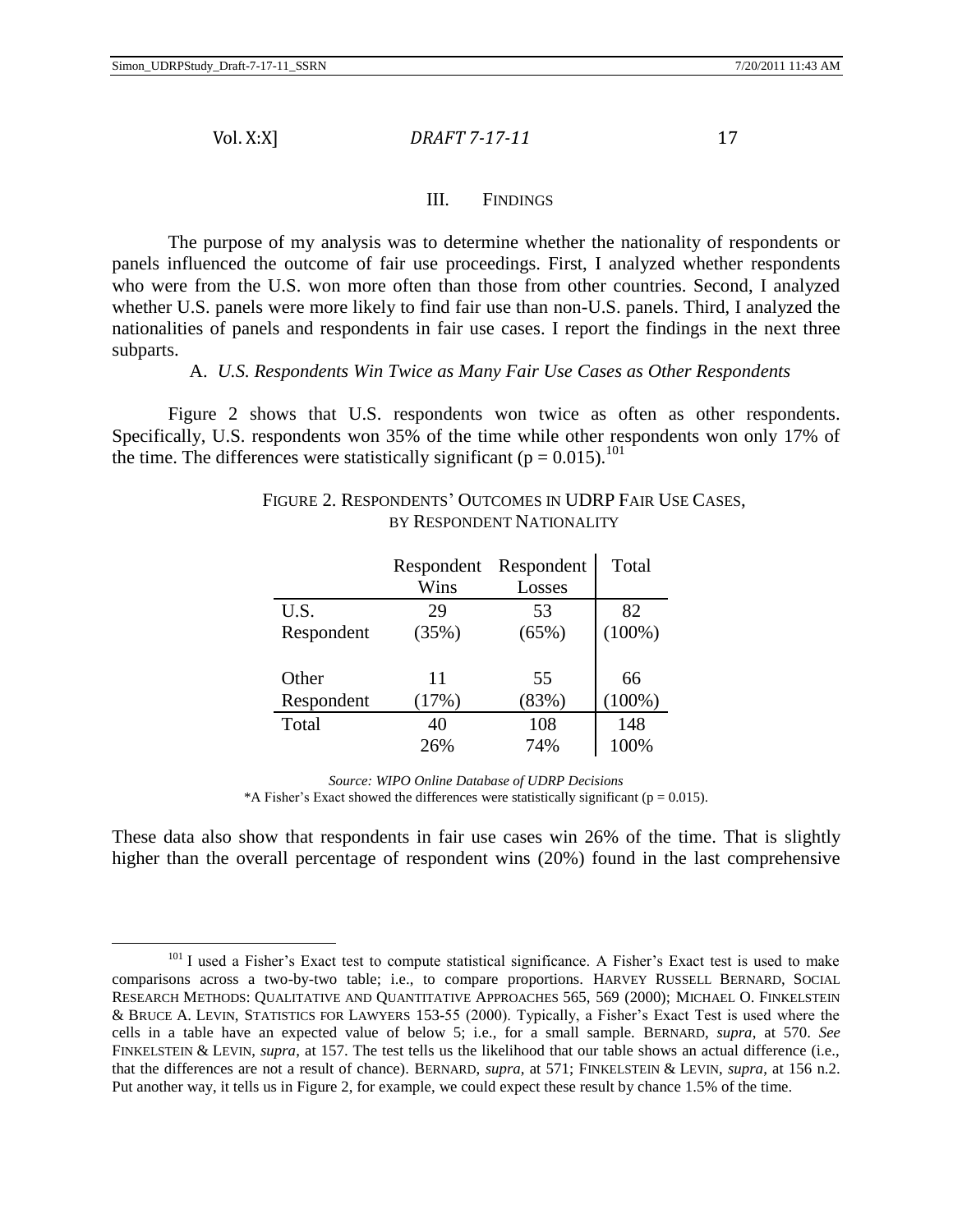## III. FINDINGS

The purpose of my analysis was to determine whether the nationality of respondents or panels influenced the outcome of fair use proceedings. First, I analyzed whether respondents who were from the U.S. won more often than those from other countries. Second, I analyzed whether U.S. panels were more likely to find fair use than non-U.S. panels. Third, I analyzed the nationalities of panels and respondents in fair use cases. I report the findings in the next three subparts.

### A. *U.S. Respondents Win Twice as Many Fair Use Cases as Other Respondents*

Figure 2 shows that U.S. respondents won twice as often as other respondents. Specifically, U.S. respondents won 35% of the time while other respondents won only 17% of the time. The differences were statistically significant ($p = 0.015$).[101]

FIGURE 2. RESPONDENTS' OUTCOMES IN UDRP FAIR USE CASES, BY RESPONDENT NATIONALITY

| | Respondent Wins | Respondent Losses | Total |
|---|---|---|---|
| U.S. Respondent | 29 (35%) | 53 (65%) | 82 (100%) |
| Other Respondent | 11 (17%) | 55 (83%) | 66 (100%) |
| Total | 40 26% | 108 74% | 148 100% |

*Source: WIPO Online Database of UDRP Decisions*

*A Fisher's Exact showed the differences were statistically significant ($p = 0.015$).

These data also show that respondents in fair use cases win 26% of the time. That is slightly higher than the overall percentage of respondent wins (20%) found in the last comprehensive

[101] I used a Fisher's Exact test to compute statistical significance. A Fisher's Exact test is used to make comparisons across a two-by-two table; i.e., to compare proportions. HARVEY RUSSELL BERNARD, SOCIAL RESEARCH METHODS: QUALITATIVE AND QUANTITATIVE APPROACHES 565, 569 (2000); MICHAEL O. FINKELSTEIN & BRUCE A. LEVIN, STATISTICS FOR LAWYERS 153-55 (2000). Typically, a Fisher's Exact Test is used where the cells in a table have an expected value of below 5; i.e., for a small sample. BERNARD, *supra*, at 570. *See* FINKELSTEIN & LEVIN, *supra*, at 157. The test tells us the likelihood that our table shows an actual difference (i.e., that the differences are not a result of chance). BERNARD, *supra*, at 571; FINKELSTEIN & LEVIN, *supra*, at 156 n.2. Put another way, it tells us in Figure 2, for example, we could expect these result by chance 1.5% of the time.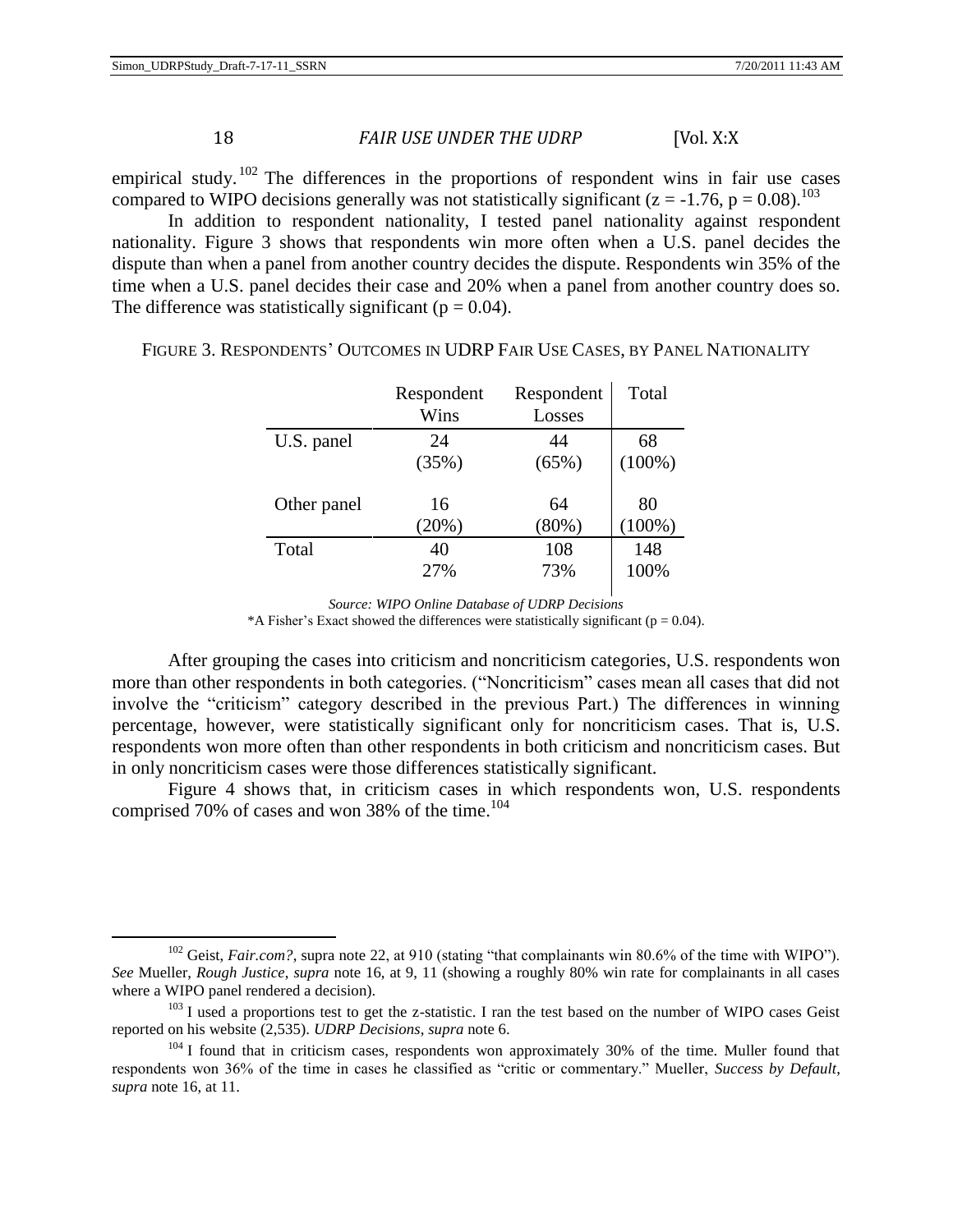empirical study.[102] The differences in the proportions of respondent wins in fair use cases compared to WIPO decisions generally was not statistically significant ($z = -1.76$, $p = 0.08$).[103]

In addition to respondent nationality, I tested panel nationality against respondent nationality. Figure 3 shows that respondents win more often when a U.S. panel decides the dispute than when a panel from another country decides the dispute. Respondents win 35% of the time when a U.S. panel decides their case and 20% when a panel from another country does so. The difference was statistically significant ($p = 0.04$).

FIGURE 3. RESPONDENTS' OUTCOMES IN UDRP FAIR USE CASES, BY PANEL NATIONALITY

| | Respondent Wins | Respondent Losses | Total |
|---|---|---|---|
| U.S. panel | 24 (35%) | 44 (65%) | 68 (100%) |
| Other panel | 16 (20%) | 64 (80%) | 80 (100%) |
| Total | 40 27% | 108 73% | 148 100% |

*Source: WIPO Online Database of UDRP Decisions*

*A Fisher's Exact showed the differences were statistically significant ($p = 0.04$).

After grouping the cases into criticism and noncriticism categories, U.S. respondents won more than other respondents in both categories. ("Noncriticism" cases mean all cases that did not involve the "criticism" category described in the previous Part.) The differences in winning percentage, however, were statistically significant only for noncriticism cases. That is, U.S. respondents won more often than other respondents in both criticism and noncriticism cases. But in only noncriticism cases were those differences statistically significant.

Figure 4 shows that, in criticism cases in which respondents won, U.S. respondents comprised 70% of cases and won 38% of the time.[104]

---

[102] Geist, *Fair.com?*, supra note 22, at 910 (stating "that complainants win 80.6% of the time with WIPO"). *See* Mueller, *Rough Justice*, *supra* note 16, at 9, 11 (showing a roughly 80% win rate for complainants in all cases where a WIPO panel rendered a decision).

[103] I used a proportions test to get the z-statistic. I ran the test based on the number of WIPO cases Geist reported on his website (2,535). *UDRP Decisions*, *supra* note 6.

[104] I found that in criticism cases, respondents won approximately 30% of the time. Muller found that respondents won 36% of the time in cases he classified as "critic or commentary." Mueller, *Success by Default*, *supra* note 16, at 11.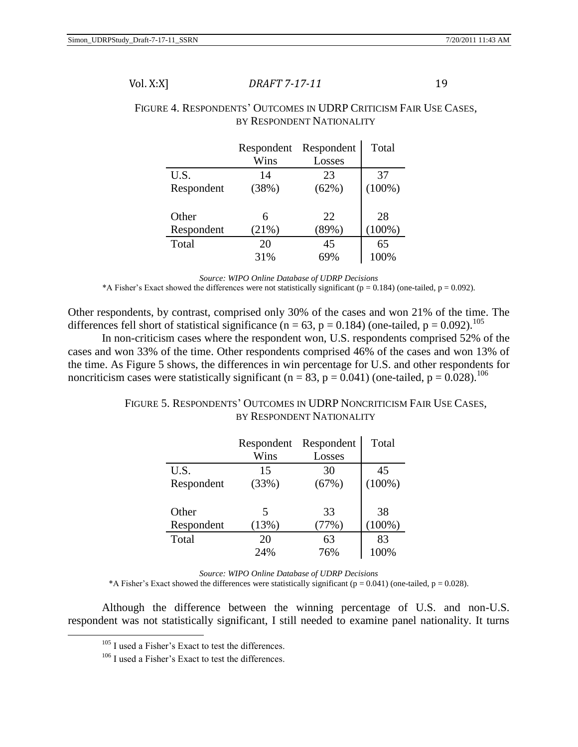FIGURE 4. RESPONDENTS' OUTCOMES IN UDRP CRITICISM FAIR USE CASES, BY RESPONDENT NATIONALITY

| | Respondent Wins | Respondent Losses | Total |
|---|---|---|---|
| U.S. Respondent | 14 (38%) | 23 (62%) | 37 (100%) |
| Other Respondent | 6 (21%) | 22 (89%) | 28 (100%) |
| Total | 20 31% | 45 69% | 65 100% |

*Source: WIPO Online Database of UDRP Decisions*

*A Fisher's Exact showed the differences were not statistically significant ($p = 0.184$) (one-tailed, $p = 0.092$).

Other respondents, by contrast, comprised only 30% of the cases and won 21% of the time. The differences fell short of statistical significance ($n = 63$, $p = 0.184$) (one-tailed, $p = 0.092$).[105]

In non-criticism cases where the respondent won, U.S. respondents comprised 52% of the cases and won 33% of the time. Other respondents comprised 46% of the cases and won 13% of the time. As Figure 5 shows, the differences in win percentage for U.S. and other respondents for noncriticism cases were statistically significant ($n = 83$, $p = 0.041$) (one-tailed, $p = 0.028$).[106]

FIGURE 5. RESPONDENTS' OUTCOMES IN UDRP NONCRITICISM FAIR USE CASES, BY RESPONDENT NATIONALITY

| | Respondent Wins | Respondent Losses | Total |
|---|---|---|---|
| U.S. Respondent | 15 (33%) | 30 (67%) | 45 (100%) |
| Other Respondent | 5 (13%) | 33 (77%) | 38 (100%) |
| Total | 20 24% | 63 76% | 83 100% |

*Source: WIPO Online Database of UDRP Decisions*

*A Fisher's Exact showed the differences were statistically significant ($p = 0.041$) (one-tailed, $p = 0.028$).

Although the difference between the winning percentage of U.S. and non-U.S. respondent was not statistically significant, I still needed to examine panel nationality. It turns

[105] I used a Fisher's Exact to test the differences.

[106] I used a Fisher's Exact to test the differences.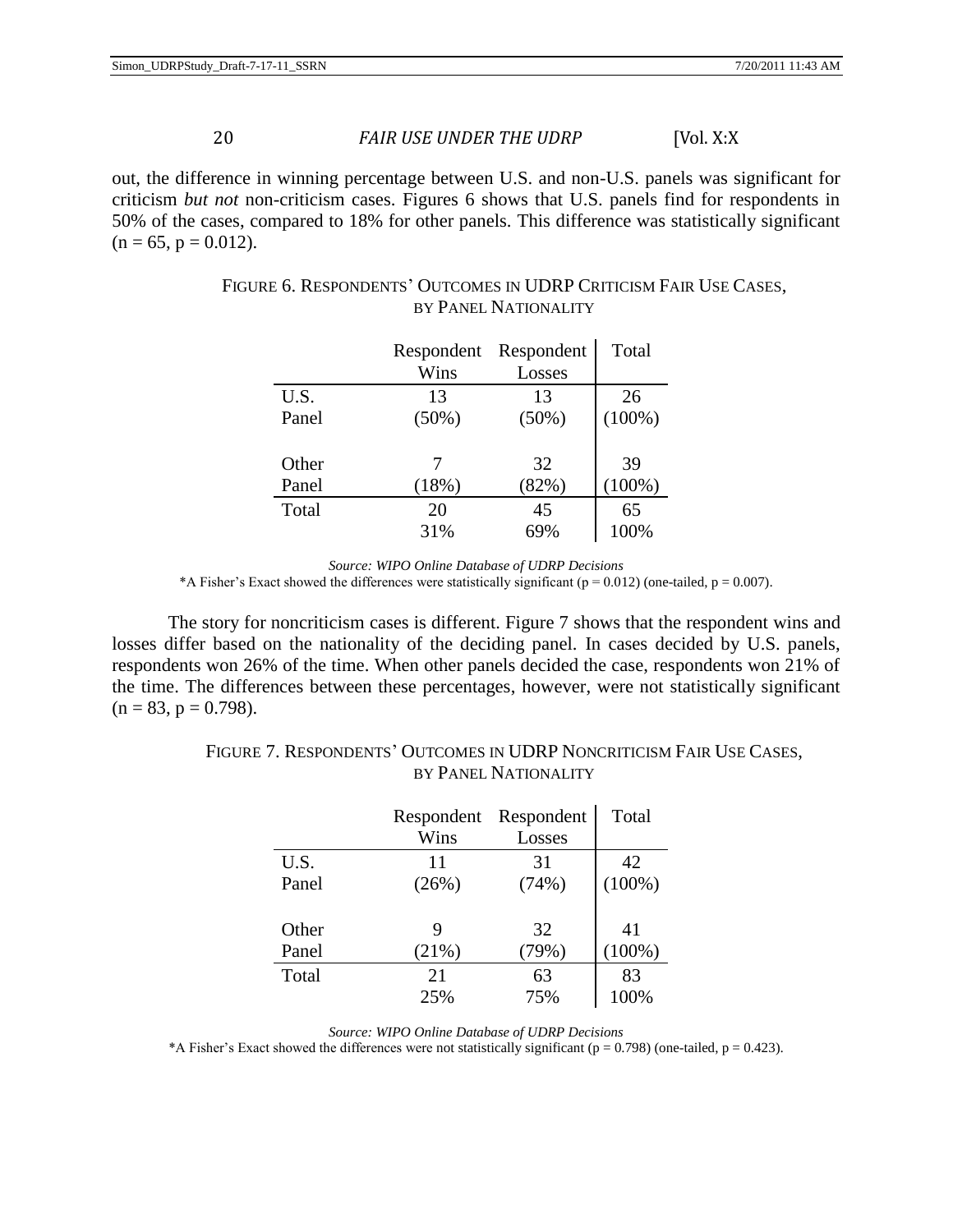out, the difference in winning percentage between U.S. and non-U.S. panels was significant for criticism *but not* non-criticism cases. Figures 6 shows that U.S. panels find for respondents in 50% of the cases, compared to 18% for other panels. This difference was statistically significant ($n = 65$, $p = 0.012$).

FIGURE 6. RESPONDENTS' OUTCOMES IN UDRP CRITICISM FAIR USE CASES, BY PANEL NATIONALITY

| | Respondent Wins | Respondent Losses | Total |
|---|---|---|---|
| U.S. Panel | 13 (50%) | 13 (50%) | 26 (100%) |
| Other Panel | 7 (18%) | 32 (82%) | 39 (100%) |
| Total | 20 31% | 45 69% | 65 100% |

*Source: WIPO Online Database of UDRP Decisions*

*A Fisher's Exact showed the differences were statistically significant ($p = 0.012$) (one-tailed, $p = 0.007$).

The story for noncriticism cases is different. Figure 7 shows that the respondent wins and losses differ based on the nationality of the deciding panel. In cases decided by U.S. panels, respondents won 26% of the time. When other panels decided the case, respondents won 21% of the time. The differences between these percentages, however, were not statistically significant ($n = 83$, $p = 0.798$).

FIGURE 7. RESPONDENTS' OUTCOMES IN UDRP NONCRITICISM FAIR USE CASES, BY PANEL NATIONALITY

| | Respondent Wins | Respondent Losses | Total |
|---|---|---|---|
| U.S. Panel | 11 (26%) | 31 (74%) | 42 (100%) |
| Other Panel | 9 (21%) | 32 (79%) | 41 (100%) |
| Total | 21 25% | 63 75% | 83 100% |

*Source: WIPO Online Database of UDRP Decisions*

*A Fisher's Exact showed the differences were not statistically significant ($p = 0.798$) (one-tailed, $p = 0.423$).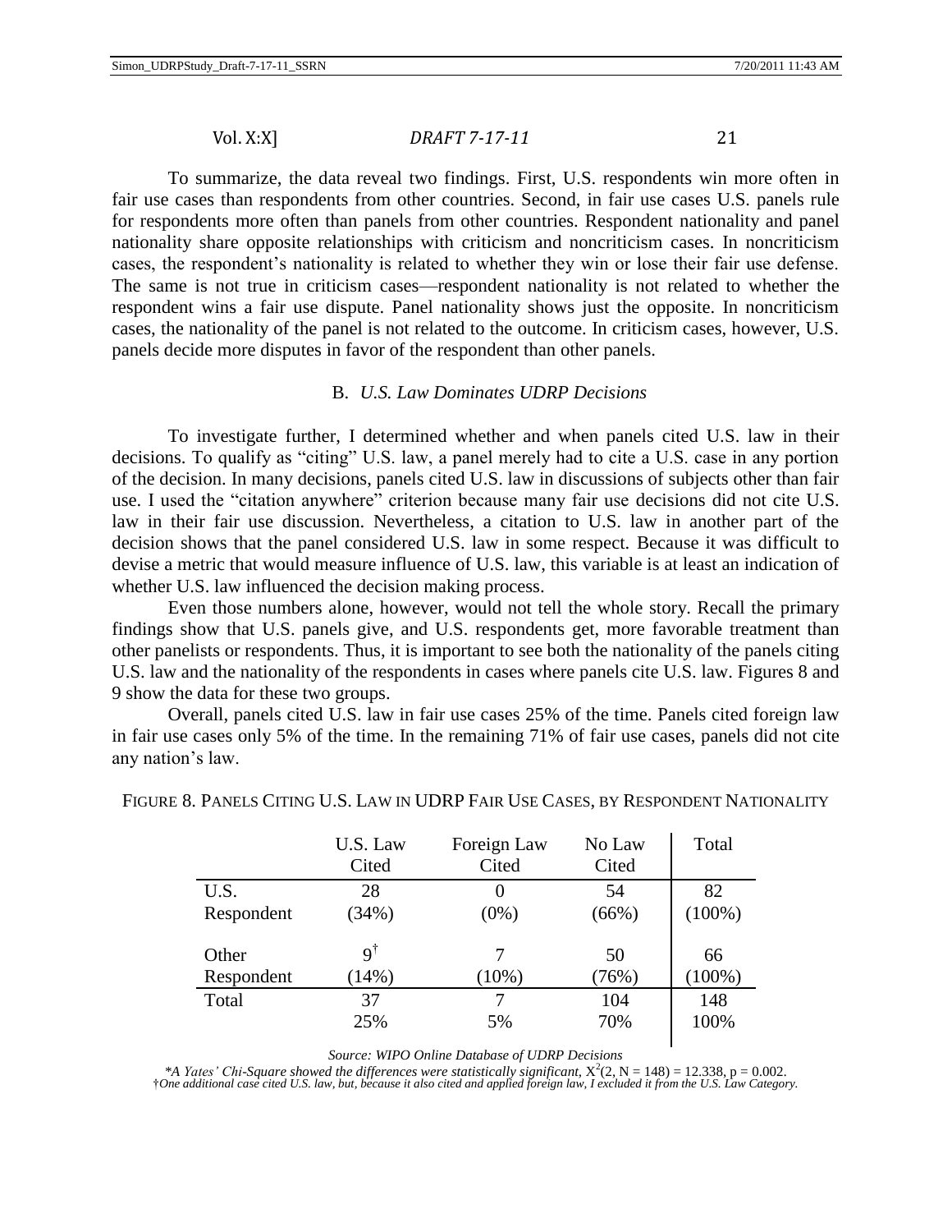To summarize, the data reveal two findings. First, U.S. respondents win more often in fair use cases than respondents from other countries. Second, in fair use cases U.S. panels rule for respondents more often than panels from other countries. Respondent nationality and panel nationality share opposite relationships with criticism and noncriticism cases. In noncriticism cases, the respondent's nationality is related to whether they win or lose their fair use defense. The same is not true in criticism cases—respondent nationality is not related to whether the respondent wins a fair use dispute. Panel nationality shows just the opposite. In noncriticism cases, the nationality of the panel is not related to the outcome. In criticism cases, however, U.S. panels decide more disputes in favor of the respondent than other panels.

### B. *U.S. Law Dominates UDRP Decisions*

To investigate further, I determined whether and when panels cited U.S. law in their decisions. To qualify as "citing" U.S. law, a panel merely had to cite a U.S. case in any portion of the decision. In many decisions, panels cited U.S. law in discussions of subjects other than fair use. I used the "citation anywhere" criterion because many fair use decisions did not cite U.S. law in their fair use discussion. Nevertheless, a citation to U.S. law in another part of the decision shows that the panel considered U.S. law in some respect. Because it was difficult to devise a metric that would measure influence of U.S. law, this variable is at least an indication of whether U.S. law influenced the decision making process.

Even those numbers alone, however, would not tell the whole story. Recall the primary findings show that U.S. panels give, and U.S. respondents get, more favorable treatment than other panelists or respondents. Thus, it is important to see both the nationality of the panels citing U.S. law and the nationality of the respondents in cases where panels cite U.S. law. Figures 8 and 9 show the data for these two groups.

Overall, panels cited U.S. law in fair use cases 25% of the time. Panels cited foreign law in fair use cases only 5% of the time. In the remaining 71% of fair use cases, panels did not cite any nation's law.

FIGURE 8. PANELS CITING U.S. LAW IN UDRP FAIR USE CASES, BY RESPONDENT NATIONALITY

| | U.S. Law Cited | Foreign Law Cited | No Law Cited | Total |
|---|---|---|---|---|
| U.S. Respondent | 28 (34%) | 0 (0%) | 54 (66%) | 82 (100%) |
| Other Respondent | 9† (14%) | 7 (10%) | 50 (76%) | 66 (100%) |
| Total | 37 25% | 7 5% | 104 70% | 148 100% |

*Source: WIPO Online Database of UDRP Decisions*

*\*A Yates' Chi-Square showed the differences were statistically significant,* $X^2(2, N = 148) = 12.338$, $p = 0.002$.

†*One additional case cited U.S. law, but, because it also cited and applied foreign law, I excluded it from the U.S. Law Category.*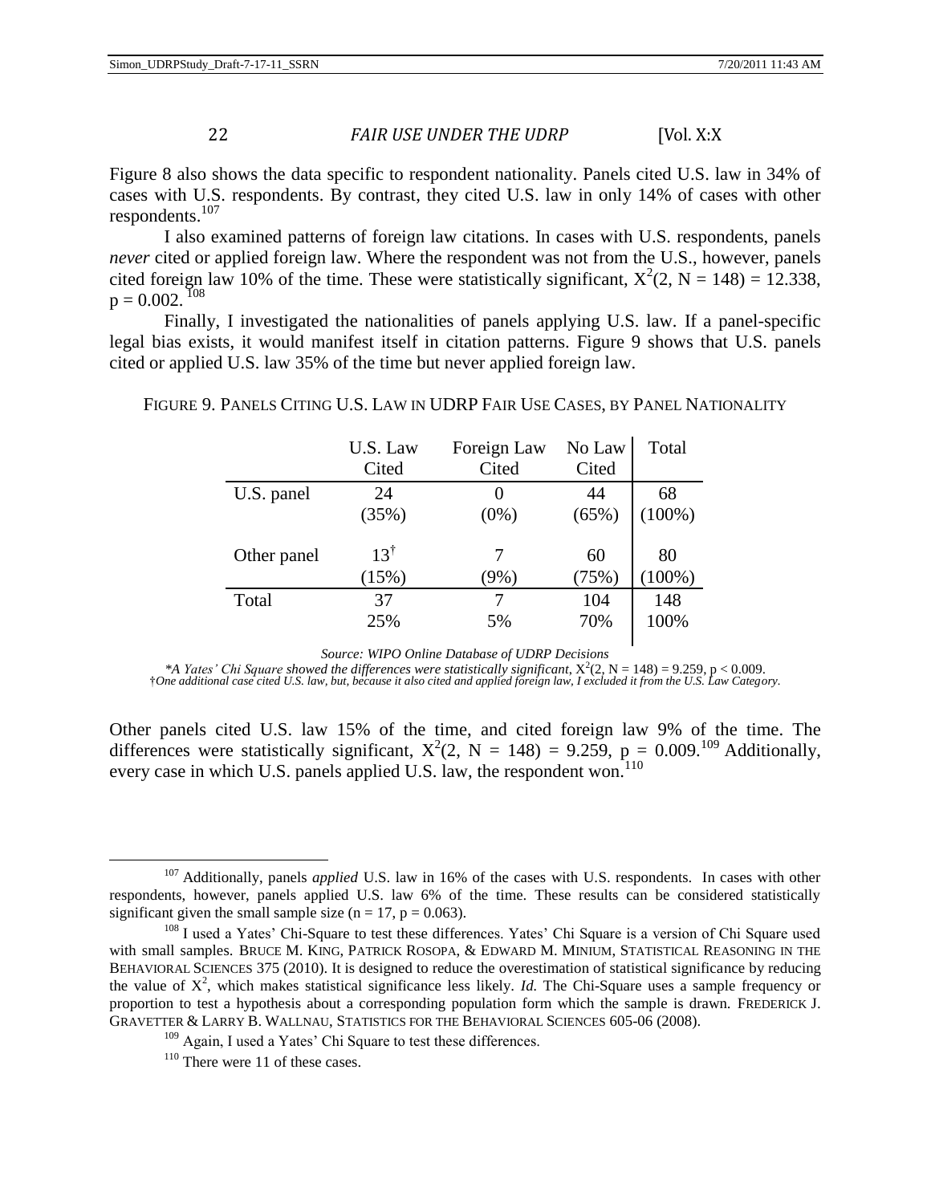Figure 8 also shows the data specific to respondent nationality. Panels cited U.S. law in 34% of cases with U.S. respondents. By contrast, they cited U.S. law in only 14% of cases with other respondents.[107]

I also examined patterns of foreign law citations. In cases with U.S. respondents, panels *never* cited or applied foreign law. Where the respondent was not from the U.S., however, panels cited foreign law 10% of the time. These were statistically significant, $X^2(2, N = 148) = 12.338$, $p = 0.002$.[108]

Finally, I investigated the nationalities of panels applying U.S. law. If a panel-specific legal bias exists, it would manifest itself in citation patterns. Figure 9 shows that U.S. panels cited or applied U.S. law 35% of the time but never applied foreign law.

FIGURE 9. PANELS CITING U.S. LAW IN UDRP FAIR USE CASES, BY PANEL NATIONALITY

| | U.S. Law Cited | Foreign Law Cited | No Law Cited | Total |
|---|---|---|---|---|
| U.S. panel | 24 (35%) | 0 (0%) | 44 (65%) | 68 (100%) |
| Other panel | 13† (15%) | 7 (9%) | 60 (75%) | 80 (100%) |
| Total | 37 25% | 7 5% | 104 70% | 148 100% |

*Source: WIPO Online Database of UDRP Decisions*

**A Yates' Chi Square showed the differences were statistically significant*, $X^2(2, N = 148) = 9.259$, $p < 0.009$.

†*One additional case cited U.S. law, but, because it also cited and applied foreign law, I excluded it from the U.S. Law Category.*

Other panels cited U.S. law 15% of the time, and cited foreign law 9% of the time. The differences were statistically significant, $X^2(2, N = 148) = 9.259$, $p = 0.009$.[109] Additionally, every case in which U.S. panels applied U.S. law, the respondent won.[110]

---

[107] Additionally, panels *applied* U.S. law in 16% of the cases with U.S. respondents. In cases with other respondents, however, panels applied U.S. law 6% of the time. These results can be considered statistically significant given the small sample size ($n = 17$, $p = 0.063$).

[108] I used a Yates' Chi-Square to test these differences. Yates' Chi Square is a version of Chi Square used with small samples. BRUCE M. KING, PATRICK ROSOPA, & EDWARD M. MINIUM, STATISTICAL REASONING IN THE BEHAVIORAL SCIENCES 375 (2010). It is designed to reduce the overestimation of statistical significance by reducing the value of $X^2$, which makes statistical significance less likely. *Id.* The Chi-Square uses a sample frequency or proportion to test a hypothesis about a corresponding population form which the sample is drawn. FREDERICK J. GRAVETTER & LARRY B. WALLNAU, STATISTICS FOR THE BEHAVIORAL SCIENCES 605-06 (2008).

[109] Again, I used a Yates' Chi Square to test these differences.

[110] There were 11 of these cases.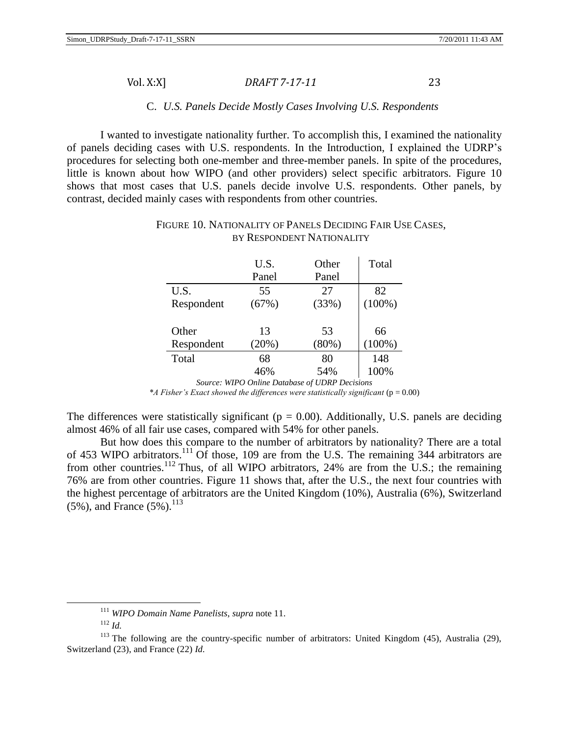### C. *U.S. Panels Decide Mostly Cases Involving U.S. Respondents*

I wanted to investigate nationality further. To accomplish this, I examined the nationality of panels deciding cases with U.S. respondents. In the Introduction, I explained the UDRP's procedures for selecting both one-member and three-member panels. In spite of the procedures, little is known about how WIPO (and other providers) select specific arbitrators. Figure 10 shows that most cases that U.S. panels decide involve U.S. respondents. Other panels, by contrast, decided mainly cases with respondents from other countries.

FIGURE 10. NATIONALITY OF PANELS DECIDING FAIR USE CASES, BY RESPONDENT NATIONALITY

| | U.S. Panel | Other Panel | Total |
|---|---|---|---|
| U.S. Respondent | 55 (67%) | 27 (33%) | 82 (100%) |
| Other Respondent | 13 (20%) | 53 (80%) | 66 (100%) |
| Total | 68 46% | 80 54% | 148 100% |

*Source: WIPO Online Database of UDRP Decisions*

*\*A Fisher's Exact showed the differences were statistically significant* ($p = 0.00$)

The differences were statistically significant ($p = 0.00$). Additionally, U.S. panels are deciding almost 46% of all fair use cases, compared with 54% for other panels.

But how does this compare to the number of arbitrators by nationality? There are a total of 453 WIPO arbitrators.[111] Of those, 109 are from the U.S. The remaining 344 arbitrators are from other countries.[112] Thus, of all WIPO arbitrators, 24% are from the U.S.; the remaining 76% are from other countries. Figure 11 shows that, after the U.S., the next four countries with the highest percentage of arbitrators are the United Kingdom (10%), Australia (6%), Switzerland (5%), and France (5%).[113]

---

[111] *WIPO Domain Name Panelists*, *supra* note 11.

[112] *Id.*

[113] The following are the country-specific number of arbitrators: United Kingdom (45), Australia (29), Switzerland (23), and France (22) *Id.*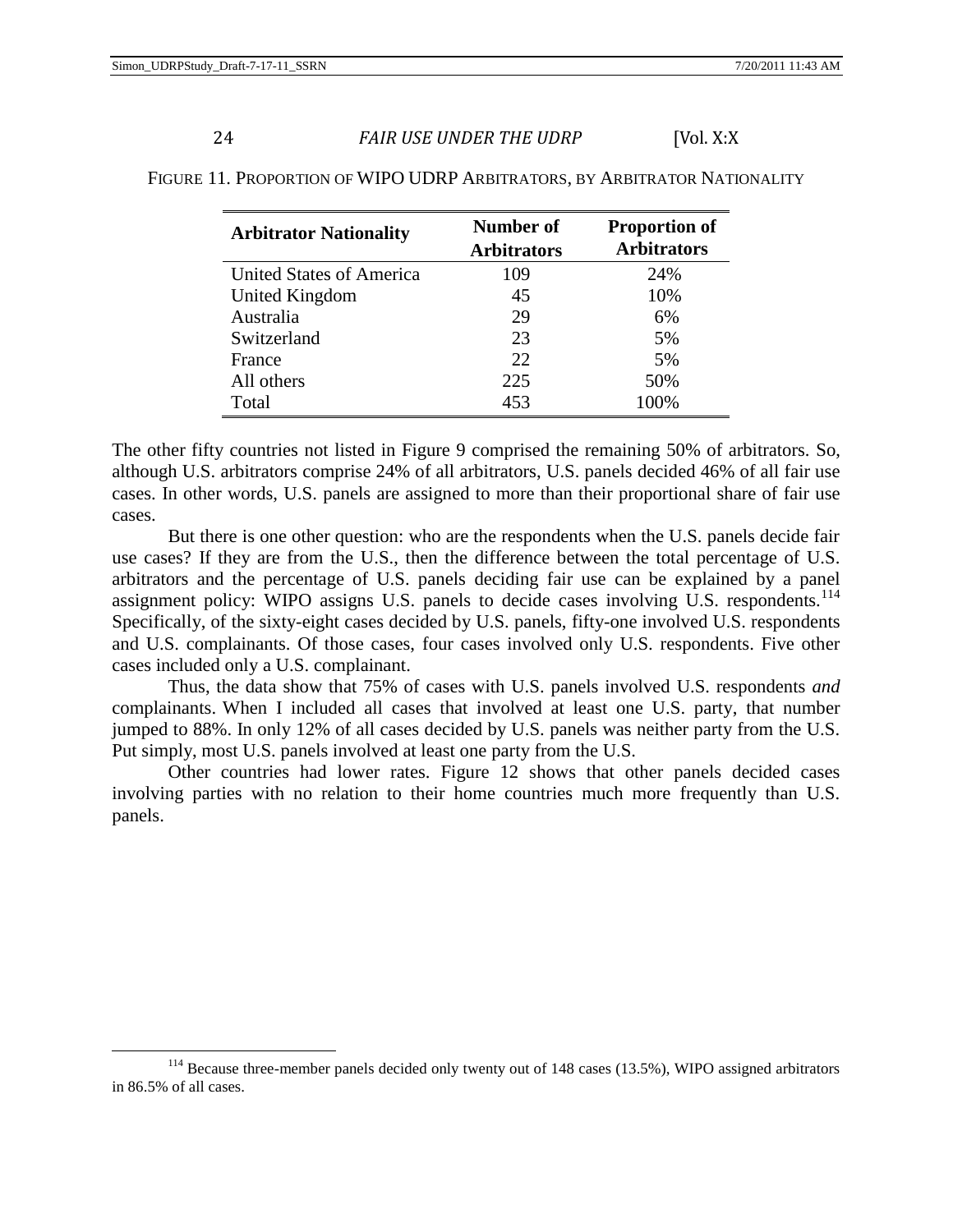FIGURE 11. PROPORTION OF WIPO UDRP ARBITRATORS, BY ARBITRATOR NATIONALITY

| Arbitrator Nationality | Number of Arbitrators | Proportion of Arbitrators |
|---|---|---|
| United States of America | 109 | 24% |
| United Kingdom | 45 | 10% |
| Australia | 29 | 6% |
| Switzerland | 23 | 5% |
| France | 22 | 5% |
| All others | 225 | 50% |
| Total | 453 | 100% |

The other fifty countries not listed in Figure 9 comprised the remaining 50% of arbitrators. So, although U.S. arbitrators comprise 24% of all arbitrators, U.S. panels decided 46% of all fair use cases. In other words, U.S. panels are assigned to more than their proportional share of fair use cases.

But there is one other question: who are the respondents when the U.S. panels decide fair use cases? If they are from the U.S., then the difference between the total percentage of U.S. arbitrators and the percentage of U.S. panels deciding fair use can be explained by a panel assignment policy: WIPO assigns U.S. panels to decide cases involving U.S. respondents.[114] Specifically, of the sixty-eight cases decided by U.S. panels, fifty-one involved U.S. respondents and U.S. complainants. Of those cases, four cases involved only U.S. respondents. Five other cases included only a U.S. complainant.

Thus, the data show that 75% of cases with U.S. panels involved U.S. respondents *and* complainants. When I included all cases that involved at least one U.S. party, that number jumped to 88%. In only 12% of all cases decided by U.S. panels was neither party from the U.S. Put simply, most U.S. panels involved at least one party from the U.S.

Other countries had lower rates. Figure 12 shows that other panels decided cases involving parties with no relation to their home countries much more frequently than U.S. panels.

[114] Because three-member panels decided only twenty out of 148 cases (13.5%), WIPO assigned arbitrators in 86.5% of all cases.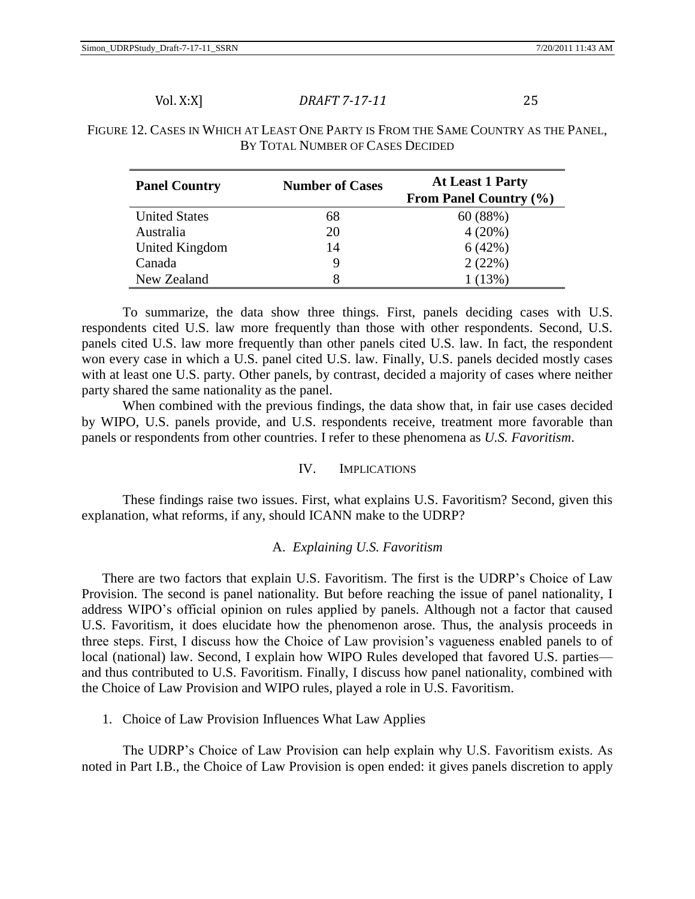FIGURE 12. CASES IN WHICH AT LEAST ONE PARTY IS FROM THE SAME COUNTRY AS THE PANEL, BY TOTAL NUMBER OF CASES DECIDED

| Panel Country | Number of Cases | At Least 1 Party From Panel Country (%) |
|---|---|---|
| United States | 68 | 60 (88%) |
| Australia | 20 | 4 (20%) |
| United Kingdom | 14 | 6 (42%) |
| Canada | 9 | 2 (22%) |
| New Zealand | 8 | 1 (13%) |

To summarize, the data show three things. First, panels deciding cases with U.S. respondents cited U.S. law more frequently than those with other respondents. Second, U.S. panels cited U.S. law more frequently than other panels cited U.S. law. In fact, the respondent won every case in which a U.S. panel cited U.S. law. Finally, U.S. panels decided mostly cases with at least one U.S. party. Other panels, by contrast, decided a majority of cases where neither party shared the same nationality as the panel.

When combined with the previous findings, the data show that, in fair use cases decided by WIPO, U.S. panels provide, and U.S. respondents receive, treatment more favorable than panels or respondents from other countries. I refer to these phenomena as *U.S. Favoritism*.

## IV. IMPLICATIONS

These findings raise two issues. First, what explains U.S. Favoritism? Second, given this explanation, what reforms, if any, should ICANN make to the UDRP?

### A. *Explaining U.S. Favoritism*

There are two factors that explain U.S. Favoritism. The first is the UDRP's Choice of Law Provision. The second is panel nationality. But before reaching the issue of panel nationality, I address WIPO's official opinion on rules applied by panels. Although not a factor that caused U.S. Favoritism, it does elucidate how the phenomenon arose. Thus, the analysis proceeds in three steps. First, I discuss how the Choice of Law provision's vagueness enabled panels to of local (national) law. Second, I explain how WIPO Rules developed that favored U.S. parties—and thus contributed to U.S. Favoritism. Finally, I discuss how panel nationality, combined with the Choice of Law Provision and WIPO rules, played a role in U.S. Favoritism.

#### 1. Choice of Law Provision Influences What Law Applies

The UDRP's Choice of Law Provision can help explain why U.S. Favoritism exists. As noted in Part I.B., the Choice of Law Provision is open ended: it gives panels discretion to apply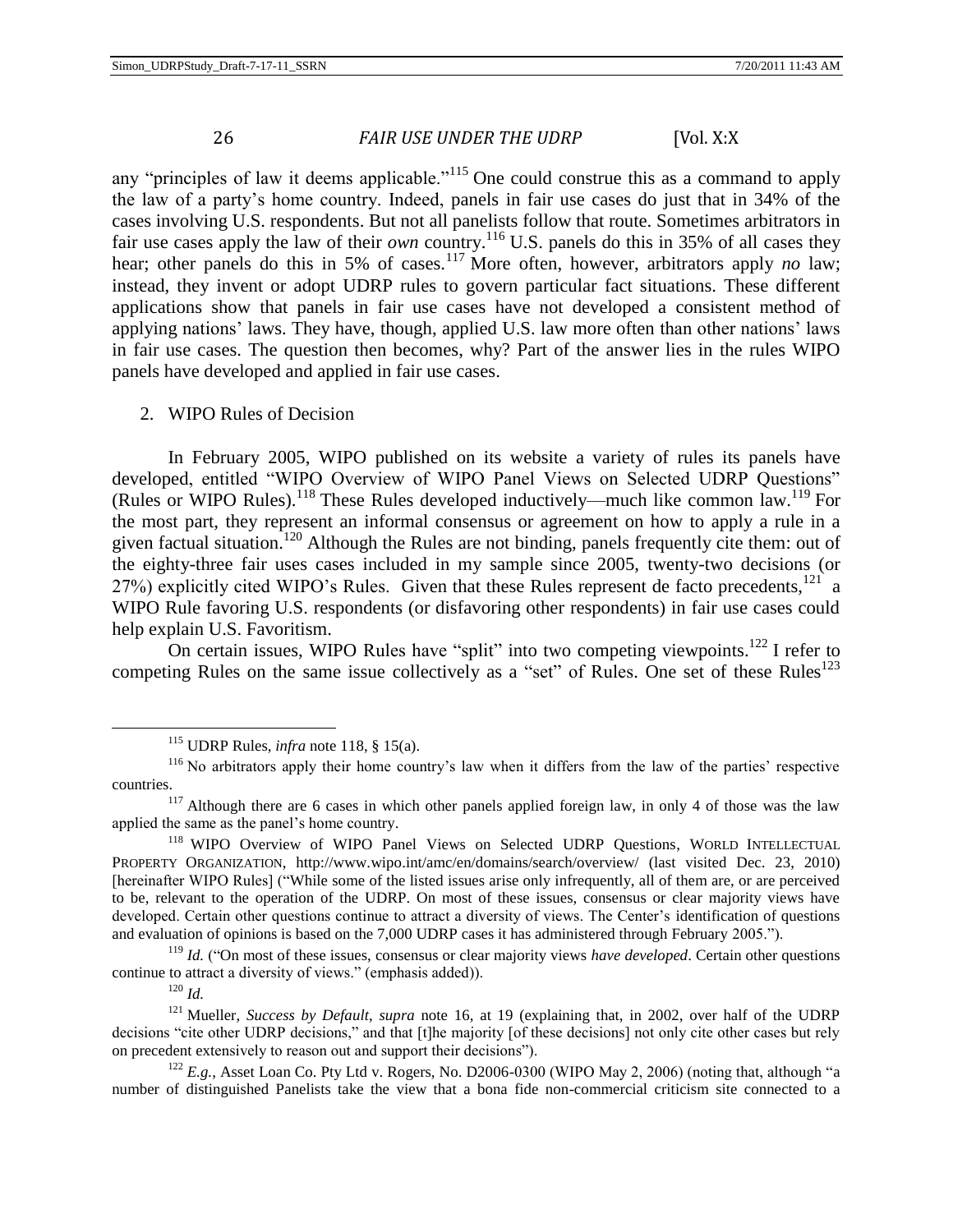any "principles of law it deems applicable."[115] One could construe this as a command to apply the law of a party's home country. Indeed, panels in fair use cases do just that in 34% of the cases involving U.S. respondents. But not all panelists follow that route. Sometimes arbitrators in fair use cases apply the law of their *own* country.[116] U.S. panels do this in 35% of all cases they hear; other panels do this in 5% of cases.[117] More often, however, arbitrators apply *no* law; instead, they invent or adopt UDRP rules to govern particular fact situations. These different applications show that panels in fair use cases have not developed a consistent method of applying nations' laws. They have, though, applied U.S. law more often than other nations' laws in fair use cases. The question then becomes, why? Part of the answer lies in the rules WIPO panels have developed and applied in fair use cases.

2. WIPO Rules of Decision

In February 2005, WIPO published on its website a variety of rules its panels have developed, entitled "WIPO Overview of WIPO Panel Views on Selected UDRP Questions" (Rules or WIPO Rules).[118] These Rules developed inductively—much like common law.[119] For the most part, they represent an informal consensus or agreement on how to apply a rule in a given factual situation.[120] Although the Rules are not binding, panels frequently cite them: out of the eighty-three fair uses cases included in my sample since 2005, twenty-two decisions (or 27%) explicitly cited WIPO's Rules. Given that these Rules represent de facto precedents,[121] a WIPO Rule favoring U.S. respondents (or disfavoring other respondents) in fair use cases could help explain U.S. Favoritism.

On certain issues, WIPO Rules have "split" into two competing viewpoints.[122] I refer to competing Rules on the same issue collectively as a "set" of Rules. One set of these Rules[123]

---

[115] UDRP Rules, *infra* note 118, § 15(a).

[116] No arbitrators apply their home country's law when it differs from the law of the parties' respective countries.

[117] Although there are 6 cases in which other panels applied foreign law, in only 4 of those was the law applied the same as the panel's home country.

[118] WIPO Overview of WIPO Panel Views on Selected UDRP Questions, WORLD INTELLECTUAL PROPERTY ORGANIZATION, http://www.wipo.int/amc/en/domains/search/overview/ (last visited Dec. 23, 2010) [hereinafter WIPO Rules] ("While some of the listed issues arise only infrequently, all of them are, or are perceived to be, relevant to the operation of the UDRP. On most of these issues, consensus or clear majority views have developed. Certain other questions continue to attract a diversity of views. The Center's identification of questions and evaluation of opinions is based on the 7,000 UDRP cases it has administered through February 2005.").

[119] *Id.* ("On most of these issues, consensus or clear majority views *have developed*. Certain other questions continue to attract a diversity of views." (emphasis added)).

[120] *Id.*

[121] Mueller, *Success by Default*, *supra* note 16, at 19 (explaining that, in 2002, over half of the UDRP decisions "cite other UDRP decisions," and that [t]he majority [of these decisions] not only cite other cases but rely on precedent extensively to reason out and support their decisions").

[122] *E.g.*, Asset Loan Co. Pty Ltd v. Rogers, No. D2006-0300 (WIPO May 2, 2006) (noting that, although "a number of distinguished Panelists take the view that a bona fide non-commercial criticism site connected to a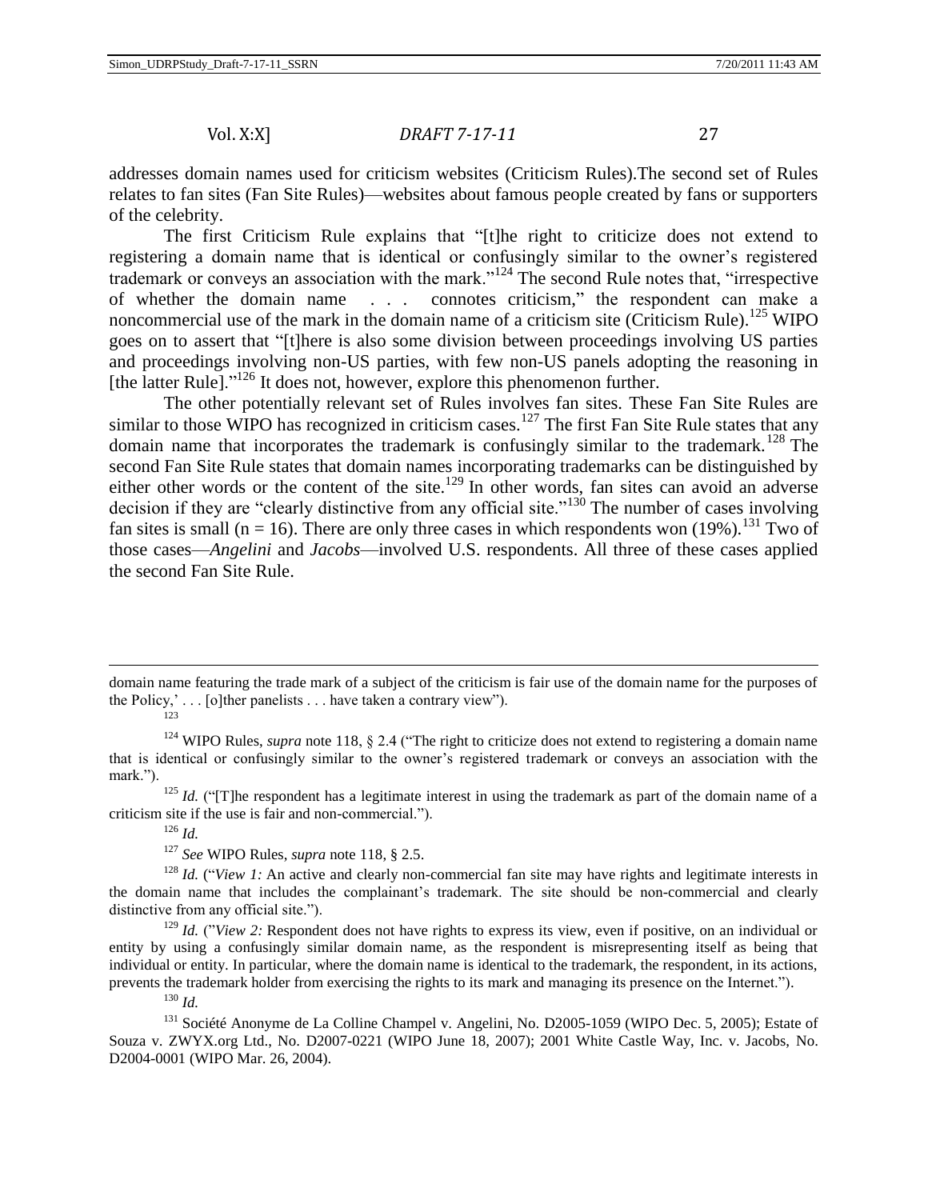addresses domain names used for criticism websites (Criticism Rules).The second set of Rules relates to fan sites (Fan Site Rules)—websites about famous people created by fans or supporters of the celebrity.

The first Criticism Rule explains that "[t]he right to criticize does not extend to registering a domain name that is identical or confusingly similar to the owner's registered trademark or conveys an association with the mark."[124] The second Rule notes that, "irrespective of whether the domain name . . . connotes criticism," the respondent can make a noncommercial use of the mark in the domain name of a criticism site (Criticism Rule).[125] WIPO goes on to assert that "[t]here is also some division between proceedings involving US parties and proceedings involving non-US parties, with few non-US panels adopting the reasoning in [the latter Rule]."[126] It does not, however, explore this phenomenon further.

The other potentially relevant set of Rules involves fan sites. These Fan Site Rules are similar to those WIPO has recognized in criticism cases.[127] The first Fan Site Rule states that any domain name that incorporates the trademark is confusingly similar to the trademark.[128] The second Fan Site Rule states that domain names incorporating trademarks can be distinguished by either other words or the content of the site.[129] In other words, fan sites can avoid an adverse decision if they are "clearly distinctive from any official site."[130] The number of cases involving fan sites is small (n = 16). There are only three cases in which respondents won (19%).[131] Two of those cases—*Angelini* and *Jacobs*—involved U.S. respondents. All three of these cases applied the second Fan Site Rule.

---

domain name featuring the trade mark of a subject of the criticism is fair use of the domain name for the purposes of the Policy,' . . . [o]ther panelists . . . have taken a contrary view").

[123]

[124] WIPO Rules, *supra* note 118, § 2.4 ("The right to criticize does not extend to registering a domain name that is identical or confusingly similar to the owner's registered trademark or conveys an association with the mark.").

[125] *Id.* ("[T]he respondent has a legitimate interest in using the trademark as part of the domain name of a criticism site if the use is fair and non-commercial.").

[126] *Id.*

[127] *See* WIPO Rules, *supra* note 118, § 2.5.

[128] *Id.* ("*View 1:* An active and clearly non-commercial fan site may have rights and legitimate interests in the domain name that includes the complainant's trademark. The site should be non-commercial and clearly distinctive from any official site.").

[129] *Id.* ("*View 2:* Respondent does not have rights to express its view, even if positive, on an individual or entity by using a confusingly similar domain name, as the respondent is misrepresenting itself as being that individual or entity. In particular, where the domain name is identical to the trademark, the respondent, in its actions, prevents the trademark holder from exercising the rights to its mark and managing its presence on the Internet.").

[130] *Id.*

[131] Société Anonyme de La Colline Champel v. Angelini, No. D2005-1059 (WIPO Dec. 5, 2005); Estate of Souza v. ZWYX.org Ltd., No. D2007-0221 (WIPO June 18, 2007); 2001 White Castle Way, Inc. v. Jacobs, No. D2004-0001 (WIPO Mar. 26, 2004).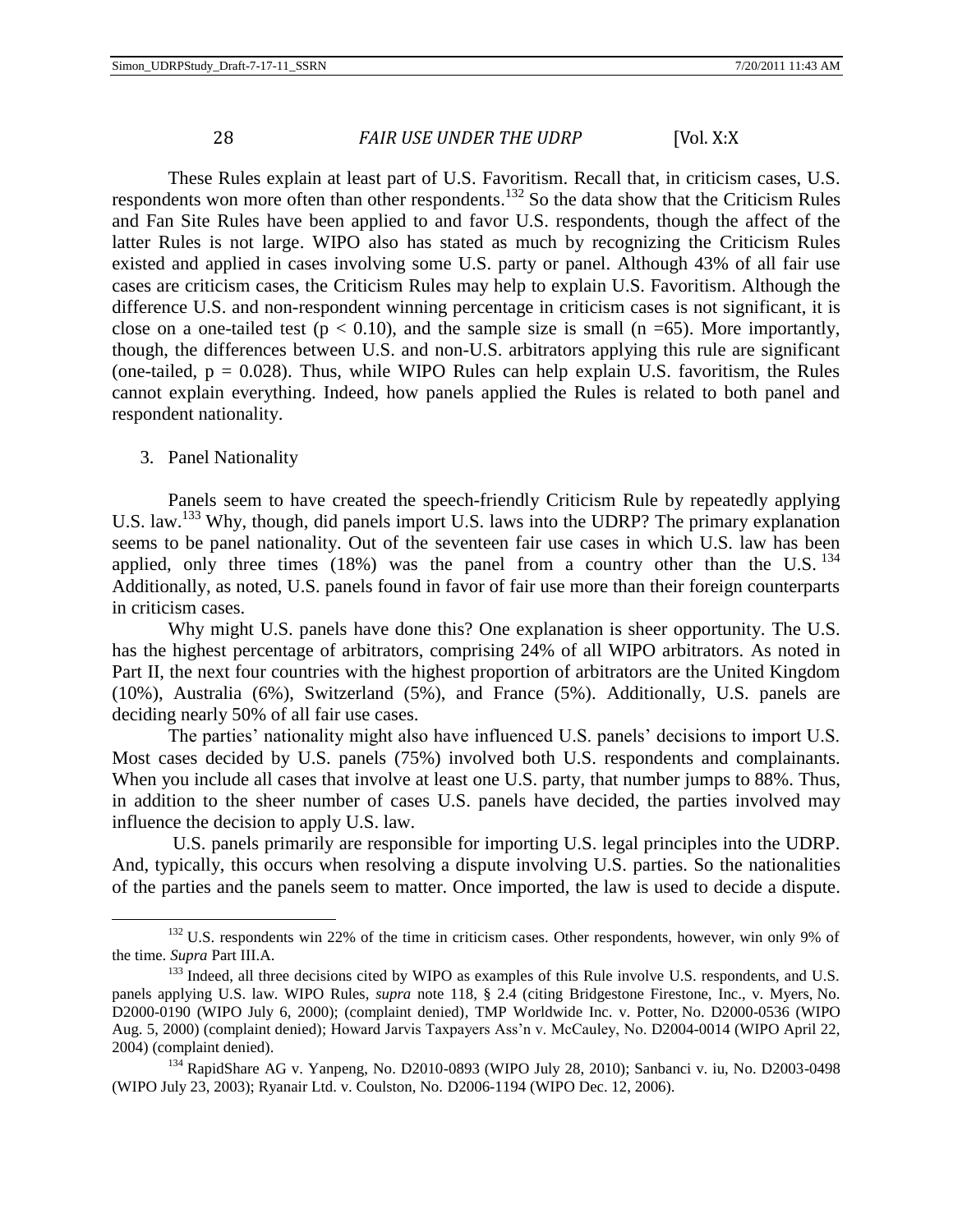These Rules explain at least part of U.S. Favoritism. Recall that, in criticism cases, U.S. respondents won more often than other respondents.[132] So the data show that the Criticism Rules and Fan Site Rules have been applied to and favor U.S. respondents, though the affect of the latter Rules is not large. WIPO also has stated as much by recognizing the Criticism Rules existed and applied in cases involving some U.S. party or panel. Although 43% of all fair use cases are criticism cases, the Criticism Rules may help to explain U.S. Favoritism. Although the difference U.S. and non-respondent winning percentage in criticism cases is not significant, it is close on a one-tailed test ($p < 0.10$), and the sample size is small ($n = 65$). More importantly, though, the differences between U.S. and non-U.S. arbitrators applying this rule are significant (one-tailed, $p = 0.028$). Thus, while WIPO Rules can help explain U.S. favoritism, the Rules cannot explain everything. Indeed, how panels applied the Rules is related to both panel and respondent nationality.

3. Panel Nationality

Panels seem to have created the speech-friendly Criticism Rule by repeatedly applying U.S. law.[133] Why, though, did panels import U.S. laws into the UDRP? The primary explanation seems to be panel nationality. Out of the seventeen fair use cases in which U.S. law has been applied, only three times (18%) was the panel from a country other than the U.S.[134] Additionally, as noted, U.S. panels found in favor of fair use more than their foreign counterparts in criticism cases.

Why might U.S. panels have done this? One explanation is sheer opportunity. The U.S. has the highest percentage of arbitrators, comprising 24% of all WIPO arbitrators. As noted in Part II, the next four countries with the highest proportion of arbitrators are the United Kingdom (10%), Australia (6%), Switzerland (5%), and France (5%). Additionally, U.S. panels are deciding nearly 50% of all fair use cases.

The parties' nationality might also have influenced U.S. panels' decisions to import U.S. Most cases decided by U.S. panels (75%) involved both U.S. respondents and complainants. When you include all cases that involve at least one U.S. party, that number jumps to 88%. Thus, in addition to the sheer number of cases U.S. panels have decided, the parties involved may influence the decision to apply U.S. law.

U.S. panels primarily are responsible for importing U.S. legal principles into the UDRP. And, typically, this occurs when resolving a dispute involving U.S. parties. So the nationalities of the parties and the panels seem to matter. Once imported, the law is used to decide a dispute.

---

[132] U.S. respondents win 22% of the time in criticism cases. Other respondents, however, win only 9% of the time. *Supra* Part III.A.

[133] Indeed, all three decisions cited by WIPO as examples of this Rule involve U.S. respondents, and U.S. panels applying U.S. law. WIPO Rules, *supra* note 118, § 2.4 (citing Bridgestone Firestone, Inc., v. Myers, No. D2000-0190 (WIPO July 6, 2000); (complaint denied), TMP Worldwide Inc. v. Potter, No. D2000-0536 (WIPO Aug. 5, 2000) (complaint denied); Howard Jarvis Taxpayers Ass'n v. McCauley, No. D2004-0014 (WIPO April 22, 2004) (complaint denied).

[134] RapidShare AG v. Yanpeng, No. D2010-0893 (WIPO July 28, 2010); Sanbanci v. iu, No. D2003-0498 (WIPO July 23, 2003); Ryanair Ltd. v. Coulston, No. D2006-1194 (WIPO Dec. 12, 2006).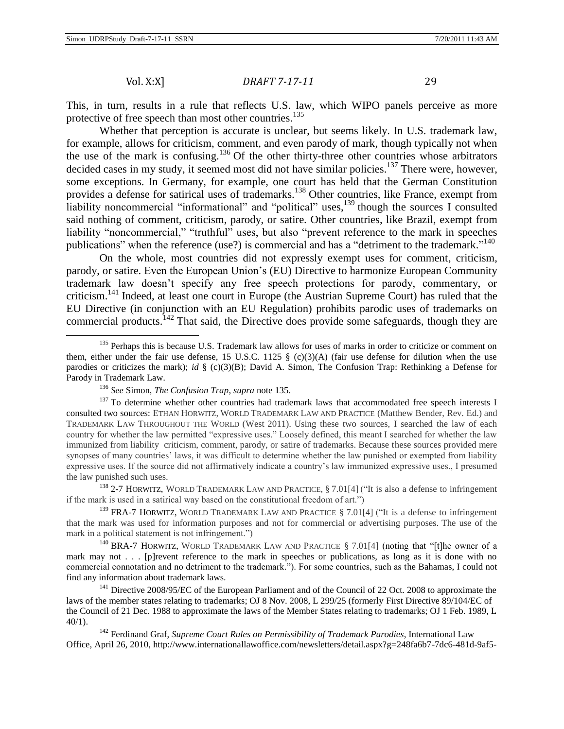This, in turn, results in a rule that reflects U.S. law, which WIPO panels perceive as more protective of free speech than most other countries.[135]

Whether that perception is accurate is unclear, but seems likely. In U.S. trademark law, for example, allows for criticism, comment, and even parody of mark, though typically not when the use of the mark is confusing.[136] Of the other thirty-three other countries whose arbitrators decided cases in my study, it seemed most did not have similar policies.[137] There were, however, some exceptions. In Germany, for example, one court has held that the German Constitution provides a defense for satirical uses of trademarks.[138] Other countries, like France, exempt from liability noncommercial "informational" and "political" uses,[139] though the sources I consulted said nothing of comment, criticism, parody, or satire. Other countries, like Brazil, exempt from liability "noncommercial," "truthful" uses, but also "prevent reference to the mark in speeches publications" when the reference (use?) is commercial and has a "detriment to the trademark."[140]

On the whole, most countries did not expressly exempt uses for comment, criticism, parody, or satire. Even the European Union's (EU) Directive to harmonize European Community trademark law doesn't specify any free speech protections for parody, commentary, or criticism.[141] Indeed, at least one court in Europe (the Austrian Supreme Court) has ruled that the EU Directive (in conjunction with an EU Regulation) prohibits parodic uses of trademarks on commercial products.[142] That said, the Directive does provide some safeguards, though they are

---

[135] Perhaps this is because U.S. Trademark law allows for uses of marks in order to criticize or comment on them, either under the fair use defense, 15 U.S.C. 1125 § (c)(3)(A) (fair use defense for dilution when the use parodies or criticizes the mark); *id* § (c)(3)(B); David A. Simon, The Confusion Trap: Rethinking a Defense for Parody in Trademark Law.

[136] *See* Simon, *The Confusion Trap*, *supra* note 135.

[137] To determine whether other countries had trademark laws that accommodated free speech interests I consulted two sources: ETHAN HORWITZ, WORLD TRADEMARK LAW AND PRACTICE (Matthew Bender, Rev. Ed.) and TRADEMARK LAW THROUGHOUT THE WORLD (West 2011). Using these two sources, I searched the law of each country for whether the law permitted "expressive uses." Loosely defined, this meant I searched for whether the law immunized from liability criticism, comment, parody, or satire of trademarks. Because these sources provided mere synopses of many countries' laws, it was difficult to determine whether the law punished or exempted from liability expressive uses. If the source did not affirmatively indicate a country's law immunized expressive uses., I presumed the law punished such uses.

[138] 2-7 HORWITZ, WORLD TRADEMARK LAW AND PRACTICE, § 7.01[4] ("It is also a defense to infringement if the mark is used in a satirical way based on the constitutional freedom of art.")

[139] FRA-7 HORWITZ, WORLD TRADEMARK LAW AND PRACTICE § 7.01[4] ("It is a defense to infringement that the mark was used for information purposes and not for commercial or advertising purposes. The use of the mark in a political statement is not infringement.")

[140] BRA-7 HORWITZ, WORLD TRADEMARK LAW AND PRACTICE § 7.01[4] (noting that "[t]he owner of a mark may not . . . [p]revent reference to the mark in speeches or publications, as long as it is done with no commercial connotation and no detriment to the trademark."). For some countries, such as the Bahamas, I could not find any information about trademark laws.

[141] Directive 2008/95/EC of the European Parliament and of the Council of 22 Oct. 2008 to approximate the laws of the member states relating to trademarks; OJ 8 Nov. 2008, L 299/25 (formerly First Directive 89/104/EC of the Council of 21 Dec. 1988 to approximate the laws of the Member States relating to trademarks; OJ 1 Feb. 1989, L 40/1).

[142] Ferdinand Graf, *Supreme Court Rules on Permissibility of Trademark Parodies*, International Law Office, April 26, 2010, http://www.internationallawoffice.com/newsletters/detail.aspx?g=248fa6b7-7dc6-481d-9af5-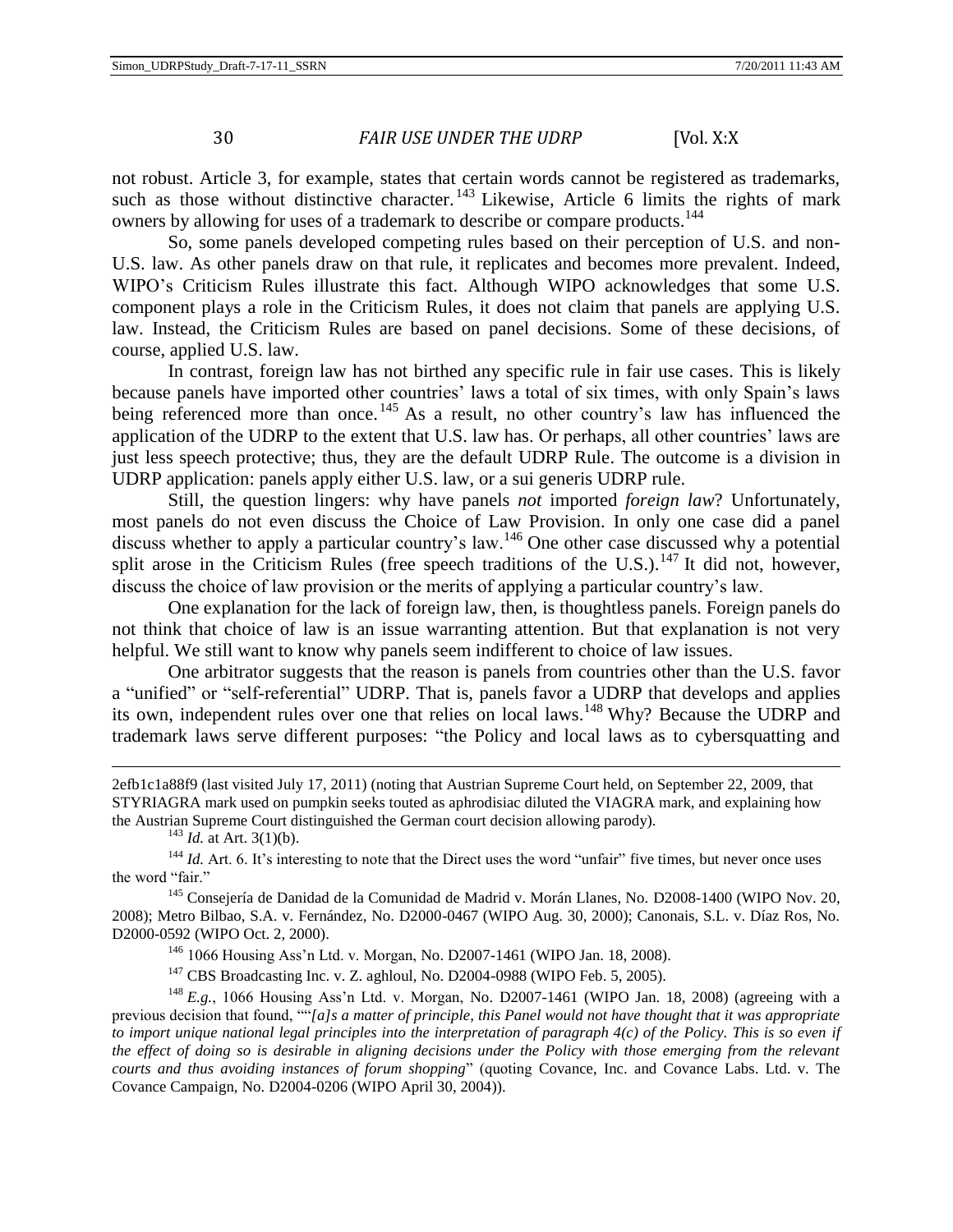not robust. Article 3, for example, states that certain words cannot be registered as trademarks, such as those without distinctive character.[143] Likewise, Article 6 limits the rights of mark owners by allowing for uses of a trademark to describe or compare products.[144]

So, some panels developed competing rules based on their perception of U.S. and non-U.S. law. As other panels draw on that rule, it replicates and becomes more prevalent. Indeed, WIPO's Criticism Rules illustrate this fact. Although WIPO acknowledges that some U.S. component plays a role in the Criticism Rules, it does not claim that panels are applying U.S. law. Instead, the Criticism Rules are based on panel decisions. Some of these decisions, of course, applied U.S. law.

In contrast, foreign law has not birthed any specific rule in fair use cases. This is likely because panels have imported other countries' laws a total of six times, with only Spain's laws being referenced more than once.[145] As a result, no other country's law has influenced the application of the UDRP to the extent that U.S. law has. Or perhaps, all other countries' laws are just less speech protective; thus, they are the default UDRP Rule. The outcome is a division in UDRP application: panels apply either U.S. law, or a sui generis UDRP rule.

Still, the question lingers: why have panels *not* imported *foreign law*? Unfortunately, most panels do not even discuss the Choice of Law Provision. In only one case did a panel discuss whether to apply a particular country's law.[146] One other case discussed why a potential split arose in the Criticism Rules (free speech traditions of the U.S.).[147] It did not, however, discuss the choice of law provision or the merits of applying a particular country's law.

One explanation for the lack of foreign law, then, is thoughtless panels. Foreign panels do not think that choice of law is an issue warranting attention. But that explanation is not very helpful. We still want to know why panels seem indifferent to choice of law issues.

One arbitrator suggests that the reason is panels from countries other than the U.S. favor a "unified" or "self-referential" UDRP. That is, panels favor a UDRP that develops and applies its own, independent rules over one that relies on local laws.[148] Why? Because the UDRP and trademark laws serve different purposes: "the Policy and local laws as to cybersquatting and

---

2efb1c1a88f9 (last visited July 17, 2011) (noting that Austrian Supreme Court held, on September 22, 2009, that STYRIAGRA mark used on pumpkin seeks touted as aphrodisiac diluted the VIAGRA mark, and explaining how the Austrian Supreme Court distinguished the German court decision allowing parody).

[143] *Id.* at Art. 3(1)(b).

[144] *Id.* Art. 6. It's interesting to note that the Direct uses the word "unfair" five times, but never once uses the word "fair."

[145] Consejería de Danidad de la Comunidad de Madrid v. Morán Llanes, No. D2008-1400 (WIPO Nov. 20, 2008); Metro Bilbao, S.A. v. Fernández, No. D2000-0467 (WIPO Aug. 30, 2000); Canonais, S.L. v. Díaz Ros, No. D2000-0592 (WIPO Oct. 2, 2000).

[146] 1066 Housing Ass'n Ltd. v. Morgan, No. D2007-1461 (WIPO Jan. 18, 2008).

[147] CBS Broadcasting Inc. v. Z. aghloul, No. D2004-0988 (WIPO Feb. 5, 2005).

[148] *E.g.*, 1066 Housing Ass'n Ltd. v. Morgan, No. D2007-1461 (WIPO Jan. 18, 2008) (agreeing with a previous decision that found, ""*[a]s a matter of principle, this Panel would not have thought that it was appropriate to import unique national legal principles into the interpretation of paragraph 4(c) of the Policy. This is so even if the effect of doing so is desirable in aligning decisions under the Policy with those emerging from the relevant courts and thus avoiding instances of forum shopping*" (quoting Covance, Inc. and Covance Labs. Ltd. v. The Covance Campaign, No. D2004-0206 (WIPO April 30, 2004)).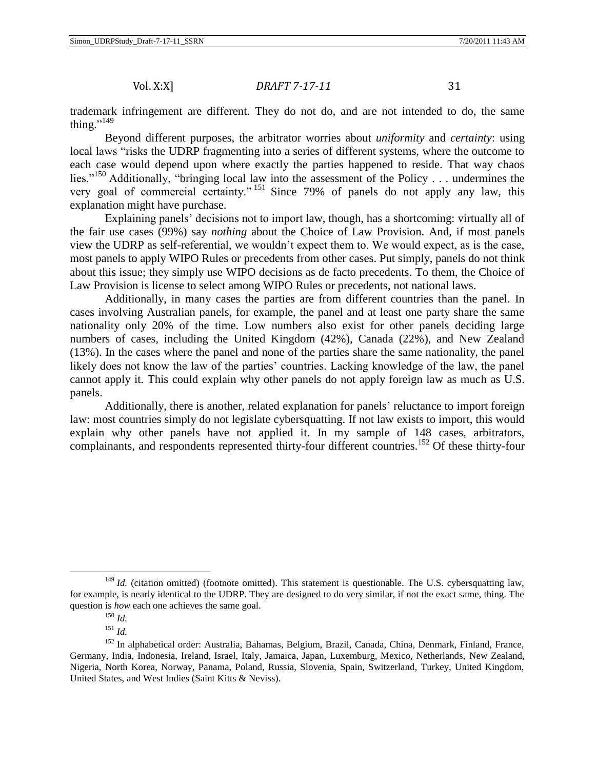trademark infringement are different. They do not do, and are not intended to do, the same thing."[149]

Beyond different purposes, the arbitrator worries about *uniformity* and *certainty*: using local laws "risks the UDRP fragmenting into a series of different systems, where the outcome to each case would depend upon where exactly the parties happened to reside. That way chaos lies."[150] Additionally, "bringing local law into the assessment of the Policy . . . undermines the very goal of commercial certainty."[151] Since 79% of panels do not apply any law, this explanation might have purchase.

Explaining panels' decisions not to import law, though, has a shortcoming: virtually all of the fair use cases (99%) say *nothing* about the Choice of Law Provision. And, if most panels view the UDRP as self-referential, we wouldn't expect them to. We would expect, as is the case, most panels to apply WIPO Rules or precedents from other cases. Put simply, panels do not think about this issue; they simply use WIPO decisions as de facto precedents. To them, the Choice of Law Provision is license to select among WIPO Rules or precedents, not national laws.

Additionally, in many cases the parties are from different countries than the panel. In cases involving Australian panels, for example, the panel and at least one party share the same nationality only 20% of the time. Low numbers also exist for other panels deciding large numbers of cases, including the United Kingdom (42%), Canada (22%), and New Zealand (13%). In the cases where the panel and none of the parties share the same nationality, the panel likely does not know the law of the parties' countries. Lacking knowledge of the law, the panel cannot apply it. This could explain why other panels do not apply foreign law as much as U.S. panels.

Additionally, there is another, related explanation for panels' reluctance to import foreign law: most countries simply do not legislate cybersquatting. If not law exists to import, this would explain why other panels have not applied it. In my sample of 148 cases, arbitrators, complainants, and respondents represented thirty-four different countries.[152] Of these thirty-four

---

[149] *Id.* (citation omitted) (footnote omitted). This statement is questionable. The U.S. cybersquatting law, for example, is nearly identical to the UDRP. They are designed to do very similar, if not the exact same, thing. The question is *how* each one achieves the same goal.

[150] *Id.*

[151] *Id.*

[152] In alphabetical order: Australia, Bahamas, Belgium, Brazil, Canada, China, Denmark, Finland, France, Germany, India, Indonesia, Ireland, Israel, Italy, Jamaica, Japan, Luxemburg, Mexico, Netherlands, New Zealand, Nigeria, North Korea, Norway, Panama, Poland, Russia, Slovenia, Spain, Switzerland, Turkey, United Kingdom, United States, and West Indies (Saint Kitts & Neviss).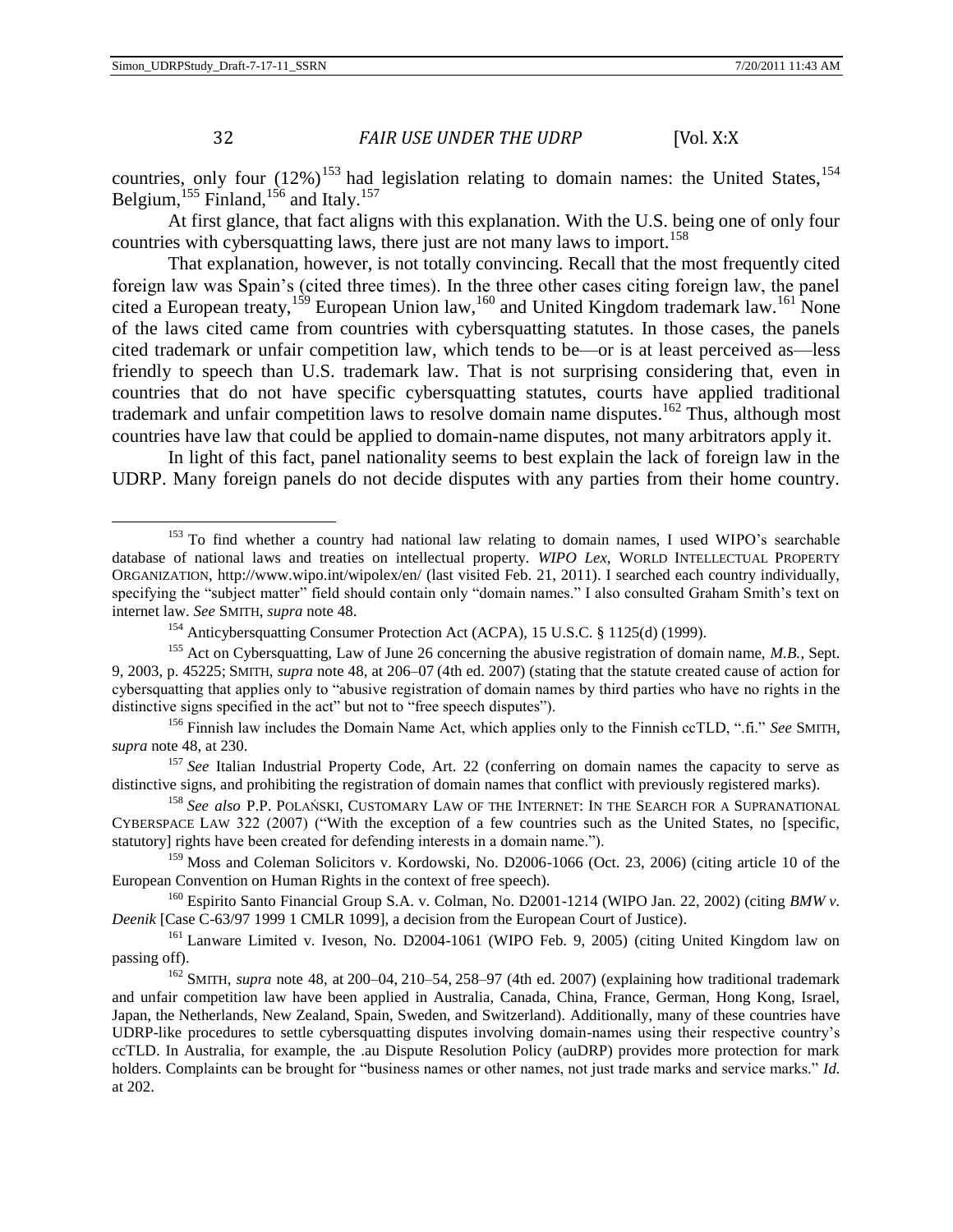countries, only four (12%)[153] had legislation relating to domain names: the United States,[154] Belgium,[155] Finland,[156] and Italy.[157]

At first glance, that fact aligns with this explanation. With the U.S. being one of only four countries with cybersquatting laws, there just are not many laws to import.[158]

That explanation, however, is not totally convincing. Recall that the most frequently cited foreign law was Spain's (cited three times). In the three other cases citing foreign law, the panel cited a European treaty,[159] European Union law,[160] and United Kingdom trademark law.[161] None of the laws cited came from countries with cybersquatting statutes. In those cases, the panels cited trademark or unfair competition law, which tends to be—or is at least perceived as—less friendly to speech than U.S. trademark law. That is not surprising considering that, even in countries that do not have specific cybersquatting statutes, courts have applied traditional trademark and unfair competition laws to resolve domain name disputes.[162] Thus, although most countries have law that could be applied to domain-name disputes, not many arbitrators apply it.

In light of this fact, panel nationality seems to best explain the lack of foreign law in the UDRP. Many foreign panels do not decide disputes with any parties from their home country.

---

[153] To find whether a country had national law relating to domain names, I used WIPO's searchable database of national laws and treaties on intellectual property. *WIPO Lex*, WORLD INTELLECTUAL PROPERTY ORGANIZATION, http://www.wipo.int/wipolex/en/ (last visited Feb. 21, 2011). I searched each country individually, specifying the "subject matter" field should contain only "domain names." I also consulted Graham Smith's text on internet law. *See* SMITH, *supra* note 48.

[154] Anticybersquatting Consumer Protection Act (ACPA), 15 U.S.C. § 1125(d) (1999).

[155] Act on Cybersquatting, Law of June 26 concerning the abusive registration of domain name, *M.B.*, Sept. 9, 2003, p. 45225; SMITH, *supra* note 48, at 206–07 (4th ed. 2007) (stating that the statute created cause of action for cybersquatting that applies only to "abusive registration of domain names by third parties who have no rights in the distinctive signs specified in the act" but not to "free speech disputes").

[156] Finnish law includes the Domain Name Act, which applies only to the Finnish ccTLD, ".fi." *See* SMITH, *supra* note 48, at 230.

[157] *See* Italian Industrial Property Code, Art. 22 (conferring on domain names the capacity to serve as distinctive signs, and prohibiting the registration of domain names that conflict with previously registered marks).

[158] *See also* P.P. POLAŃSKI, CUSTOMARY LAW OF THE INTERNET: IN THE SEARCH FOR A SUPRANATIONAL CYBERSPACE LAW 322 (2007) ("With the exception of a few countries such as the United States, no [specific, statutory] rights have been created for defending interests in a domain name.").

[159] Moss and Coleman Solicitors v. Kordowski, No. D2006-1066 (Oct. 23, 2006) (citing article 10 of the European Convention on Human Rights in the context of free speech).

[160] Espirito Santo Financial Group S.A. v. Colman, No. D2001-1214 (WIPO Jan. 22, 2002) (citing *BMW v. Deenik* [Case C-63/97 1999 1 CMLR 1099], a decision from the European Court of Justice).

[161] Lanware Limited v. Iveson, No. D2004-1061 (WIPO Feb. 9, 2005) (citing United Kingdom law on passing off).

[162] SMITH, *supra* note 48, at 200–04, 210–54, 258–97 (4th ed. 2007) (explaining how traditional trademark and unfair competition law have been applied in Australia, Canada, China, France, German, Hong Kong, Israel, Japan, the Netherlands, New Zealand, Spain, Sweden, and Switzerland). Additionally, many of these countries have UDRP-like procedures to settle cybersquatting disputes involving domain-names using their respective country's ccTLD. In Australia, for example, the .au Dispute Resolution Policy (auDRP) provides more protection for mark holders. Complaints can be brought for "business names or other names, not just trade marks and service marks." *Id.* at 202.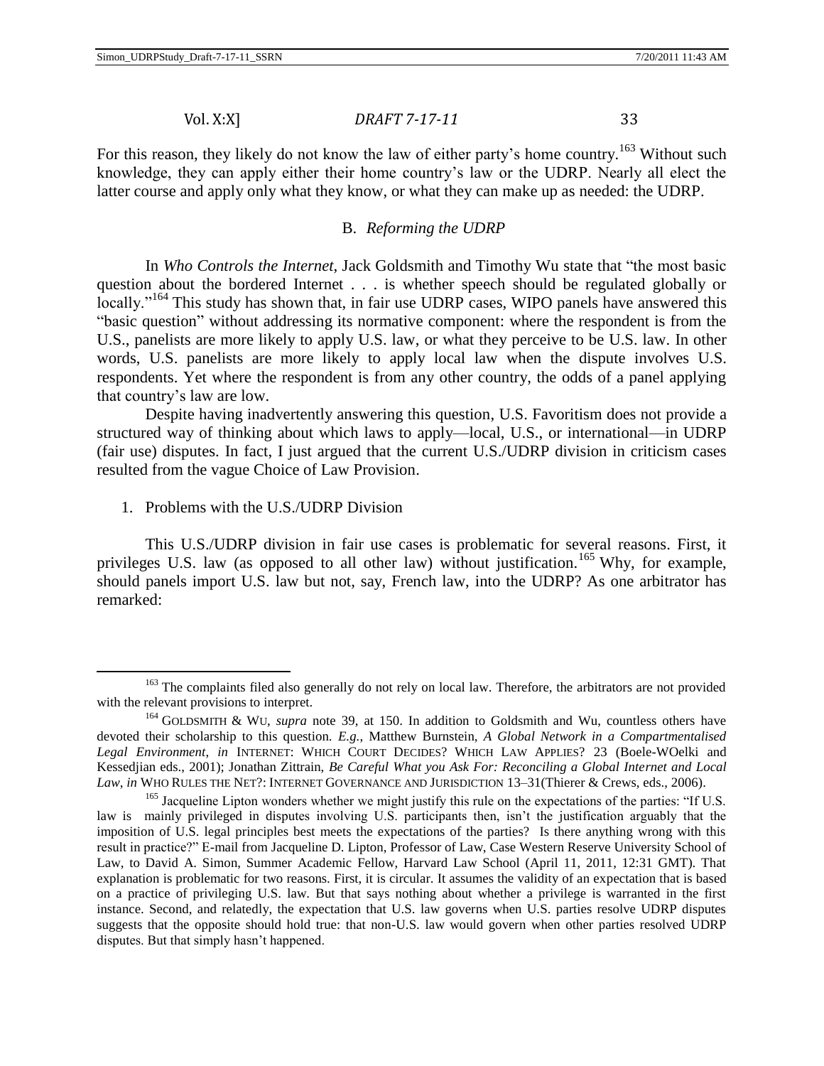For this reason, they likely do not know the law of either party's home country.[163] Without such knowledge, they can apply either their home country's law or the UDRP. Nearly all elect the latter course and apply only what they know, or what they can make up as needed: the UDRP.

### B. *Reforming the UDRP*

In *Who Controls the Internet*, Jack Goldsmith and Timothy Wu state that "the most basic question about the bordered Internet . . . is whether speech should be regulated globally or locally."[164] This study has shown that, in fair use UDRP cases, WIPO panels have answered this "basic question" without addressing its normative component: where the respondent is from the U.S., panelists are more likely to apply U.S. law, or what they perceive to be U.S. law. In other words, U.S. panelists are more likely to apply local law when the dispute involves U.S. respondents. Yet where the respondent is from any other country, the odds of a panel applying that country's law are low.

Despite having inadvertently answering this question, U.S. Favoritism does not provide a structured way of thinking about which laws to apply—local, U.S., or international—in UDRP (fair use) disputes. In fact, I just argued that the current U.S./UDRP division in criticism cases resulted from the vague Choice of Law Provision.

1. Problems with the U.S./UDRP Division

This U.S./UDRP division in fair use cases is problematic for several reasons. First, it privileges U.S. law (as opposed to all other law) without justification.[165] Why, for example, should panels import U.S. law but not, say, French law, into the UDRP? As one arbitrator has remarked:

---

[163] The complaints filed also generally do not rely on local law. Therefore, the arbitrators are not provided with the relevant provisions to interpret.

[164] GOLDSMITH & WU, *supra* note 39, at 150. In addition to Goldsmith and Wu, countless others have devoted their scholarship to this question. *E.g.*, Matthew Burnstein, *A Global Network in a Compartmentalised Legal Environment*, *in* INTERNET: WHICH COURT DECIDES? WHICH LAW APPLIES? 23 (Boele-WOelki and Kessedjian eds., 2001); Jonathan Zittrain, *Be Careful What you Ask For: Reconciling a Global Internet and Local Law*, *in* WHO RULES THE NET?: INTERNET GOVERNANCE AND JURISDICTION 13–31(Thierer & Crews, eds., 2006).

[165] Jacqueline Lipton wonders whether we might justify this rule on the expectations of the parties: "If U.S. law is mainly privileged in disputes involving U.S. participants then, isn't the justification arguably that the imposition of U.S. legal principles best meets the expectations of the parties? Is there anything wrong with this result in practice?" E-mail from Jacqueline D. Lipton, Professor of Law, Case Western Reserve University School of Law, to David A. Simon, Summer Academic Fellow, Harvard Law School (April 11, 2011, 12:31 GMT). That explanation is problematic for two reasons. First, it is circular. It assumes the validity of an expectation that is based on a practice of privileging U.S. law. But that says nothing about whether a privilege is warranted in the first instance. Second, and relatedly, the expectation that U.S. law governs when U.S. parties resolve UDRP disputes suggests that the opposite should hold true: that non-U.S. law would govern when other parties resolved UDRP disputes. But that simply hasn't happened.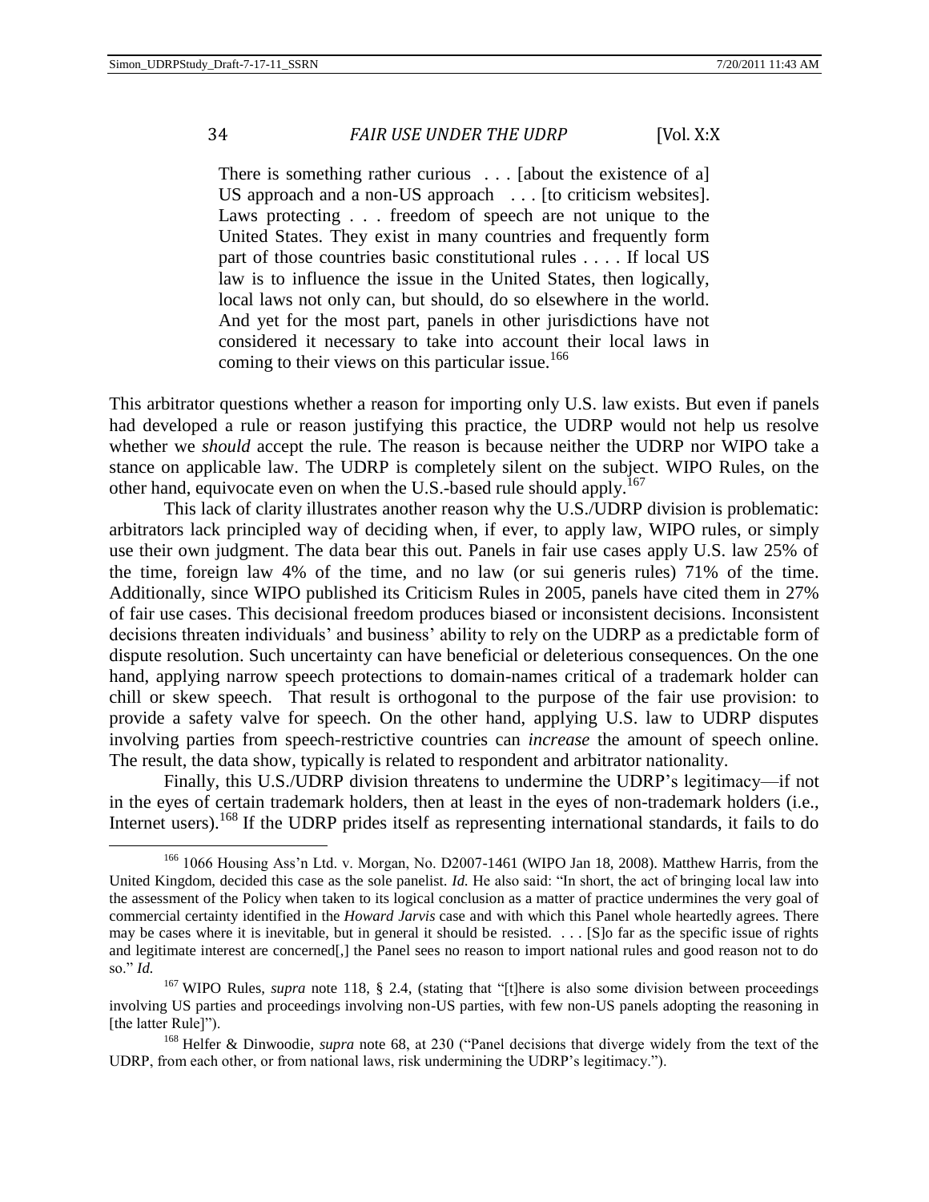> There is something rather curious . . . [about the existence of a] US approach and a non-US approach . . . [to criticism websites]. Laws protecting . . . freedom of speech are not unique to the United States. They exist in many countries and frequently form part of those countries basic constitutional rules . . . . If local US law is to influence the issue in the United States, then logically, local laws not only can, but should, do so elsewhere in the world. And yet for the most part, panels in other jurisdictions have not considered it necessary to take into account their local laws in coming to their views on this particular issue.[166]

This arbitrator questions whether a reason for importing only U.S. law exists. But even if panels had developed a rule or reason justifying this practice, the UDRP would not help us resolve whether we *should* accept the rule. The reason is because neither the UDRP nor WIPO take a stance on applicable law. The UDRP is completely silent on the subject. WIPO Rules, on the other hand, equivocate even on when the U.S.-based rule should apply.[167]

This lack of clarity illustrates another reason why the U.S./UDRP division is problematic: arbitrators lack principled way of deciding when, if ever, to apply law, WIPO rules, or simply use their own judgment. The data bear this out. Panels in fair use cases apply U.S. law 25% of the time, foreign law 4% of the time, and no law (or sui generis rules) 71% of the time. Additionally, since WIPO published its Criticism Rules in 2005, panels have cited them in 27% of fair use cases. This decisional freedom produces biased or inconsistent decisions. Inconsistent decisions threaten individuals' and business' ability to rely on the UDRP as a predictable form of dispute resolution. Such uncertainty can have beneficial or deleterious consequences. On the one hand, applying narrow speech protections to domain-names critical of a trademark holder can chill or skew speech. That result is orthogonal to the purpose of the fair use provision: to provide a safety valve for speech. On the other hand, applying U.S. law to UDRP disputes involving parties from speech-restrictive countries can *increase* the amount of speech online. The result, the data show, typically is related to respondent and arbitrator nationality.

Finally, this U.S./UDRP division threatens to undermine the UDRP's legitimacy—if not in the eyes of certain trademark holders, then at least in the eyes of non-trademark holders (i.e., Internet users).[168] If the UDRP prides itself as representing international standards, it fails to do

---

[166] 1066 Housing Ass'n Ltd. v. Morgan, No. D2007-1461 (WIPO Jan 18, 2008). Matthew Harris, from the United Kingdom, decided this case as the sole panelist. *Id.* He also said: "In short, the act of bringing local law into the assessment of the Policy when taken to its logical conclusion as a matter of practice undermines the very goal of commercial certainty identified in the *Howard Jarvis* case and with which this Panel whole heartedly agrees. There may be cases where it is inevitable, but in general it should be resisted. . . . [S]o far as the specific issue of rights and legitimate interest are concerned[,] the Panel sees no reason to import national rules and good reason not to do so." *Id.*

[167] WIPO Rules, *supra* note 118, § 2.4, (stating that "[t]here is also some division between proceedings involving US parties and proceedings involving non-US parties, with few non-US panels adopting the reasoning in [the latter Rule]").

[168] Helfer & Dinwoodie, *supra* note 68, at 230 ("Panel decisions that diverge widely from the text of the UDRP, from each other, or from national laws, risk undermining the UDRP's legitimacy.").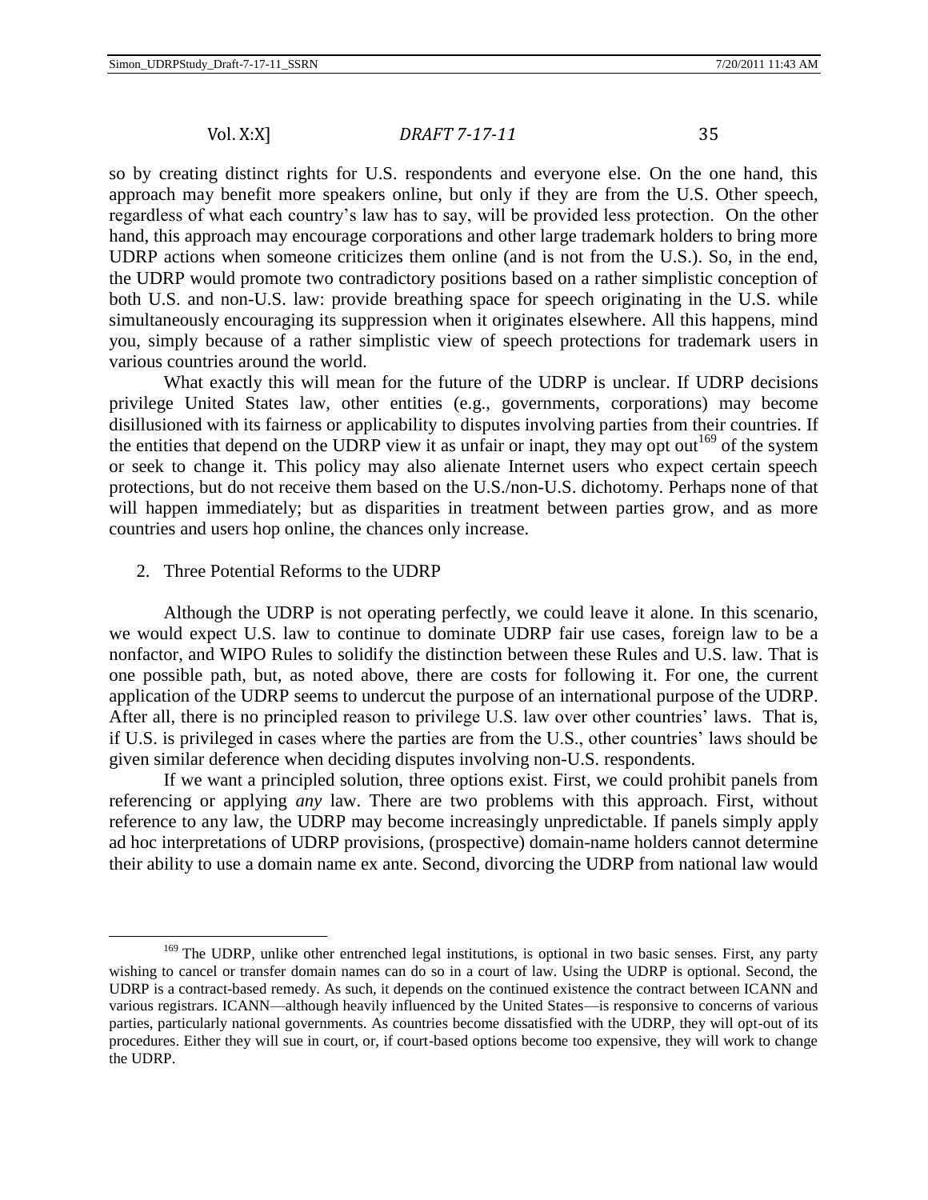so by creating distinct rights for U.S. respondents and everyone else. On the one hand, this approach may benefit more speakers online, but only if they are from the U.S. Other speech, regardless of what each country's law has to say, will be provided less protection. On the other hand, this approach may encourage corporations and other large trademark holders to bring more UDRP actions when someone criticizes them online (and is not from the U.S.). So, in the end, the UDRP would promote two contradictory positions based on a rather simplistic conception of both U.S. and non-U.S. law: provide breathing space for speech originating in the U.S. while simultaneously encouraging its suppression when it originates elsewhere. All this happens, mind you, simply because of a rather simplistic view of speech protections for trademark users in various countries around the world.

What exactly this will mean for the future of the UDRP is unclear. If UDRP decisions privilege United States law, other entities (e.g., governments, corporations) may become disillusioned with its fairness or applicability to disputes involving parties from their countries. If the entities that depend on the UDRP view it as unfair or inapt, they may opt out[169] of the system or seek to change it. This policy may also alienate Internet users who expect certain speech protections, but do not receive them based on the U.S./non-U.S. dichotomy. Perhaps none of that will happen immediately; but as disparities in treatment between parties grow, and as more countries and users hop online, the chances only increase.

2. Three Potential Reforms to the UDRP

Although the UDRP is not operating perfectly, we could leave it alone. In this scenario, we would expect U.S. law to continue to dominate UDRP fair use cases, foreign law to be a nonfactor, and WIPO Rules to solidify the distinction between these Rules and U.S. law. That is one possible path, but, as noted above, there are costs for following it. For one, the current application of the UDRP seems to undercut the purpose of an international purpose of the UDRP. After all, there is no principled reason to privilege U.S. law over other countries' laws. That is, if U.S. is privileged in cases where the parties are from the U.S., other countries' laws should be given similar deference when deciding disputes involving non-U.S. respondents.

If we want a principled solution, three options exist. First, we could prohibit panels from referencing or applying *any* law. There are two problems with this approach. First, without reference to any law, the UDRP may become increasingly unpredictable. If panels simply apply ad hoc interpretations of UDRP provisions, (prospective) domain-name holders cannot determine their ability to use a domain name ex ante. Second, divorcing the UDRP from national law would

---

[169] The UDRP, unlike other entrenched legal institutions, is optional in two basic senses. First, any party wishing to cancel or transfer domain names can do so in a court of law. Using the UDRP is optional. Second, the UDRP is a contract-based remedy. As such, it depends on the continued existence the contract between ICANN and various registrars. ICANN—although heavily influenced by the United States—is responsive to concerns of various parties, particularly national governments. As countries become dissatisfied with the UDRP, they will opt-out of its procedures. Either they will sue in court, or, if court-based options become too expensive, they will work to change the UDRP.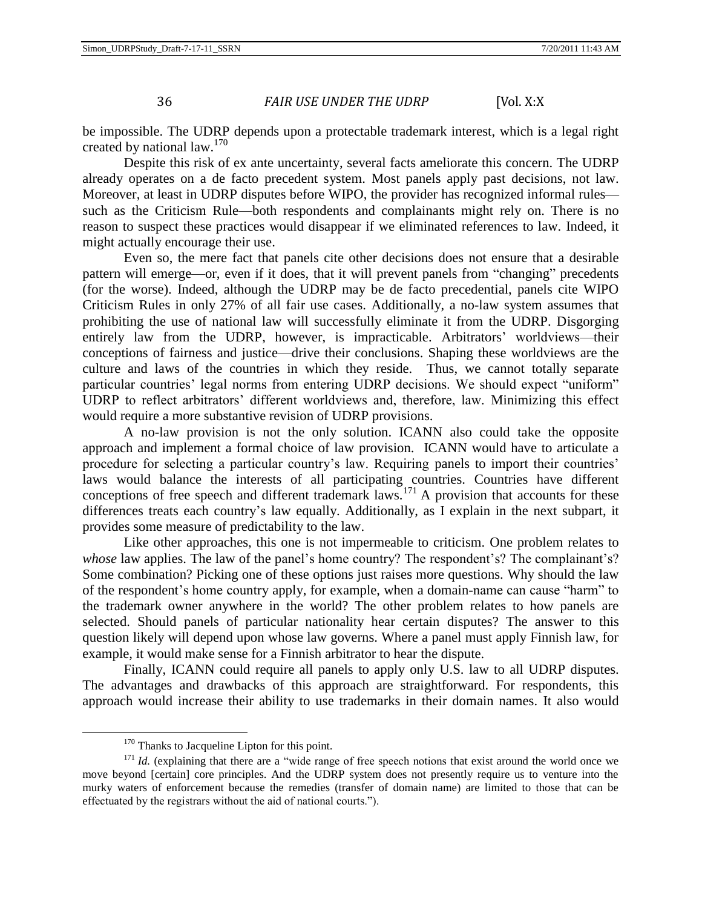be impossible. The UDRP depends upon a protectable trademark interest, which is a legal right created by national law.[170]

Despite this risk of ex ante uncertainty, several facts ameliorate this concern. The UDRP already operates on a de facto precedent system. Most panels apply past decisions, not law. Moreover, at least in UDRP disputes before WIPO, the provider has recognized informal rules—such as the Criticism Rule—both respondents and complainants might rely on. There is no reason to suspect these practices would disappear if we eliminated references to law. Indeed, it might actually encourage their use.

Even so, the mere fact that panels cite other decisions does not ensure that a desirable pattern will emerge—or, even if it does, that it will prevent panels from "changing" precedents (for the worse). Indeed, although the UDRP may be de facto precedential, panels cite WIPO Criticism Rules in only 27% of all fair use cases. Additionally, a no-law system assumes that prohibiting the use of national law will successfully eliminate it from the UDRP. Disgorging entirely law from the UDRP, however, is impracticable. Arbitrators' worldviews—their conceptions of fairness and justice—drive their conclusions. Shaping these worldviews are the culture and laws of the countries in which they reside. Thus, we cannot totally separate particular countries' legal norms from entering UDRP decisions. We should expect "uniform" UDRP to reflect arbitrators' different worldviews and, therefore, law. Minimizing this effect would require a more substantive revision of UDRP provisions.

A no-law provision is not the only solution. ICANN also could take the opposite approach and implement a formal choice of law provision. ICANN would have to articulate a procedure for selecting a particular country's law. Requiring panels to import their countries' laws would balance the interests of all participating countries. Countries have different conceptions of free speech and different trademark laws.[171] A provision that accounts for these differences treats each country's law equally. Additionally, as I explain in the next subpart, it provides some measure of predictability to the law.

Like other approaches, this one is not impermeable to criticism. One problem relates to *whose* law applies. The law of the panel's home country? The respondent's? The complainant's? Some combination? Picking one of these options just raises more questions. Why should the law of the respondent's home country apply, for example, when a domain-name can cause "harm" to the trademark owner anywhere in the world? The other problem relates to how panels are selected. Should panels of particular nationality hear certain disputes? The answer to this question likely will depend upon whose law governs. Where a panel must apply Finnish law, for example, it would make sense for a Finnish arbitrator to hear the dispute.

Finally, ICANN could require all panels to apply only U.S. law to all UDRP disputes. The advantages and drawbacks of this approach are straightforward. For respondents, this approach would increase their ability to use trademarks in their domain names. It also would

---

[170] Thanks to Jacqueline Lipton for this point.

[171] *Id.* (explaining that there are a "wide range of free speech notions that exist around the world once we move beyond [certain] core principles. And the UDRP system does not presently require us to venture into the murky waters of enforcement because the remedies (transfer of domain name) are limited to those that can be effectuated by the registrars without the aid of national courts.").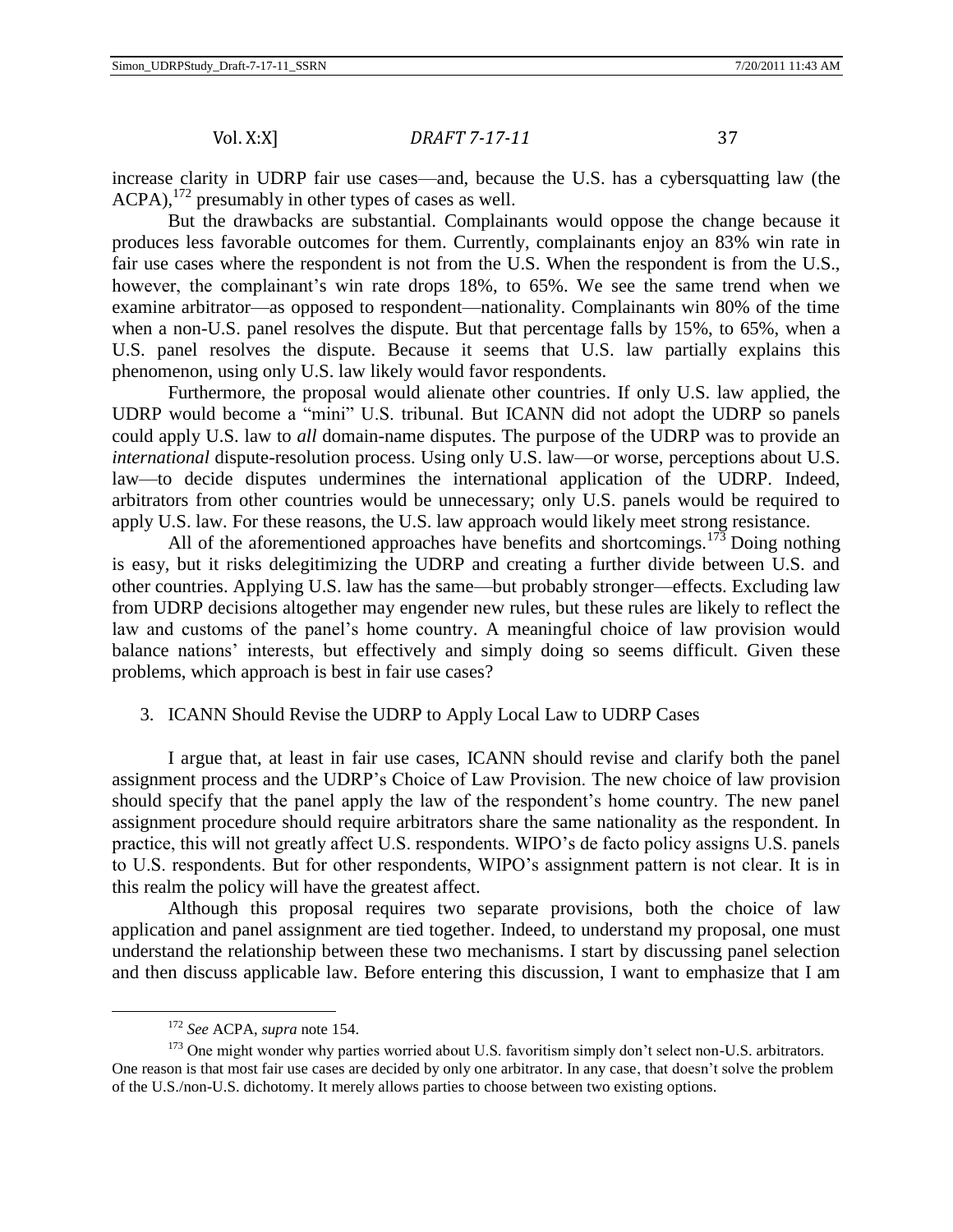increase clarity in UDRP fair use cases—and, because the U.S. has a cybersquatting law (the ACPA),[172] presumably in other types of cases as well.

But the drawbacks are substantial. Complainants would oppose the change because it produces less favorable outcomes for them. Currently, complainants enjoy an 83% win rate in fair use cases where the respondent is not from the U.S. When the respondent is from the U.S., however, the complainant's win rate drops 18%, to 65%. We see the same trend when we examine arbitrator—as opposed to respondent—nationality. Complainants win 80% of the time when a non-U.S. panel resolves the dispute. But that percentage falls by 15%, to 65%, when a U.S. panel resolves the dispute. Because it seems that U.S. law partially explains this phenomenon, using only U.S. law likely would favor respondents.

Furthermore, the proposal would alienate other countries. If only U.S. law applied, the UDRP would become a "mini" U.S. tribunal. But ICANN did not adopt the UDRP so panels could apply U.S. law to *all* domain-name disputes. The purpose of the UDRP was to provide an *international* dispute-resolution process. Using only U.S. law—or worse, perceptions about U.S. law—to decide disputes undermines the international application of the UDRP. Indeed, arbitrators from other countries would be unnecessary; only U.S. panels would be required to apply U.S. law. For these reasons, the U.S. law approach would likely meet strong resistance.

All of the aforementioned approaches have benefits and shortcomings.[173] Doing nothing is easy, but it risks delegitimizing the UDRP and creating a further divide between U.S. and other countries. Applying U.S. law has the same—but probably stronger—effects. Excluding law from UDRP decisions altogether may engender new rules, but these rules are likely to reflect the law and customs of the panel's home country. A meaningful choice of law provision would balance nations' interests, but effectively and simply doing so seems difficult. Given these problems, which approach is best in fair use cases?

3. ICANN Should Revise the UDRP to Apply Local Law to UDRP Cases

I argue that, at least in fair use cases, ICANN should revise and clarify both the panel assignment process and the UDRP's Choice of Law Provision. The new choice of law provision should specify that the panel apply the law of the respondent's home country. The new panel assignment procedure should require arbitrators share the same nationality as the respondent. In practice, this will not greatly affect U.S. respondents. WIPO's de facto policy assigns U.S. panels to U.S. respondents. But for other respondents, WIPO's assignment pattern is not clear. It is in this realm the policy will have the greatest affect.

Although this proposal requires two separate provisions, both the choice of law application and panel assignment are tied together. Indeed, to understand my proposal, one must understand the relationship between these two mechanisms. I start by discussing panel selection and then discuss applicable law. Before entering this discussion, I want to emphasize that I am

[172] *See* ACPA, *supra* note 154.

[173] One might wonder why parties worried about U.S. favoritism simply don't select non-U.S. arbitrators. One reason is that most fair use cases are decided by only one arbitrator. In any case, that doesn't solve the problem of the U.S./non-U.S. dichotomy. It merely allows parties to choose between two existing options.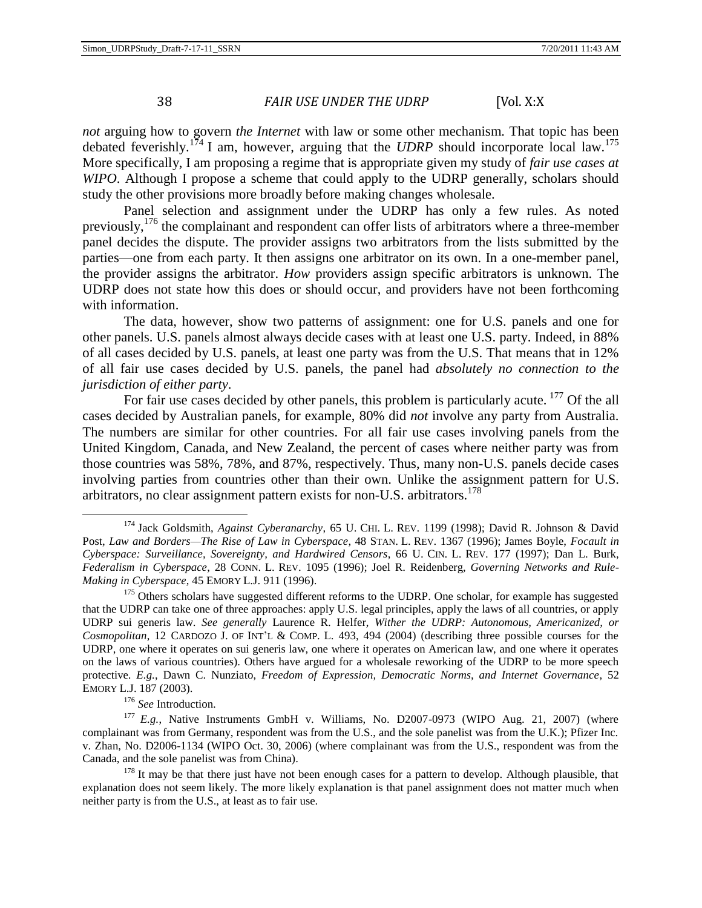*not* arguing how to govern *the Internet* with law or some other mechanism. That topic has been debated feverishly.[174] I am, however, arguing that the *UDRP* should incorporate local law.[175] More specifically, I am proposing a regime that is appropriate given my study of *fair use cases at WIPO*. Although I propose a scheme that could apply to the UDRP generally, scholars should study the other provisions more broadly before making changes wholesale.

Panel selection and assignment under the UDRP has only a few rules. As noted previously,[176] the complainant and respondent can offer lists of arbitrators where a three-member panel decides the dispute. The provider assigns two arbitrators from the lists submitted by the parties—one from each party. It then assigns one arbitrator on its own. In a one-member panel, the provider assigns the arbitrator. *How* providers assign specific arbitrators is unknown. The UDRP does not state how this does or should occur, and providers have not been forthcoming with information.

The data, however, show two patterns of assignment: one for U.S. panels and one for other panels. U.S. panels almost always decide cases with at least one U.S. party. Indeed, in 88% of all cases decided by U.S. panels, at least one party was from the U.S. That means that in 12% of all fair use cases decided by U.S. panels, the panel had *absolutely no connection to the jurisdiction of either party*.

For fair use cases decided by other panels, this problem is particularly acute. [177] Of the all cases decided by Australian panels, for example, 80% did *not* involve any party from Australia. The numbers are similar for other countries. For all fair use cases involving panels from the United Kingdom, Canada, and New Zealand, the percent of cases where neither party was from those countries was 58%, 78%, and 87%, respectively. Thus, many non-U.S. panels decide cases involving parties from countries other than their own. Unlike the assignment pattern for U.S. arbitrators, no clear assignment pattern exists for non-U.S. arbitrators.[178]

---

[174] Jack Goldsmith, *Against Cyberanarchy*, 65 U. CHI. L. REV. 1199 (1998); David R. Johnson & David Post, *Law and Borders—The Rise of Law in Cyberspace*, 48 STAN. L. REV. 1367 (1996); James Boyle, *Focault in Cyberspace: Surveillance, Sovereignty, and Hardwired Censors*, 66 U. CIN. L. REV. 177 (1997); Dan L. Burk, *Federalism in Cyberspace*, 28 CONN. L. REV. 1095 (1996); Joel R. Reidenberg, *Governing Networks and Rule-Making in Cyberspace*, 45 EMORY L.J. 911 (1996).

[175] Others scholars have suggested different reforms to the UDRP. One scholar, for example has suggested that the UDRP can take one of three approaches: apply U.S. legal principles, apply the laws of all countries, or apply UDRP sui generis law. *See generally* Laurence R. Helfer, *Wither the UDRP: Autonomous, Americanized, or Cosmopolitan*, 12 CARDOZO J. OF INT'L & COMP. L. 493, 494 (2004) (describing three possible courses for the UDRP, one where it operates on sui generis law, one where it operates on American law, and one where it operates on the laws of various countries). Others have argued for a wholesale reworking of the UDRP to be more speech protective. *E.g.*, Dawn C. Nunziato, *Freedom of Expression, Democratic Norms, and Internet Governance*, 52 EMORY L.J. 187 (2003).

[176] *See* Introduction.

[177] *E.g.*, Native Instruments GmbH v. Williams, No. D2007-0973 (WIPO Aug. 21, 2007) (where complainant was from Germany, respondent was from the U.S., and the sole panelist was from the U.K.); Pfizer Inc. v. Zhan, No. D2006-1134 (WIPO Oct. 30, 2006) (where complainant was from the U.S., respondent was from the Canada, and the sole panelist was from China).

[178] It may be that there just have not been enough cases for a pattern to develop. Although plausible, that explanation does not seem likely. The more likely explanation is that panel assignment does not matter much when neither party is from the U.S., at least as to fair use.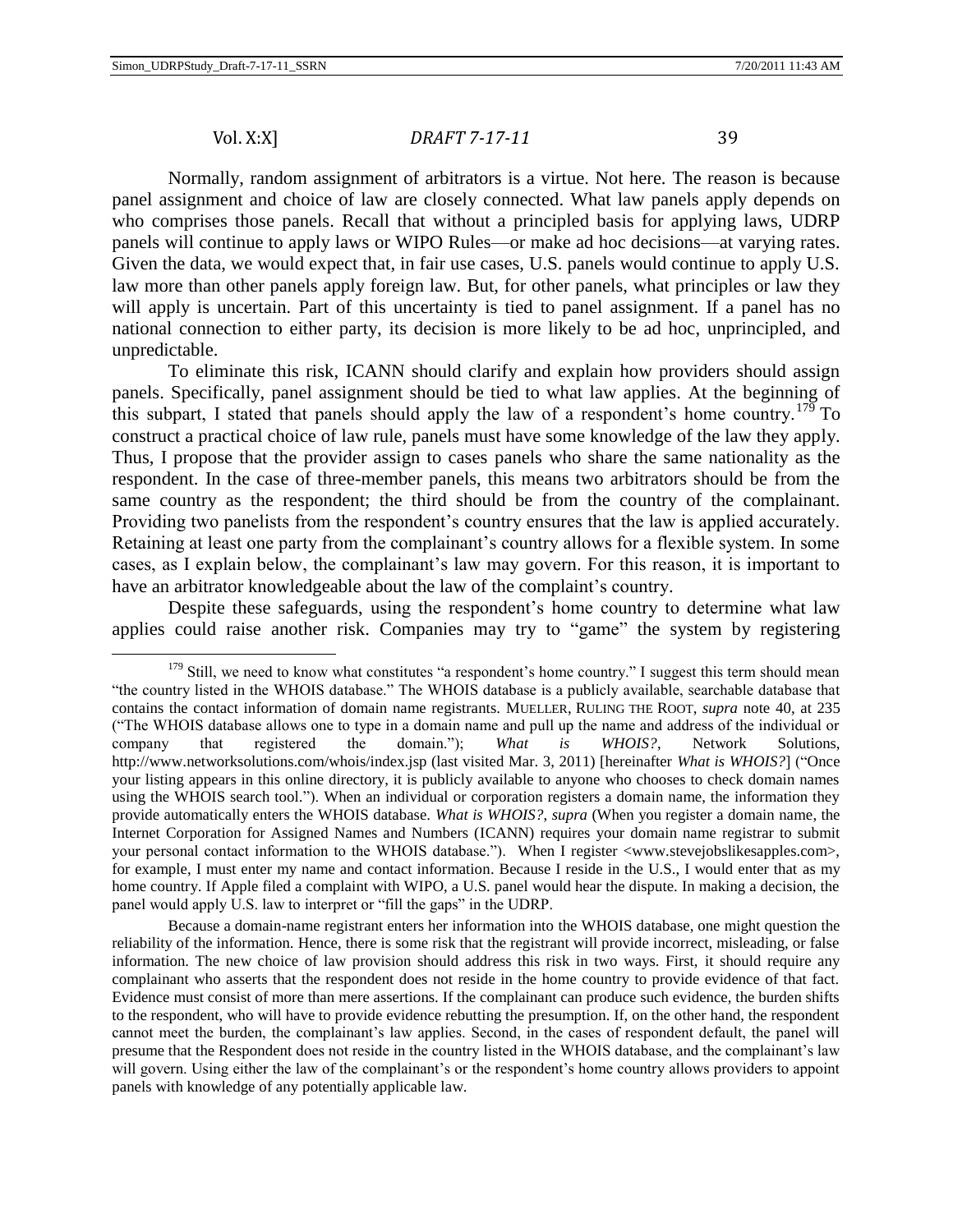Normally, random assignment of arbitrators is a virtue. Not here. The reason is because panel assignment and choice of law are closely connected. What law panels apply depends on who comprises those panels. Recall that without a principled basis for applying laws, UDRP panels will continue to apply laws or WIPO Rules—or make ad hoc decisions—at varying rates. Given the data, we would expect that, in fair use cases, U.S. panels would continue to apply U.S. law more than other panels apply foreign law. But, for other panels, what principles or law they will apply is uncertain. Part of this uncertainty is tied to panel assignment. If a panel has no national connection to either party, its decision is more likely to be ad hoc, unprincipled, and unpredictable.

To eliminate this risk, ICANN should clarify and explain how providers should assign panels. Specifically, panel assignment should be tied to what law applies. At the beginning of this subpart, I stated that panels should apply the law of a respondent's home country.[179] To construct a practical choice of law rule, panels must have some knowledge of the law they apply. Thus, I propose that the provider assign to cases panels who share the same nationality as the respondent. In the case of three-member panels, this means two arbitrators should be from the same country as the respondent; the third should be from the country of the complainant. Providing two panelists from the respondent's country ensures that the law is applied accurately. Retaining at least one party from the complainant's country allows for a flexible system. In some cases, as I explain below, the complainant's law may govern. For this reason, it is important to have an arbitrator knowledgeable about the law of the complaint's country.

Despite these safeguards, using the respondent's home country to determine what law applies could raise another risk. Companies may try to "game" the system by registering

---

[179] Still, we need to know what constitutes "a respondent's home country." I suggest this term should mean "the country listed in the WHOIS database." The WHOIS database is a publicly available, searchable database that contains the contact information of domain name registrants. MUELLER, RULING THE ROOT, *supra* note 40, at 235 ("The WHOIS database allows one to type in a domain name and pull up the name and address of the individual or company that registered the domain."); *What is WHOIS?*, Network Solutions, http://www.networksolutions.com/whois/index.jsp (last visited Mar. 3, 2011) [hereinafter *What is WHOIS?*] ("Once your listing appears in this online directory, it is publicly available to anyone who chooses to check domain names using the WHOIS search tool."). When an individual or corporation registers a domain name, the information they provide automatically enters the WHOIS database. *What is WHOIS?*, *supra* (When you register a domain name, the Internet Corporation for Assigned Names and Numbers (ICANN) requires your domain name registrar to submit your personal contact information to the WHOIS database."). When I register <www.stevejobslikesapples.com>, for example, I must enter my name and contact information. Because I reside in the U.S., I would enter that as my home country. If Apple filed a complaint with WIPO, a U.S. panel would hear the dispute. In making a decision, the panel would apply U.S. law to interpret or "fill the gaps" in the UDRP.

Because a domain-name registrant enters her information into the WHOIS database, one might question the reliability of the information. Hence, there is some risk that the registrant will provide incorrect, misleading, or false information. The new choice of law provision should address this risk in two ways. First, it should require any complainant who asserts that the respondent does not reside in the home country to provide evidence of that fact. Evidence must consist of more than mere assertions. If the complainant can produce such evidence, the burden shifts to the respondent, who will have to provide evidence rebutting the presumption. If, on the other hand, the respondent cannot meet the burden, the complainant's law applies. Second, in the cases of respondent default, the panel will presume that the Respondent does not reside in the country listed in the WHOIS database, and the complainant's law will govern. Using either the law of the complainant's or the respondent's home country allows providers to appoint panels with knowledge of any potentially applicable law.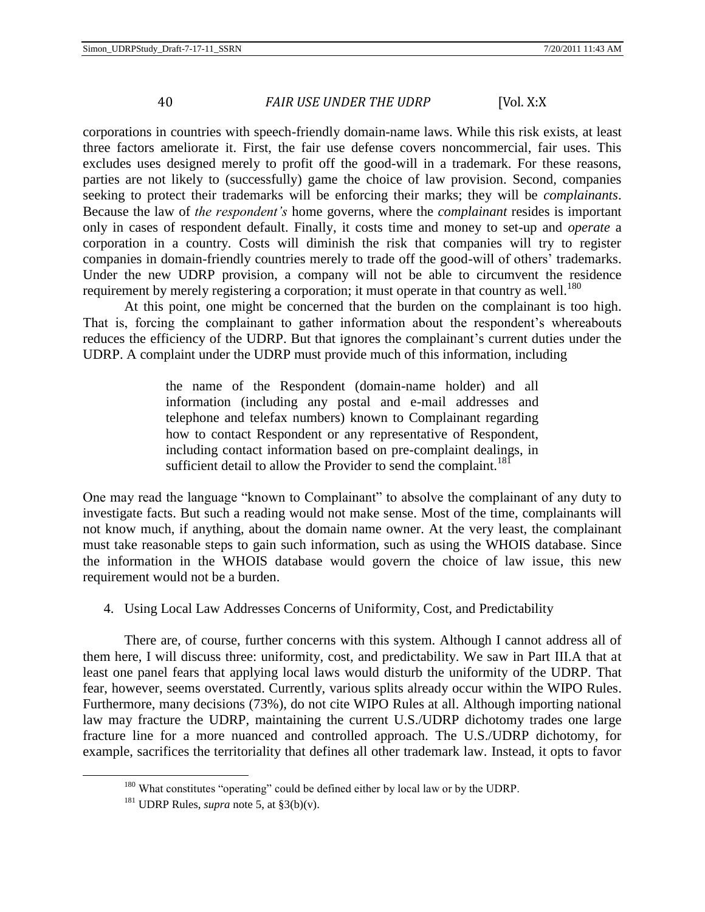corporations in countries with speech-friendly domain-name laws. While this risk exists, at least three factors ameliorate it. First, the fair use defense covers noncommercial, fair uses. This excludes uses designed merely to profit off the good-will in a trademark. For these reasons, parties are not likely to (successfully) game the choice of law provision. Second, companies seeking to protect their trademarks will be enforcing their marks; they will be *complainants*. Because the law of *the respondent's* home governs, where the *complainant* resides is important only in cases of respondent default. Finally, it costs time and money to set-up and *operate* a corporation in a country. Costs will diminish the risk that companies will try to register companies in domain-friendly countries merely to trade off the good-will of others' trademarks. Under the new UDRP provision, a company will not be able to circumvent the residence requirement by merely registering a corporation; it must operate in that country as well.[180]

At this point, one might be concerned that the burden on the complainant is too high. That is, forcing the complainant to gather information about the respondent's whereabouts reduces the efficiency of the UDRP. But that ignores the complainant's current duties under the UDRP. A complaint under the UDRP must provide much of this information, including

> the name of the Respondent (domain-name holder) and all information (including any postal and e-mail addresses and telephone and telefax numbers) known to Complainant regarding how to contact Respondent or any representative of Respondent, including contact information based on pre-complaint dealings, in sufficient detail to allow the Provider to send the complaint.[181]

One may read the language "known to Complainant" to absolve the complainant of any duty to investigate facts. But such a reading would not make sense. Most of the time, complainants will not know much, if anything, about the domain name owner. At the very least, the complainant must take reasonable steps to gain such information, such as using the WHOIS database. Since the information in the WHOIS database would govern the choice of law issue, this new requirement would not be a burden.

4. Using Local Law Addresses Concerns of Uniformity, Cost, and Predictability

There are, of course, further concerns with this system. Although I cannot address all of them here, I will discuss three: uniformity, cost, and predictability. We saw in Part III.A that at least one panel fears that applying local laws would disturb the uniformity of the UDRP. That fear, however, seems overstated. Currently, various splits already occur within the WIPO Rules. Furthermore, many decisions (73%), do not cite WIPO Rules at all. Although importing national law may fracture the UDRP, maintaining the current U.S./UDRP dichotomy trades one large fracture line for a more nuanced and controlled approach. The U.S./UDRP dichotomy, for example, sacrifices the territoriality that defines all other trademark law. Instead, it opts to favor

---

[180] What constitutes "operating" could be defined either by local law or by the UDRP.

[181] UDRP Rules, *supra* note 5, at §3(b)(v).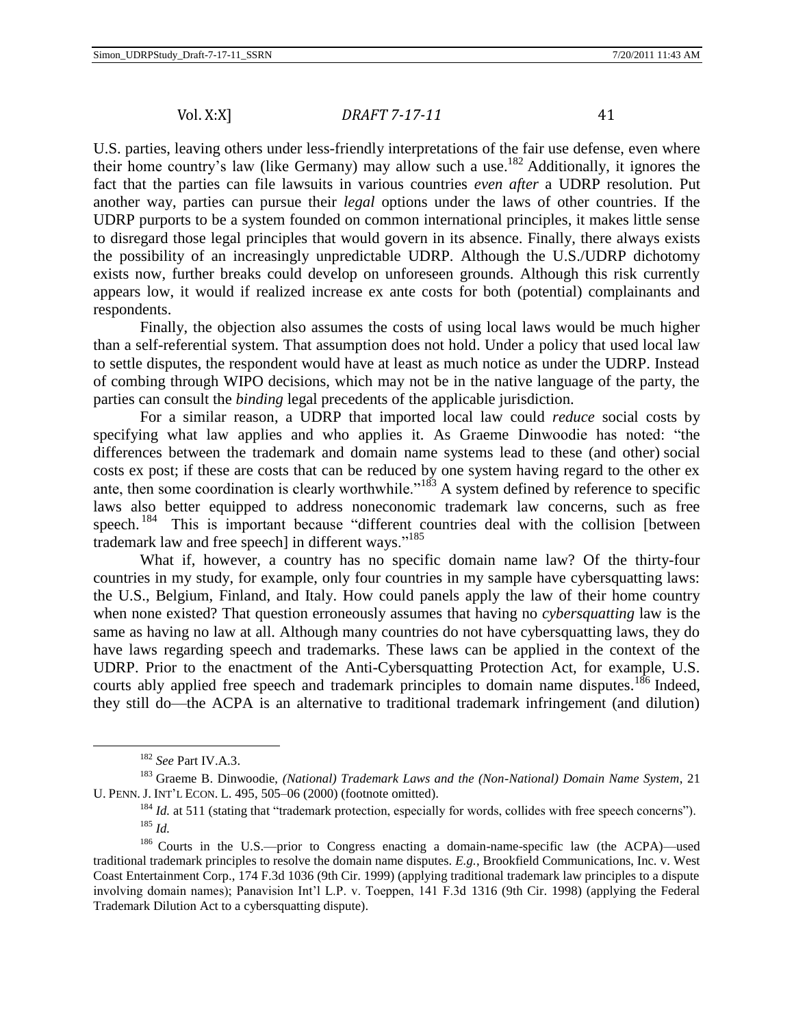U.S. parties, leaving others under less-friendly interpretations of the fair use defense, even where their home country's law (like Germany) may allow such a use.[182] Additionally, it ignores the fact that the parties can file lawsuits in various countries *even after* a UDRP resolution. Put another way, parties can pursue their *legal* options under the laws of other countries. If the UDRP purports to be a system founded on common international principles, it makes little sense to disregard those legal principles that would govern in its absence. Finally, there always exists the possibility of an increasingly unpredictable UDRP. Although the U.S./UDRP dichotomy exists now, further breaks could develop on unforeseen grounds. Although this risk currently appears low, it would if realized increase ex ante costs for both (potential) complainants and respondents.

Finally, the objection also assumes the costs of using local laws would be much higher than a self-referential system. That assumption does not hold. Under a policy that used local law to settle disputes, the respondent would have at least as much notice as under the UDRP. Instead of combing through WIPO decisions, which may not be in the native language of the party, the parties can consult the *binding* legal precedents of the applicable jurisdiction.

For a similar reason, a UDRP that imported local law could *reduce* social costs by specifying what law applies and who applies it. As Graeme Dinwoodie has noted: "the differences between the trademark and domain name systems lead to these (and other) social costs ex post; if these are costs that can be reduced by one system having regard to the other ex ante, then some coordination is clearly worthwhile."[183] A system defined by reference to specific laws also better equipped to address noneconomic trademark law concerns, such as free speech.[184] This is important because "different countries deal with the collision [between trademark law and free speech] in different ways."[185]

What if, however, a country has no specific domain name law? Of the thirty-four countries in my study, for example, only four countries in my sample have cybersquatting laws: the U.S., Belgium, Finland, and Italy. How could panels apply the law of their home country when none existed? That question erroneously assumes that having no *cybersquatting* law is the same as having no law at all. Although many countries do not have cybersquatting laws, they do have laws regarding speech and trademarks. These laws can be applied in the context of the UDRP. Prior to the enactment of the Anti-Cybersquatting Protection Act, for example, U.S. courts ably applied free speech and trademark principles to domain name disputes.[186] Indeed, they still do—the ACPA is an alternative to traditional trademark infringement (and dilution)

---

[182] *See* Part IV.A.3.

[183] Graeme B. Dinwoodie, *(National) Trademark Laws and the (Non-National) Domain Name System*, 21 U. PENN. J. INT'L ECON. L. 495, 505–06 (2000) (footnote omitted).

[184] *Id.* at 511 (stating that "trademark protection, especially for words, collides with free speech concerns").

[185] *Id.*

[186] Courts in the U.S.—prior to Congress enacting a domain-name-specific law (the ACPA)—used traditional trademark principles to resolve the domain name disputes. *E.g.*, Brookfield Communications, Inc. v. West Coast Entertainment Corp., 174 F.3d 1036 (9th Cir. 1999) (applying traditional trademark law principles to a dispute involving domain names); Panavision Int'l L.P. v. Toeppen, 141 F.3d 1316 (9th Cir. 1998) (applying the Federal Trademark Dilution Act to a cybersquatting dispute).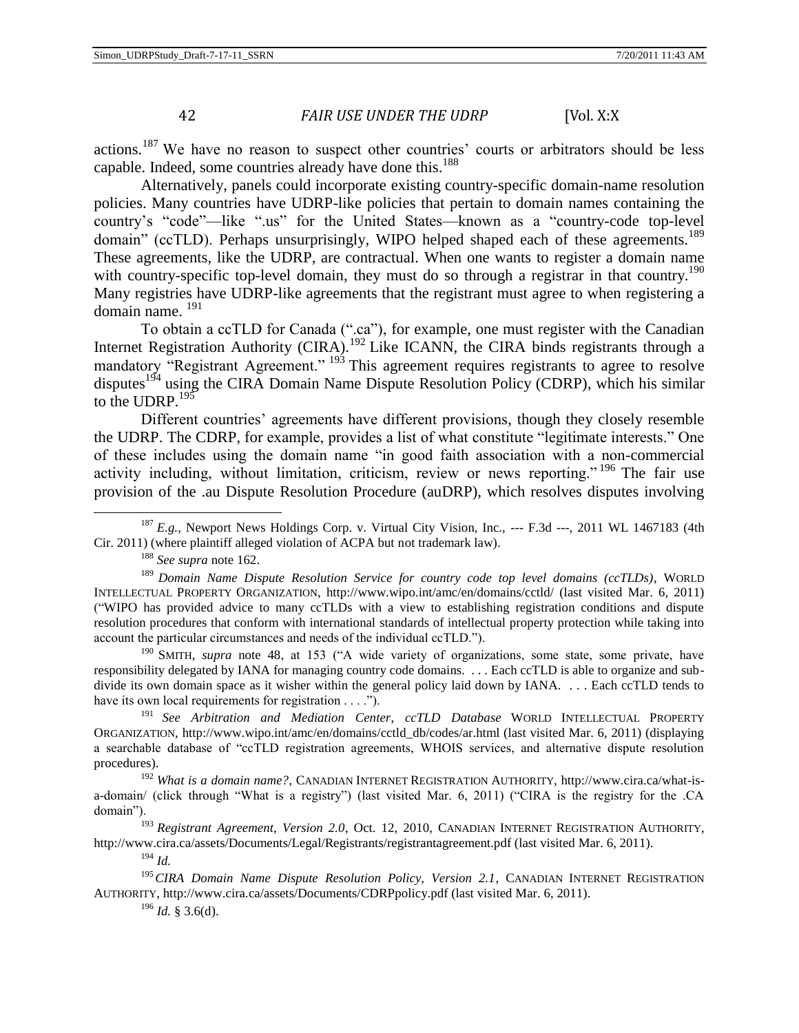actions.[187] We have no reason to suspect other countries' courts or arbitrators should be less capable. Indeed, some countries already have done this.[188]

Alternatively, panels could incorporate existing country-specific domain-name resolution policies. Many countries have UDRP-like policies that pertain to domain names containing the country's "code"—like ".us" for the United States—known as a "country-code top-level domain" (ccTLD). Perhaps unsurprisingly, WIPO helped shaped each of these agreements.[189] These agreements, like the UDRP, are contractual. When one wants to register a domain name with country-specific top-level domain, they must do so through a registrar in that country.[190] Many registries have UDRP-like agreements that the registrant must agree to when registering a domain name. [191]

To obtain a ccTLD for Canada (".ca"), for example, one must register with the Canadian Internet Registration Authority (CIRA).[192] Like ICANN, the CIRA binds registrants through a mandatory "Registrant Agreement." [193] This agreement requires registrants to agree to resolve disputes[194] using the CIRA Domain Name Dispute Resolution Policy (CDRP), which his similar to the UDRP.[195]

Different countries' agreements have different provisions, though they closely resemble the UDRP. The CDRP, for example, provides a list of what constitute "legitimate interests." One of these includes using the domain name "in good faith association with a non-commercial activity including, without limitation, criticism, review or news reporting." [196] The fair use provision of the .au Dispute Resolution Procedure (auDRP), which resolves disputes involving

---

[187] *E.g.*, Newport News Holdings Corp. v. Virtual City Vision, Inc., --- F.3d ---, 2011 WL 1467183 (4th Cir. 2011) (where plaintiff alleged violation of ACPA but not trademark law).

[188] *See supra* note 162.

[189] *Domain Name Dispute Resolution Service for country code top level domains (ccTLDs)*, WORLD INTELLECTUAL PROPERTY ORGANIZATION, http://www.wipo.int/amc/en/domains/cctld/ (last visited Mar. 6, 2011) ("WIPO has provided advice to many ccTLDs with a view to establishing registration conditions and dispute resolution procedures that conform with international standards of intellectual property protection while taking into account the particular circumstances and needs of the individual ccTLD.").

[190] SMITH, *supra* note 48, at 153 ("A wide variety of organizations, some state, some private, have responsibility delegated by IANA for managing country code domains. . . . Each ccTLD is able to organize and sub-divide its own domain space as it wisher within the general policy laid down by IANA. . . . Each ccTLD tends to have its own local requirements for registration . . . .").

[191] *See Arbitration and Mediation Center, ccTLD Database* WORLD INTELLECTUAL PROPERTY ORGANIZATION, http://www.wipo.int/amc/en/domains/cctld_db/codes/ar.html (last visited Mar. 6, 2011) (displaying a searchable database of "ccTLD registration agreements, WHOIS services, and alternative dispute resolution procedures).

[192] *What is a domain name?*, CANADIAN INTERNET REGISTRATION AUTHORITY, http://www.cira.ca/what-is-a-domain/ (click through "What is a registry") (last visited Mar. 6, 2011) ("CIRA is the registry for the .CA domain").

[193] *Registrant Agreement, Version 2.0*, Oct. 12, 2010, CANADIAN INTERNET REGISTRATION AUTHORITY, http://www.cira.ca/assets/Documents/Legal/Registrants/registrantagreement.pdf (last visited Mar. 6, 2011).

[194] *Id.*

[195] *CIRA Domain Name Dispute Resolution Policy, Version 2.1*, CANADIAN INTERNET REGISTRATION AUTHORITY, http://www.cira.ca/assets/Documents/CDRPpolicy.pdf (last visited Mar. 6, 2011).

[196] *Id.* § 3.6(d).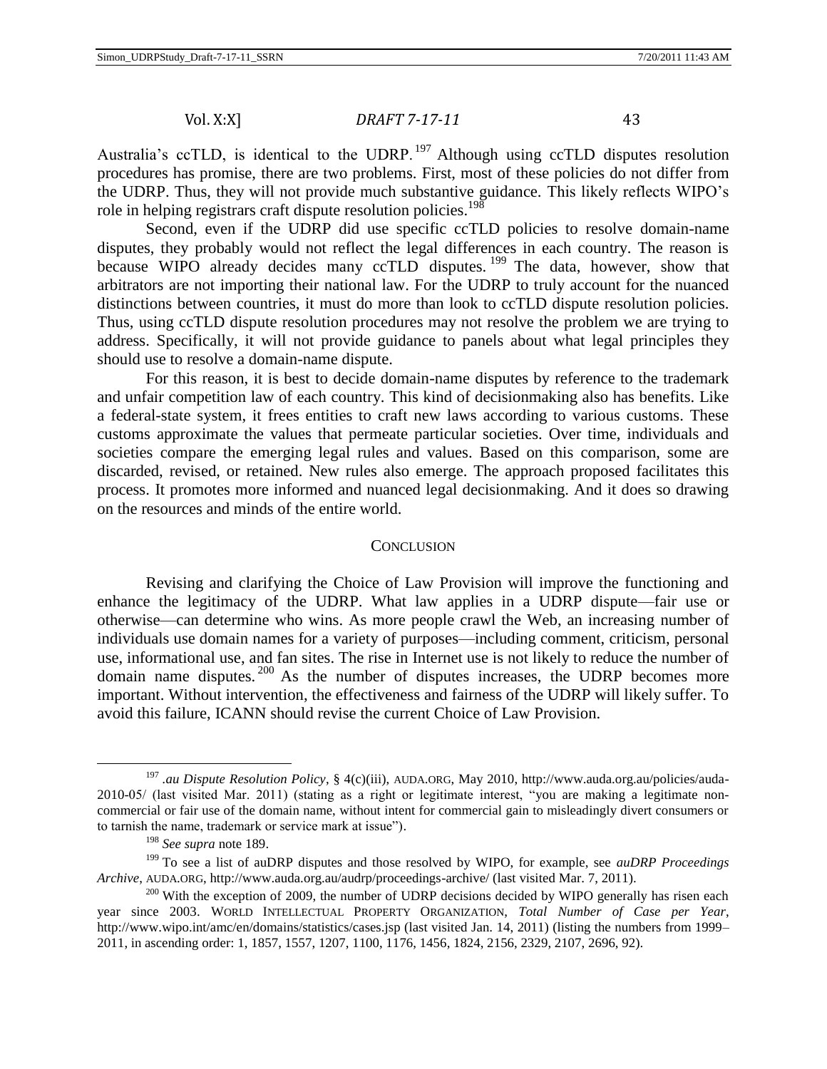Australia's ccTLD, is identical to the UDRP.[197] Although using ccTLD disputes resolution procedures has promise, there are two problems. First, most of these policies do not differ from the UDRP. Thus, they will not provide much substantive guidance. This likely reflects WIPO's role in helping registrars craft dispute resolution policies.[198]

Second, even if the UDRP did use specific ccTLD policies to resolve domain-name disputes, they probably would not reflect the legal differences in each country. The reason is because WIPO already decides many ccTLD disputes.[199] The data, however, show that arbitrators are not importing their national law. For the UDRP to truly account for the nuanced distinctions between countries, it must do more than look to ccTLD dispute resolution policies. Thus, using ccTLD dispute resolution procedures may not resolve the problem we are trying to address. Specifically, it will not provide guidance to panels about what legal principles they should use to resolve a domain-name dispute.

For this reason, it is best to decide domain-name disputes by reference to the trademark and unfair competition law of each country. This kind of decisionmaking also has benefits. Like a federal-state system, it frees entities to craft new laws according to various customs. These customs approximate the values that permeate particular societies. Over time, individuals and societies compare the emerging legal rules and values. Based on this comparison, some are discarded, revised, or retained. New rules also emerge. The approach proposed facilitates this process. It promotes more informed and nuanced legal decisionmaking. And it does so drawing on the resources and minds of the entire world.

## CONCLUSION

Revising and clarifying the Choice of Law Provision will improve the functioning and enhance the legitimacy of the UDRP. What law applies in a UDRP dispute—fair use or otherwise—can determine who wins. As more people crawl the Web, an increasing number of individuals use domain names for a variety of purposes—including comment, criticism, personal use, informational use, and fan sites. The rise in Internet use is not likely to reduce the number of domain name disputes.[200] As the number of disputes increases, the UDRP becomes more important. Without intervention, the effectiveness and fairness of the UDRP will likely suffer. To avoid this failure, ICANN should revise the current Choice of Law Provision.

---

[197] *.au Dispute Resolution Policy*, § 4(c)(iii), AUDA.ORG, May 2010, http://www.auda.org.au/policies/auda-2010-05/ (last visited Mar. 2011) (stating as a right or legitimate interest, "you are making a legitimate non-commercial or fair use of the domain name, without intent for commercial gain to misleadingly divert consumers or to tarnish the name, trademark or service mark at issue").

[198] *See supra* note 189.

[199] To see a list of auDRP disputes and those resolved by WIPO, for example, see *auDRP Proceedings Archive*, AUDA.ORG, http://www.auda.org.au/audrp/proceedings-archive/ (last visited Mar. 7, 2011).

[200] With the exception of 2009, the number of UDRP decisions decided by WIPO generally has risen each year since 2003. WORLD INTELLECTUAL PROPERTY ORGANIZATION, *Total Number of Case per Year*, http://www.wipo.int/amc/en/domains/statistics/cases.jsp (last visited Jan. 14, 2011) (listing the numbers from 1999–2011, in ascending order: 1, 1857, 1557, 1207, 1100, 1176, 1456, 1824, 2156, 2329, 2107, 2696, 92).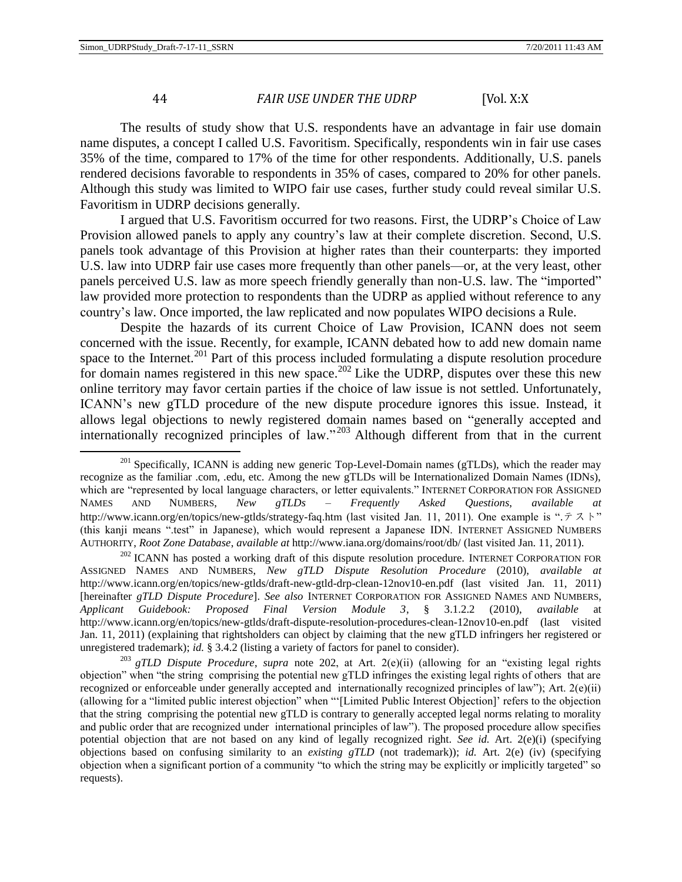The results of study show that U.S. respondents have an advantage in fair use domain name disputes, a concept I called U.S. Favoritism. Specifically, respondents win in fair use cases 35% of the time, compared to 17% of the time for other respondents. Additionally, U.S. panels rendered decisions favorable to respondents in 35% of cases, compared to 20% for other panels. Although this study was limited to WIPO fair use cases, further study could reveal similar U.S. Favoritism in UDRP decisions generally.

I argued that U.S. Favoritism occurred for two reasons. First, the UDRP's Choice of Law Provision allowed panels to apply any country's law at their complete discretion. Second, U.S. panels took advantage of this Provision at higher rates than their counterparts: they imported U.S. law into UDRP fair use cases more frequently than other panels—or, at the very least, other panels perceived U.S. law as more speech friendly generally than non-U.S. law. The "imported" law provided more protection to respondents than the UDRP as applied without reference to any country's law. Once imported, the law replicated and now populates WIPO decisions a Rule.

Despite the hazards of its current Choice of Law Provision, ICANN does not seem concerned with the issue. Recently, for example, ICANN debated how to add new domain name space to the Internet.[201] Part of this process included formulating a dispute resolution procedure for domain names registered in this new space.[202] Like the UDRP, disputes over these this new online territory may favor certain parties if the choice of law issue is not settled. Unfortunately, ICANN's new gTLD procedure of the new dispute procedure ignores this issue. Instead, it allows legal objections to newly registered domain names based on "generally accepted and internationally recognized principles of law."[203] Although different from that in the current

---

[201] Specifically, ICANN is adding new generic Top-Level-Domain names (gTLDs), which the reader may recognize as the familiar .com, .edu, etc. Among the new gTLDs will be Internationalized Domain Names (IDNs), which are "represented by local language characters, or letter equivalents." INTERNET CORPORATION FOR ASSIGNED NAMES AND NUMBERS, *New gTLDs – Frequently Asked Questions*, *available at* http://www.icann.org/en/topics/new-gtlds/strategy-faq.htm (last visited Jan. 11, 2011). One example is ".テスト" (this kanji means ".test" in Japanese), which would represent a Japanese IDN. INTERNET ASSIGNED NUMBERS AUTHORITY, *Root Zone Database*, *available at* http://www.iana.org/domains/root/db/ (last visited Jan. 11, 2011).

[202] ICANN has posted a working draft of this dispute resolution procedure. INTERNET CORPORATION FOR ASSIGNED NAMES AND NUMBERS, *New gTLD Dispute Resolution Procedure* (2010), *available at* http://www.icann.org/en/topics/new-gtlds/draft-new-gtld-drp-clean-12nov10-en.pdf (last visited Jan. 11, 2011) [hereinafter *gTLD Dispute Procedure*]. *See also* INTERNET CORPORATION FOR ASSIGNED NAMES AND NUMBERS, *Applicant Guidebook: Proposed Final Version Module 3*, § 3.1.2.2 (2010), *available* at http://www.icann.org/en/topics/new-gtlds/draft-dispute-resolution-procedures-clean-12nov10-en.pdf (last visited Jan. 11, 2011) (explaining that rightsholders can object by claiming that the new gTLD infringers her registered or unregistered trademark); *id.* § 3.4.2 (listing a variety of factors for panel to consider).

[203] *gTLD Dispute Procedure*, *supra* note 202, at Art. 2(e)(ii) (allowing for an "existing legal rights objection" when "the string comprising the potential new gTLD infringes the existing legal rights of others that are recognized or enforceable under generally accepted and internationally recognized principles of law"); Art. 2(e)(ii) (allowing for a "limited public interest objection" when "'[Limited Public Interest Objection]' refers to the objection that the string comprising the potential new gTLD is contrary to generally accepted legal norms relating to morality and public order that are recognized under international principles of law"). The proposed procedure allow specifies potential objection that are not based on any kind of legally recognized right. *See id.* Art. 2(e)(i) (specifying objections based on confusing similarity to an *existing gTLD* (not trademark)); *id.* Art. 2(e) (iv) (specifying objection when a significant portion of a community "to which the string may be explicitly or implicitly targeted" so requests).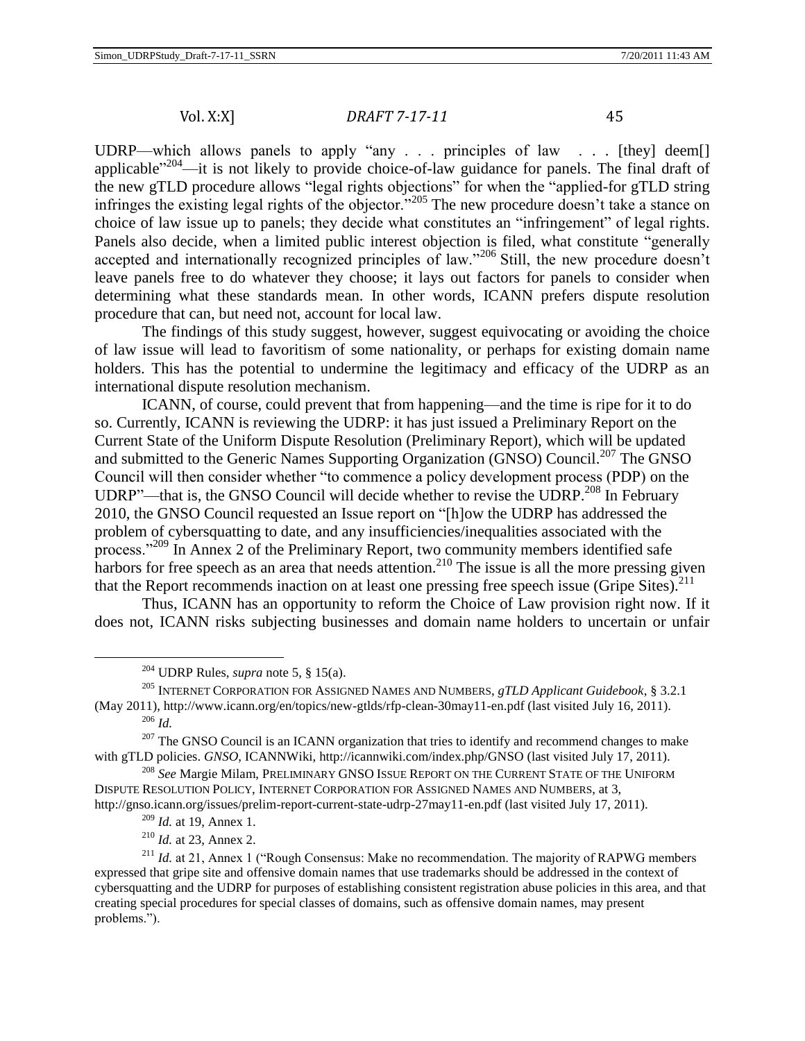UDRP—which allows panels to apply "any . . . principles of law . . . [they] deem[] applicable"[204]—it is not likely to provide choice-of-law guidance for panels. The final draft of the new gTLD procedure allows "legal rights objections" for when the "applied-for gTLD string infringes the existing legal rights of the objector."[205] The new procedure doesn't take a stance on choice of law issue up to panels; they decide what constitutes an "infringement" of legal rights. Panels also decide, when a limited public interest objection is filed, what constitute "generally accepted and internationally recognized principles of law."[206] Still, the new procedure doesn't leave panels free to do whatever they choose; it lays out factors for panels to consider when determining what these standards mean. In other words, ICANN prefers dispute resolution procedure that can, but need not, account for local law.

The findings of this study suggest, however, suggest equivocating or avoiding the choice of law issue will lead to favoritism of some nationality, or perhaps for existing domain name holders. This has the potential to undermine the legitimacy and efficacy of the UDRP as an international dispute resolution mechanism.

ICANN, of course, could prevent that from happening—and the time is ripe for it to do so. Currently, ICANN is reviewing the UDRP: it has just issued a Preliminary Report on the Current State of the Uniform Dispute Resolution (Preliminary Report), which will be updated and submitted to the Generic Names Supporting Organization (GNSO) Council.[207] The GNSO Council will then consider whether "to commence a policy development process (PDP) on the UDRP"—that is, the GNSO Council will decide whether to revise the UDRP.[208] In February 2010, the GNSO Council requested an Issue report on "[h]ow the UDRP has addressed the problem of cybersquatting to date, and any insufficiencies/inequalities associated with the process."[209] In Annex 2 of the Preliminary Report, two community members identified safe harbors for free speech as an area that needs attention.[210] The issue is all the more pressing given that the Report recommends inaction on at least one pressing free speech issue (Gripe Sites).[211]

Thus, ICANN has an opportunity to reform the Choice of Law provision right now. If it does not, ICANN risks subjecting businesses and domain name holders to uncertain or unfair

---

[204] UDRP Rules, *supra* note 5, § 15(a).

[205] INTERNET CORPORATION FOR ASSIGNED NAMES AND NUMBERS, *gTLD Applicant Guidebook*, § 3.2.1 (May 2011), http://www.icann.org/en/topics/new-gtlds/rfp-clean-30may11-en.pdf (last visited July 16, 2011).

[206] *Id.*

[207] The GNSO Council is an ICANN organization that tries to identify and recommend changes to make with gTLD policies. *GNSO*, ICANNWiki, http://icannwiki.com/index.php/GNSO (last visited July 17, 2011).

[208] *See* Margie Milam, PRELIMINARY GNSO ISSUE REPORT ON THE CURRENT STATE OF THE UNIFORM DISPUTE RESOLUTION POLICY, INTERNET CORPORATION FOR ASSIGNED NAMES AND NUMBERS, at 3, http://gnso.icann.org/issues/prelim-report-current-state-udrp-27may11-en.pdf (last visited July 17, 2011).

[209] *Id.* at 19, Annex 1.

[210] *Id.* at 23, Annex 2.

[211] *Id.* at 21, Annex 1 ("Rough Consensus: Make no recommendation. The majority of RAPWG members expressed that gripe site and offensive domain names that use trademarks should be addressed in the context of cybersquatting and the UDRP for purposes of establishing consistent registration abuse policies in this area, and that creating special procedures for special classes of domains, such as offensive domain names, may present problems.").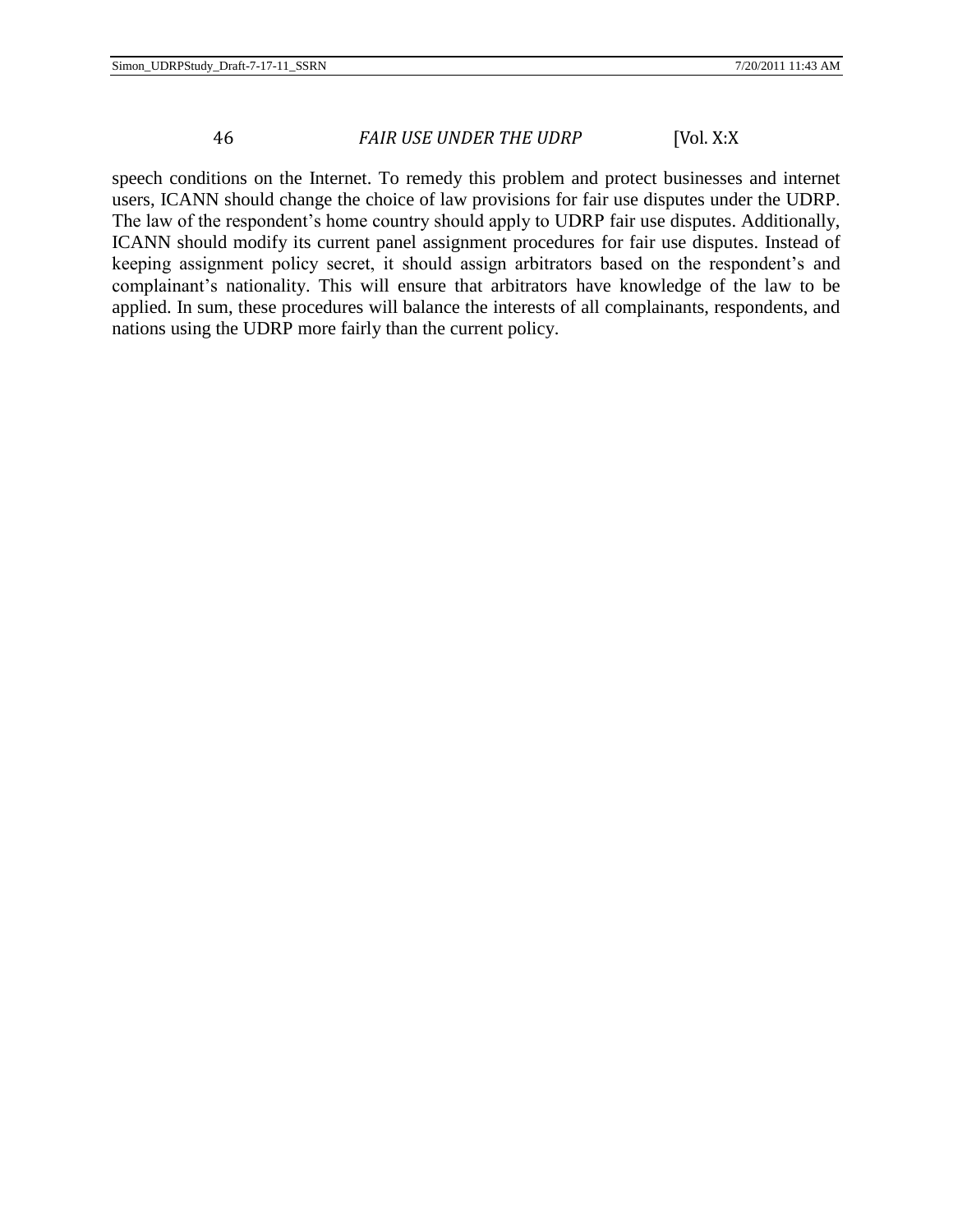speech conditions on the Internet. To remedy this problem and protect businesses and internet users, ICANN should change the choice of law provisions for fair use disputes under the UDRP. The law of the respondent's home country should apply to UDRP fair use disputes. Additionally, ICANN should modify its current panel assignment procedures for fair use disputes. Instead of keeping assignment policy secret, it should assign arbitrators based on the respondent's and complainant's nationality. This will ensure that arbitrators have knowledge of the law to be applied. In sum, these procedures will balance the interests of all complainants, respondents, and nations using the UDRP more fairly than the current policy.